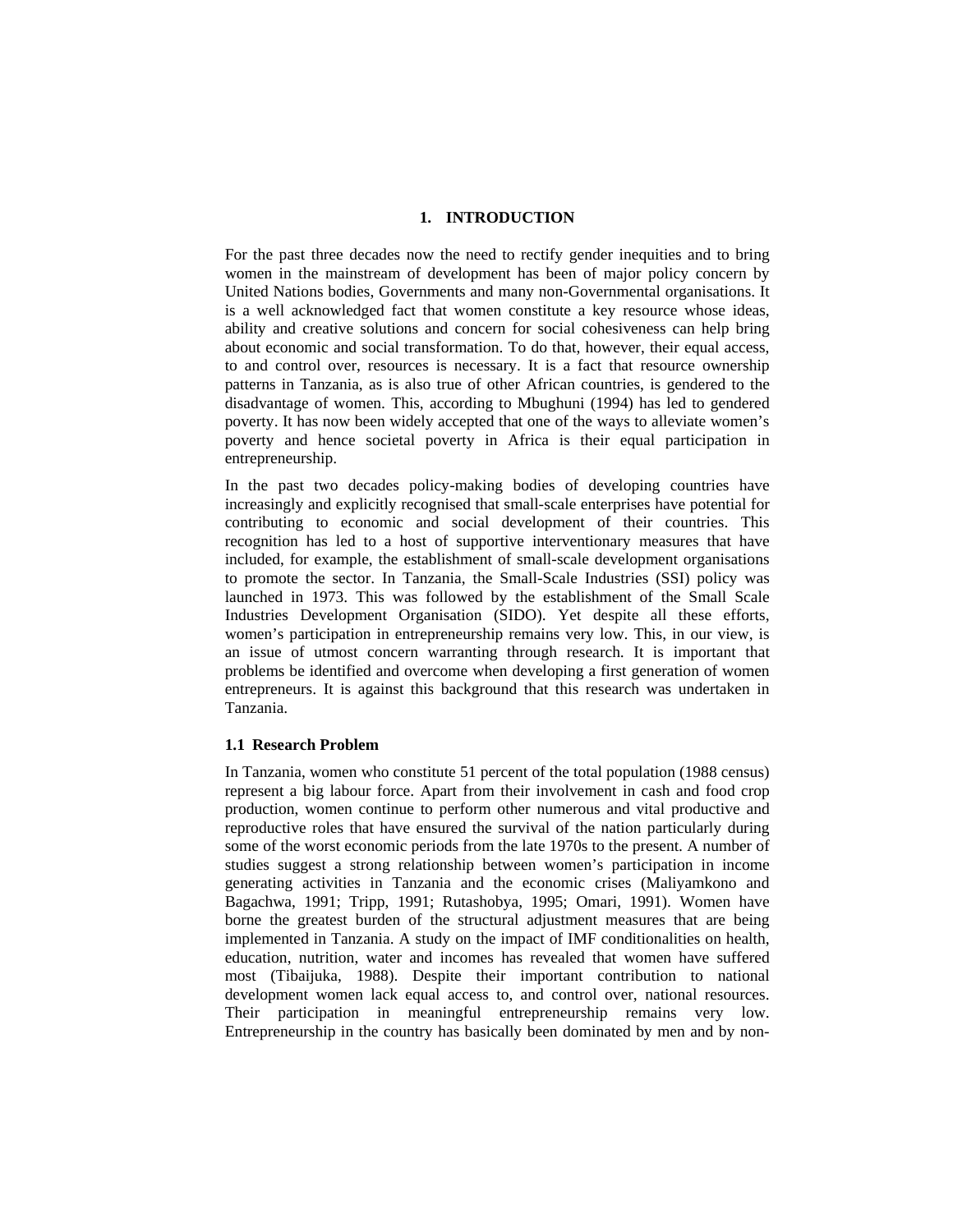# 1. INTRODUCTION

For the past three decades now the need to rectify gender inequities and to bring women in the mainstream of development has been of major policy concern by United Nations bodies, Governments and many non-Governmental organisations. It is a well acknowledged fact that women constitute a key resource whose ideas, ability and creative solutions and concern for social cohesiveness can help bring about economic and social transformation. To do that, however, their equal access, to and control over, resources is necessary. It is a fact that resource ownership patterns in Tanzania, as is also true of other African countries, is gendered to the disadvantage of women. This, according to Mbughuni (1994) has led to gendered poverty. It has now been widely accepted that one of the ways to alleviate women's poverty and hence societal poverty in Africa is their equal participation in entrepreneurship.

In the past two decades policy-making bodies of developing countries have increasingly and explicitly recognised that small-scale enterprises have potential for contributing to economic and social development of their countries. This recognition has led to a host of supportive interventionary measures that have included, for example, the establishment of small-scale development organisations to promote the sector. In Tanzania, the Small-Scale Industries (SSI) policy was launched in 1973. This was followed by the establishment of the Small Scale Industries Development Organisation (SIDO). Yet despite all these efforts, women's participation in entrepreneurship remains very low. This, in our view, is an issue of utmost concern warranting through research. It is important that problems be identified and overcome when developing a first generation of women entrepreneurs. It is against this background that this research was undertaken in Tanzania.

## 1.1 Research Problem

In Tanzania, women who constitute 51 percent of the total population (1988 census) represent a big labour force. Apart from their involvement in cash and food crop production, women continue to perform other numerous and vital productive and reproductive roles that have ensured the survival of the nation particularly during some of the worst economic periods from the late 1970s to the present. A number of studies suggest a strong relationship between women's participation in income generating activities in Tanzania and the economic crises (Maliyamkono and Bagachwa, 1991; Tripp, 1991; Rutashobya, 1995; Omari, 1991). Women have borne the greatest burden of the structural adjustment measures that are being implemented in Tanzania. A study on the impact of IMF conditionalities on health, education, nutrition, water and incomes has revealed that women have suffered most (Tibaijuka, 1988). Despite their important contribution to national development women lack equal access to, and control over, national resources. Their participation in meaningful entrepreneurship remains very low. Entrepreneurship in the country has basically been dominated by men and by non-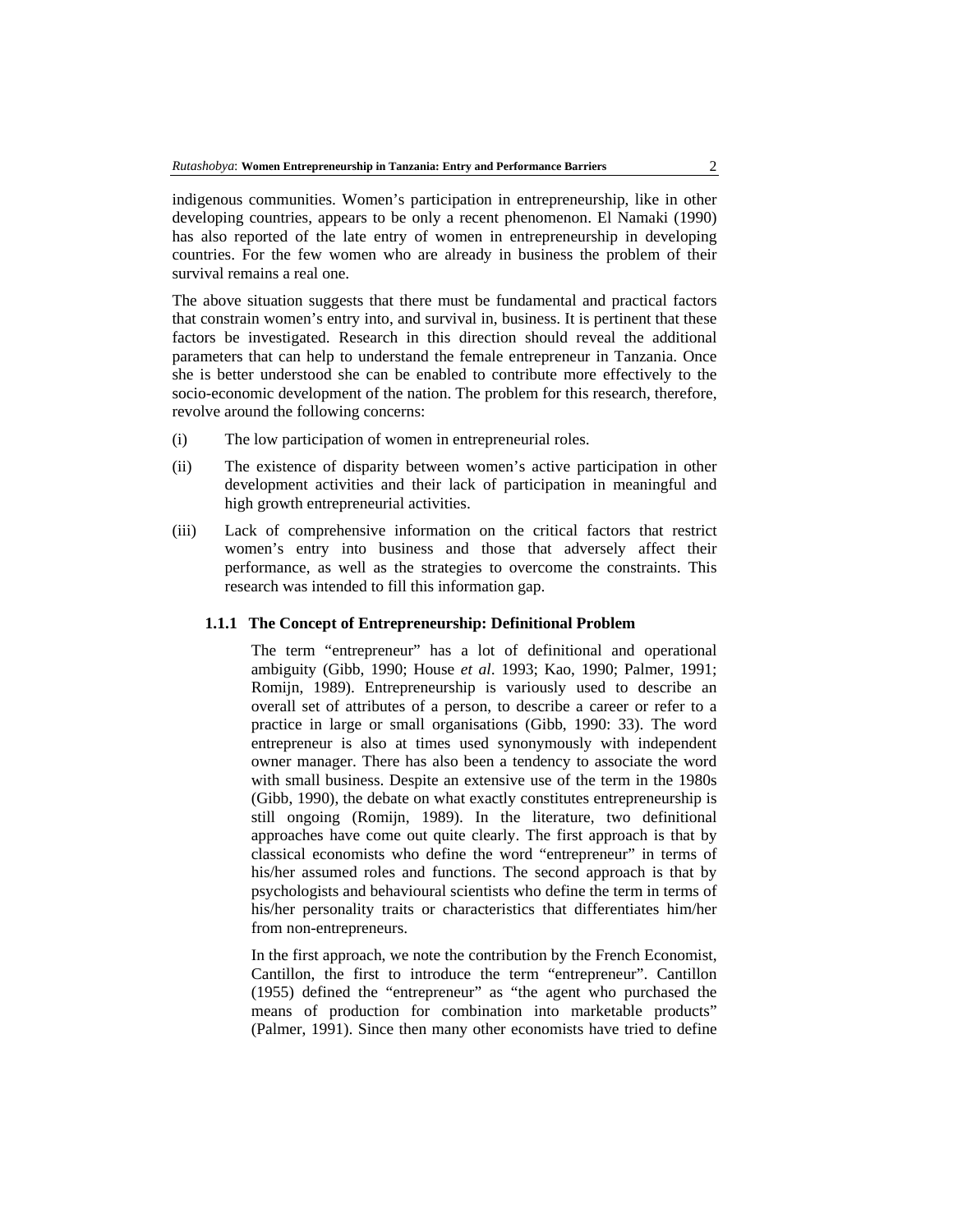indigenous communities. Women's participation in entrepreneurship, like in other developing countries, appears to be only a recent phenomenon. El Namaki (1990) has also reported of the late entry of women in entrepreneurship in developing countries. For the few women who are already in business the problem of their survival remains a real one.

The above situation suggests that there must be fundamental and practical factors that constrain women's entry into, and survival in, business. It is pertinent that these factors be investigated. Research in this direction should reveal the additional parameters that can help to understand the female entrepreneur in Tanzania. Once she is better understood she can be enabled to contribute more effectively to the socio-economic development of the nation. The problem for this research, therefore, revolve around the following concerns:

(i) The low participation of women in entrepreneurial roles.

(ii) The existence of disparity between women's active participation in other development activities and their lack of participation in meaningful and high growth entrepreneurial activities.

(iii) Lack of comprehensive information on the critical factors that restrict women's entry into business and those that adversely affect their performance, as well as the strategies to overcome the constraints. This research was intended to fill this information gap.

### 1.1.1 The Concept of Entrepreneurship: Definitional Problem

The term "entrepreneur" has a lot of definitional and operational ambiguity (Gibb, 1990; House *et al*. 1993; Kao, 1990; Palmer, 1991; Romijn, 1989). Entrepreneurship is variously used to describe an overall set of attributes of a person, to describe a career or refer to a practice in large or small organisations (Gibb, 1990: 33). The word entrepreneur is also at times used synonymously with independent owner manager. There has also been a tendency to associate the word with small business. Despite an extensive use of the term in the 1980s (Gibb, 1990), the debate on what exactly constitutes entrepreneurship is still ongoing (Romijn, 1989). In the literature, two definitional approaches have come out quite clearly. The first approach is that by classical economists who define the word "entrepreneur" in terms of his/her assumed roles and functions. The second approach is that by psychologists and behavioural scientists who define the term in terms of his/her personality traits or characteristics that differentiates him/her from non-entrepreneurs.

In the first approach, we note the contribution by the French Economist, Cantillon, the first to introduce the term "entrepreneur". Cantillon (1955) defined the "entrepreneur" as "the agent who purchased the means of production for combination into marketable products" (Palmer, 1991). Since then many other economists have tried to define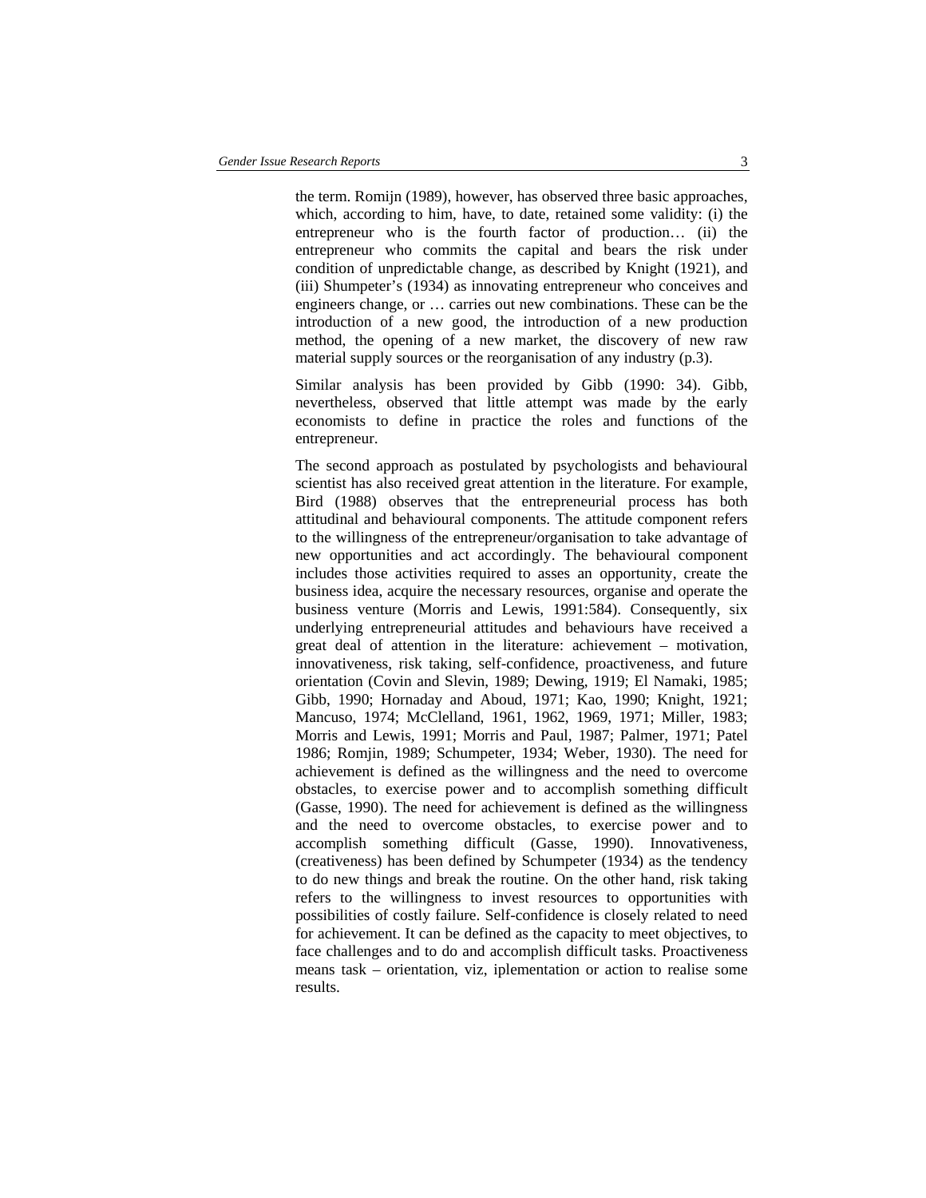the term. Romijn (1989), however, has observed three basic approaches, which, according to him, have, to date, retained some validity: (i) the entrepreneur who is the fourth factor of production… (ii) the entrepreneur who commits the capital and bears the risk under condition of unpredictable change, as described by Knight (1921), and (iii) Shumpeter's (1934) as innovating entrepreneur who conceives and engineers change, or … carries out new combinations. These can be the introduction of a new good, the introduction of a new production method, the opening of a new market, the discovery of new raw material supply sources or the reorganisation of any industry (p.3).

Similar analysis has been provided by Gibb (1990: 34). Gibb, nevertheless, observed that little attempt was made by the early economists to define in practice the roles and functions of the entrepreneur.

The second approach as postulated by psychologists and behavioural scientist has also received great attention in the literature. For example, Bird (1988) observes that the entrepreneurial process has both attitudinal and behavioural components. The attitude component refers to the willingness of the entrepreneur/organisation to take advantage of new opportunities and act accordingly. The behavioural component includes those activities required to asses an opportunity, create the business idea, acquire the necessary resources, organise and operate the business venture (Morris and Lewis, 1991:584). Consequently, six underlying entrepreneurial attitudes and behaviours have received a great deal of attention in the literature: achievement – motivation, innovativeness, risk taking, self-confidence, proactiveness, and future orientation (Covin and Slevin, 1989; Dewing, 1919; El Namaki, 1985; Gibb, 1990; Hornaday and Aboud, 1971; Kao, 1990; Knight, 1921; Mancuso, 1974; McClelland, 1961, 1962, 1969, 1971; Miller, 1983; Morris and Lewis, 1991; Morris and Paul, 1987; Palmer, 1971; Patel 1986; Romjin, 1989; Schumpeter, 1934; Weber, 1930). The need for achievement is defined as the willingness and the need to overcome obstacles, to exercise power and to accomplish something difficult (Gasse, 1990). The need for achievement is defined as the willingness and the need to overcome obstacles, to exercise power and to accomplish something difficult (Gasse, 1990). Innovativeness, (creativeness) has been defined by Schumpeter (1934) as the tendency to do new things and break the routine. On the other hand, risk taking refers to the willingness to invest resources to opportunities with possibilities of costly failure. Self-confidence is closely related to need for achievement. It can be defined as the capacity to meet objectives, to face challenges and to do and accomplish difficult tasks. Proactiveness means task – orientation, viz, iplementation or action to realise some results.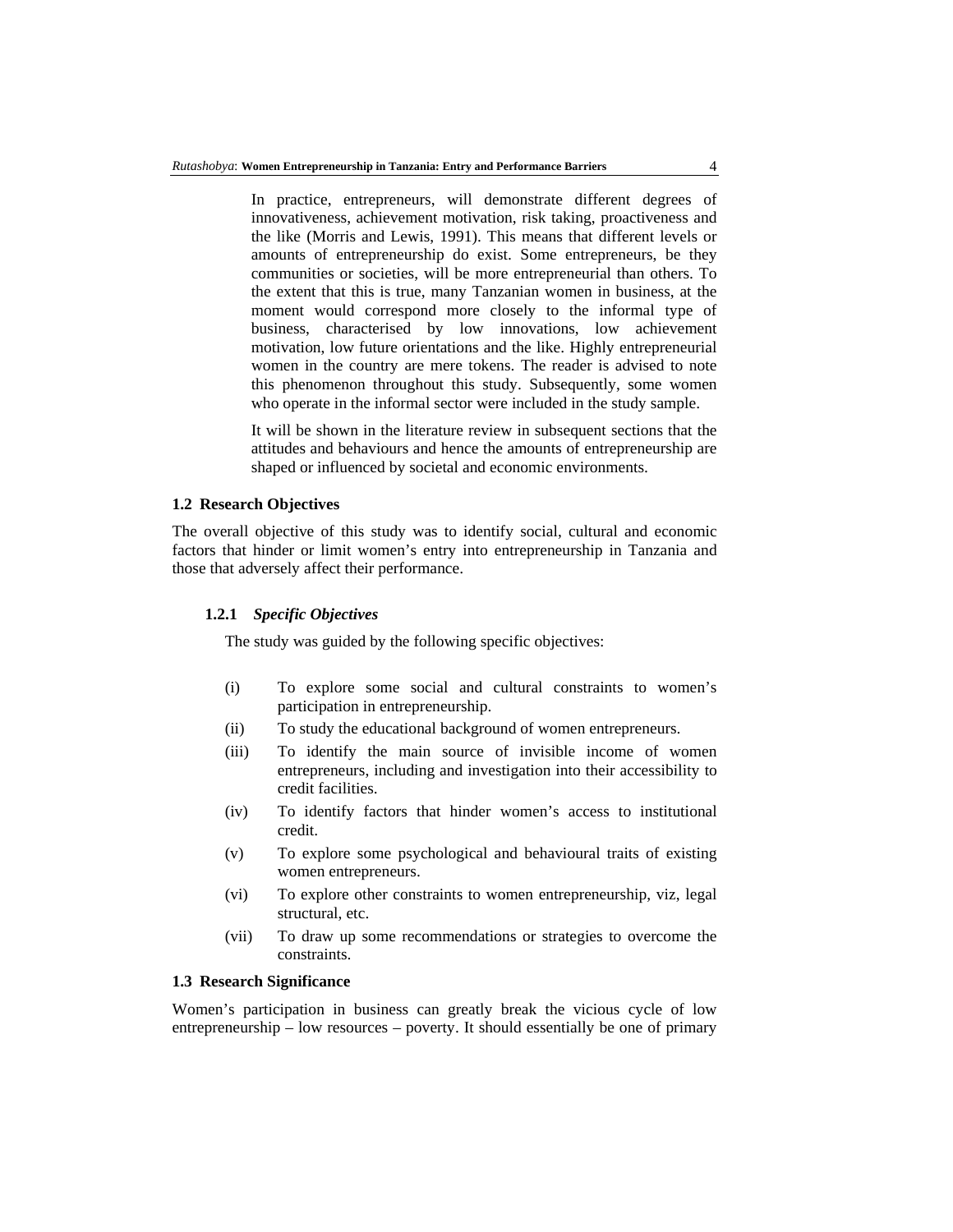In practice, entrepreneurs, will demonstrate different degrees of innovativeness, achievement motivation, risk taking, proactiveness and the like (Morris and Lewis, 1991). This means that different levels or amounts of entrepreneurship do exist. Some entrepreneurs, be they communities or societies, will be more entrepreneurial than others. To the extent that this is true, many Tanzanian women in business, at the moment would correspond more closely to the informal type of business, characterised by low innovations, low achievement motivation, low future orientations and the like. Highly entrepreneurial women in the country are mere tokens. The reader is advised to note this phenomenon throughout this study. Subsequently, some women who operate in the informal sector were included in the study sample.

It will be shown in the literature review in subsequent sections that the attitudes and behaviours and hence the amounts of entrepreneurship are shaped or influenced by societal and economic environments.

### 1.2 Research Objectives

The overall objective of this study was to identify social, cultural and economic factors that hinder or limit women's entry into entrepreneurship in Tanzania and those that adversely affect their performance.

#### 1.2.1 *Specific Objectives*

The study was guided by the following specific objectives:

(i) To explore some social and cultural constraints to women's participation in entrepreneurship.

(ii) To study the educational background of women entrepreneurs.

(iii) To identify the main source of invisible income of women entrepreneurs, including and investigation into their accessibility to credit facilities.

(iv) To identify factors that hinder women's access to institutional credit.

(v) To explore some psychological and behavioural traits of existing women entrepreneurs.

(vi) To explore other constraints to women entrepreneurship, viz, legal structural, etc.

(vii) To draw up some recommendations or strategies to overcome the constraints.

### 1.3 Research Significance

Women's participation in business can greatly break the vicious cycle of low entrepreneurship – low resources – poverty. It should essentially be one of primary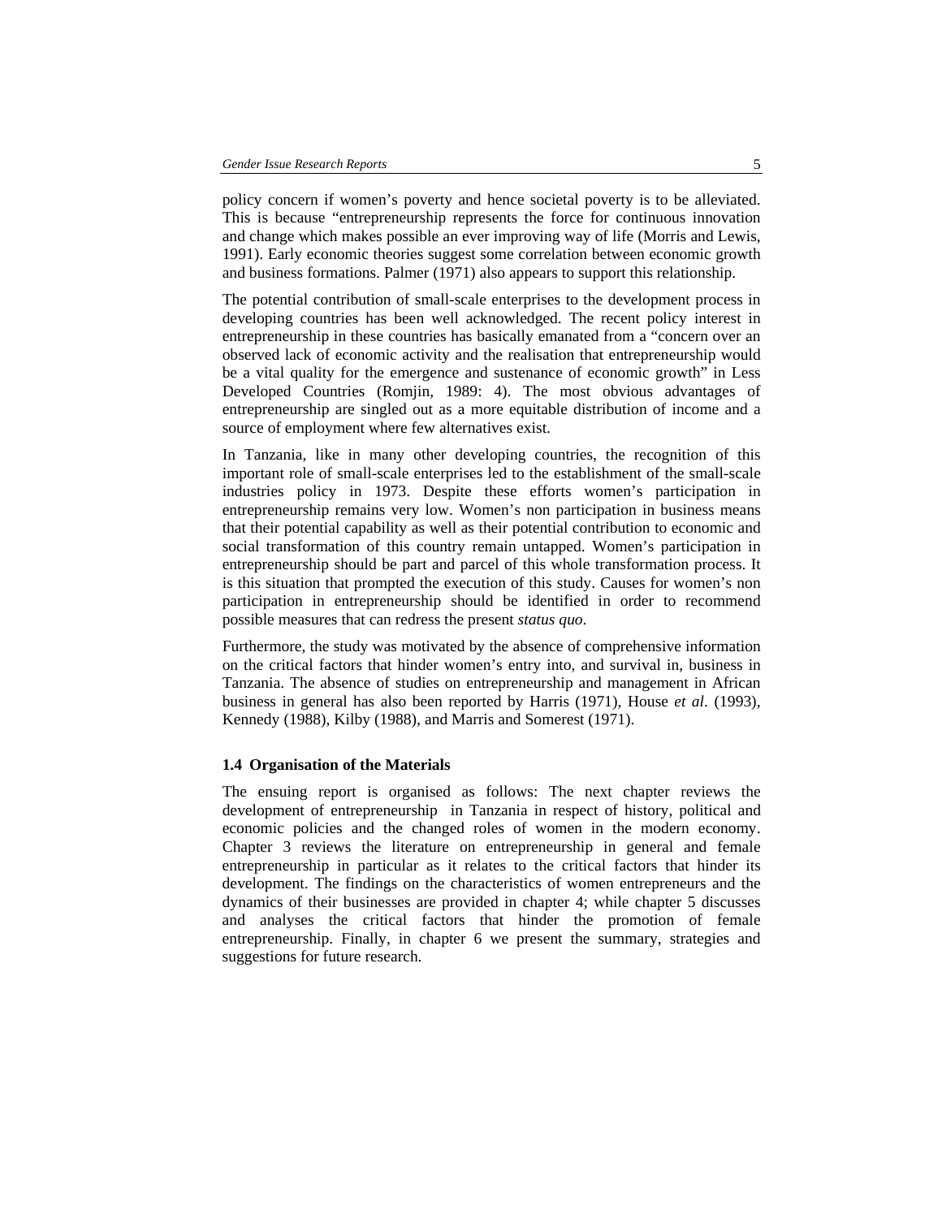policy concern if women's poverty and hence societal poverty is to be alleviated. This is because "entrepreneurship represents the force for continuous innovation and change which makes possible an ever improving way of life (Morris and Lewis, 1991). Early economic theories suggest some correlation between economic growth and business formations. Palmer (1971) also appears to support this relationship.

The potential contribution of small-scale enterprises to the development process in developing countries has been well acknowledged. The recent policy interest in entrepreneurship in these countries has basically emanated from a "concern over an observed lack of economic activity and the realisation that entrepreneurship would be a vital quality for the emergence and sustenance of economic growth" in Less Developed Countries (Romjin, 1989: 4). The most obvious advantages of entrepreneurship are singled out as a more equitable distribution of income and a source of employment where few alternatives exist.

In Tanzania, like in many other developing countries, the recognition of this important role of small-scale enterprises led to the establishment of the small-scale industries policy in 1973. Despite these efforts women's participation in entrepreneurship remains very low. Women's non participation in business means that their potential capability as well as their potential contribution to economic and social transformation of this country remain untapped. Women's participation in entrepreneurship should be part and parcel of this whole transformation process. It is this situation that prompted the execution of this study. Causes for women's non participation in entrepreneurship should be identified in order to recommend possible measures that can redress the present *status quo*.

Furthermore, the study was motivated by the absence of comprehensive information on the critical factors that hinder women's entry into, and survival in, business in Tanzania. The absence of studies on entrepreneurship and management in African business in general has also been reported by Harris (1971), House *et al*. (1993), Kennedy (1988), Kilby (1988), and Marris and Somerest (1971).

### 1.4 Organisation of the Materials

The ensuing report is organised as follows: The next chapter reviews the development of entrepreneurship in Tanzania in respect of history, political and economic policies and the changed roles of women in the modern economy. Chapter 3 reviews the literature on entrepreneurship in general and female entrepreneurship in particular as it relates to the critical factors that hinder its development. The findings on the characteristics of women entrepreneurs and the dynamics of their businesses are provided in chapter 4; while chapter 5 discusses and analyses the critical factors that hinder the promotion of female entrepreneurship. Finally, in chapter 6 we present the summary, strategies and suggestions for future research.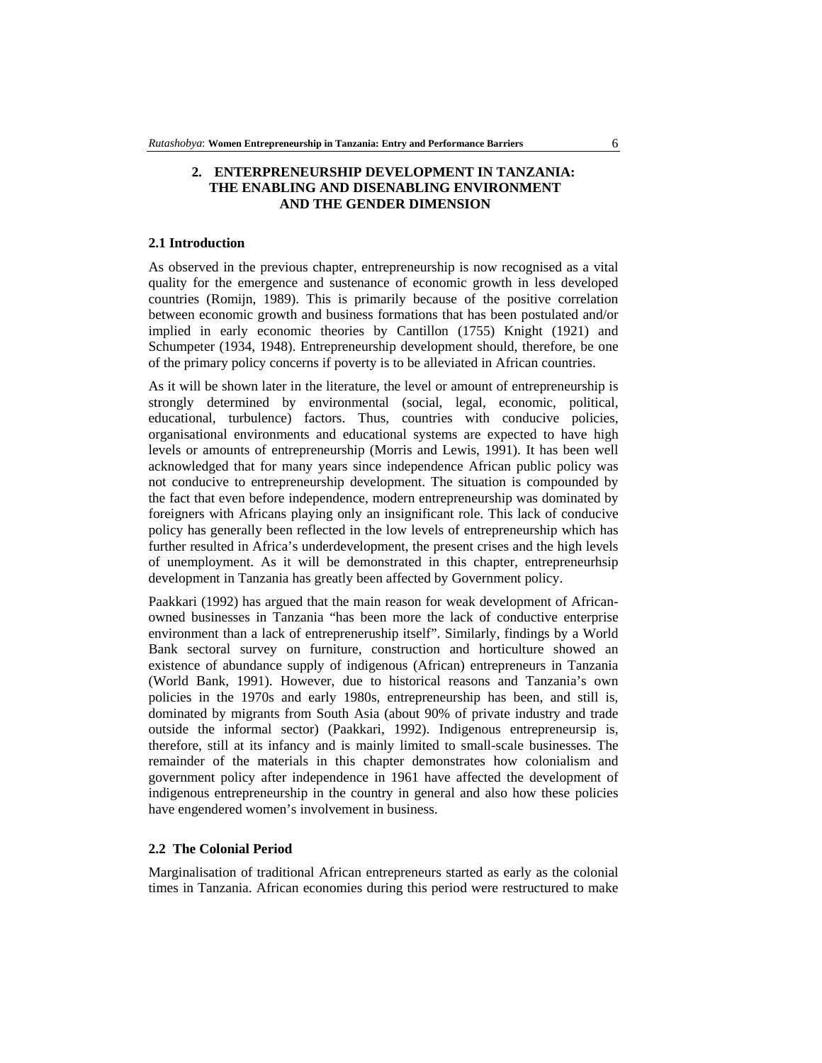## 2. ENTERPRENEURSHIP DEVELOPMENT IN TANZANIA: THE ENABLING AND DISENABLING ENVIRONMENT AND THE GENDER DIMENSION

### 2.1 Introduction

As observed in the previous chapter, entrepreneurship is now recognised as a vital quality for the emergence and sustenance of economic growth in less developed countries (Romijn, 1989). This is primarily because of the positive correlation between economic growth and business formations that has been postulated and/or implied in early economic theories by Cantillon (1755) Knight (1921) and Schumpeter (1934, 1948). Entrepreneurship development should, therefore, be one of the primary policy concerns if poverty is to be alleviated in African countries.

As it will be shown later in the literature, the level or amount of entrepreneurship is strongly determined by environmental (social, legal, economic, political, educational, turbulence) factors. Thus, countries with conducive policies, organisational environments and educational systems are expected to have high levels or amounts of entrepreneurship (Morris and Lewis, 1991). It has been well acknowledged that for many years since independence African public policy was not conducive to entrepreneurship development. The situation is compounded by the fact that even before independence, modern entrepreneurship was dominated by foreigners with Africans playing only an insignificant role. This lack of conducive policy has generally been reflected in the low levels of entrepreneurship which has further resulted in Africa's underdevelopment, the present crises and the high levels of unemployment. As it will be demonstrated in this chapter, entrepreneurhsip development in Tanzania has greatly been affected by Government policy.

Paakkari (1992) has argued that the main reason for weak development of African-owned businesses in Tanzania "has been more the lack of conductive enterprise environment than a lack of entrepreneruship itself". Similarly, findings by a World Bank sectoral survey on furniture, construction and horticulture showed an existence of abundance supply of indigenous (African) entrepreneurs in Tanzania (World Bank, 1991). However, due to historical reasons and Tanzania's own policies in the 1970s and early 1980s, entrepreneurship has been, and still is, dominated by migrants from South Asia (about 90% of private industry and trade outside the informal sector) (Paakkari, 1992). Indigenous entrepreneursip is, therefore, still at its infancy and is mainly limited to small-scale businesses. The remainder of the materials in this chapter demonstrates how colonialism and government policy after independence in 1961 have affected the development of indigenous entrepreneurship in the country in general and also how these policies have engendered women's involvement in business.

### 2.2 The Colonial Period

Marginalisation of traditional African entrepreneurs started as early as the colonial times in Tanzania. African economies during this period were restructured to make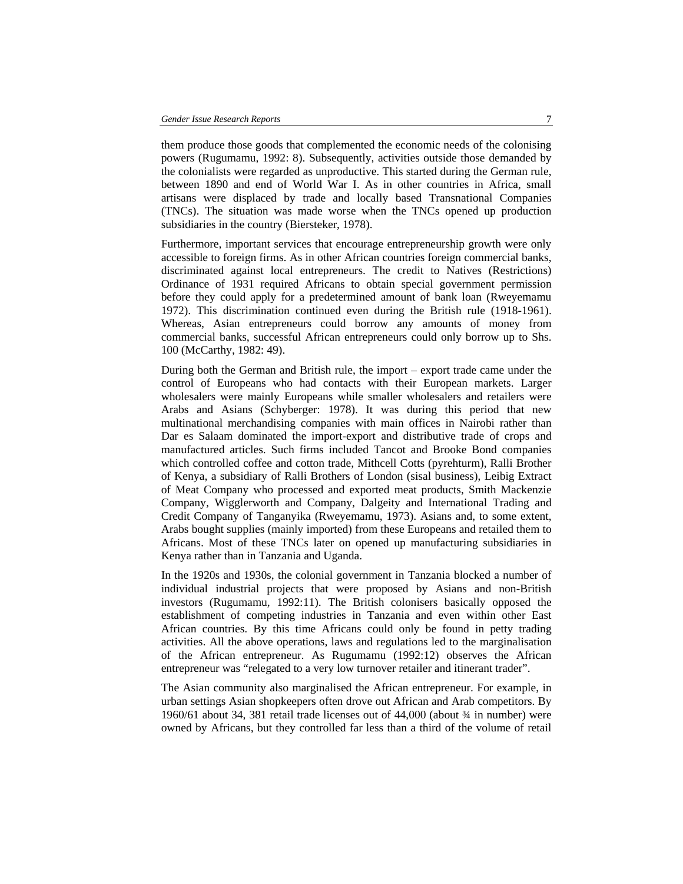them produce those goods that complemented the economic needs of the colonising powers (Rugumamu, 1992: 8). Subsequently, activities outside those demanded by the colonialists were regarded as unproductive. This started during the German rule, between 1890 and end of World War I. As in other countries in Africa, small artisans were displaced by trade and locally based Transnational Companies (TNCs). The situation was made worse when the TNCs opened up production subsidiaries in the country (Biersteker, 1978).

Furthermore, important services that encourage entrepreneurship growth were only accessible to foreign firms. As in other African countries foreign commercial banks, discriminated against local entrepreneurs. The credit to Natives (Restrictions) Ordinance of 1931 required Africans to obtain special government permission before they could apply for a predetermined amount of bank loan (Rweyemamu 1972). This discrimination continued even during the British rule (1918-1961). Whereas, Asian entrepreneurs could borrow any amounts of money from commercial banks, successful African entrepreneurs could only borrow up to Shs. 100 (McCarthy, 1982: 49).

During both the German and British rule, the import – export trade came under the control of Europeans who had contacts with their European markets. Larger wholesalers were mainly Europeans while smaller wholesalers and retailers were Arabs and Asians (Schyberger: 1978). It was during this period that new multinational merchandising companies with main offices in Nairobi rather than Dar es Salaam dominated the import-export and distributive trade of crops and manufactured articles. Such firms included Tancot and Brooke Bond companies which controlled coffee and cotton trade, Mithcell Cotts (pyrehturm), Ralli Brother of Kenya, a subsidiary of Ralli Brothers of London (sisal business), Leibig Extract of Meat Company who processed and exported meat products, Smith Mackenzie Company, Wigglerworth and Company, Dalgeity and International Trading and Credit Company of Tanganyika (Rweyemamu, 1973). Asians and, to some extent, Arabs bought supplies (mainly imported) from these Europeans and retailed them to Africans. Most of these TNCs later on opened up manufacturing subsidiaries in Kenya rather than in Tanzania and Uganda.

In the 1920s and 1930s, the colonial government in Tanzania blocked a number of individual industrial projects that were proposed by Asians and non-British investors (Rugumamu, 1992:11). The British colonisers basically opposed the establishment of competing industries in Tanzania and even within other East African countries. By this time Africans could only be found in petty trading activities. All the above operations, laws and regulations led to the marginalisation of the African entrepreneur. As Rugumamu (1992:12) observes the African entrepreneur was "relegated to a very low turnover retailer and itinerant trader".

The Asian community also marginalised the African entrepreneur. For example, in urban settings Asian shopkeepers often drove out African and Arab competitors. By 1960/61 about 34, 381 retail trade licenses out of 44,000 (about ¾ in number) were owned by Africans, but they controlled far less than a third of the volume of retail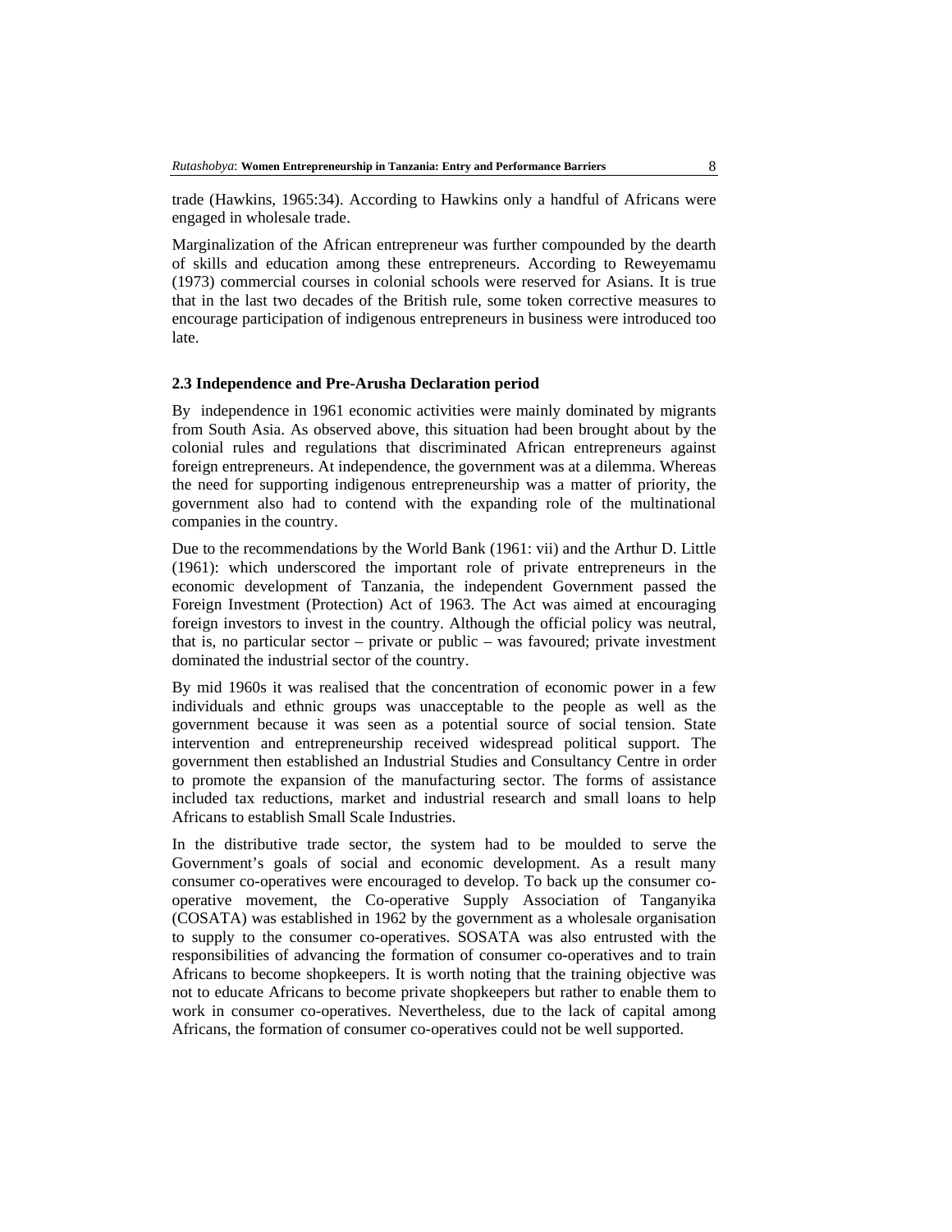trade (Hawkins, 1965:34). According to Hawkins only a handful of Africans were engaged in wholesale trade.

Marginalization of the African entrepreneur was further compounded by the dearth of skills and education among these entrepreneurs. According to Reweyemamu (1973) commercial courses in colonial schools were reserved for Asians. It is true that in the last two decades of the British rule, some token corrective measures to encourage participation of indigenous entrepreneurs in business were introduced too late.

### 2.3 Independence and Pre-Arusha Declaration period

By independence in 1961 economic activities were mainly dominated by migrants from South Asia. As observed above, this situation had been brought about by the colonial rules and regulations that discriminated African entrepreneurs against foreign entrepreneurs. At independence, the government was at a dilemma. Whereas the need for supporting indigenous entrepreneurship was a matter of priority, the government also had to contend with the expanding role of the multinational companies in the country.

Due to the recommendations by the World Bank (1961: vii) and the Arthur D. Little (1961): which underscored the important role of private entrepreneurs in the economic development of Tanzania, the independent Government passed the Foreign Investment (Protection) Act of 1963. The Act was aimed at encouraging foreign investors to invest in the country. Although the official policy was neutral, that is, no particular sector – private or public – was favoured; private investment dominated the industrial sector of the country.

By mid 1960s it was realised that the concentration of economic power in a few individuals and ethnic groups was unacceptable to the people as well as the government because it was seen as a potential source of social tension. State intervention and entrepreneurship received widespread political support. The government then established an Industrial Studies and Consultancy Centre in order to promote the expansion of the manufacturing sector. The forms of assistance included tax reductions, market and industrial research and small loans to help Africans to establish Small Scale Industries.

In the distributive trade sector, the system had to be moulded to serve the Government's goals of social and economic development. As a result many consumer co-operatives were encouraged to develop. To back up the consumer co-operative movement, the Co-operative Supply Association of Tanganyika (COSATA) was established in 1962 by the government as a wholesale organisation to supply to the consumer co-operatives. SOSATA was also entrusted with the responsibilities of advancing the formation of consumer co-operatives and to train Africans to become shopkeepers. It is worth noting that the training objective was not to educate Africans to become private shopkeepers but rather to enable them to work in consumer co-operatives. Nevertheless, due to the lack of capital among Africans, the formation of consumer co-operatives could not be well supported.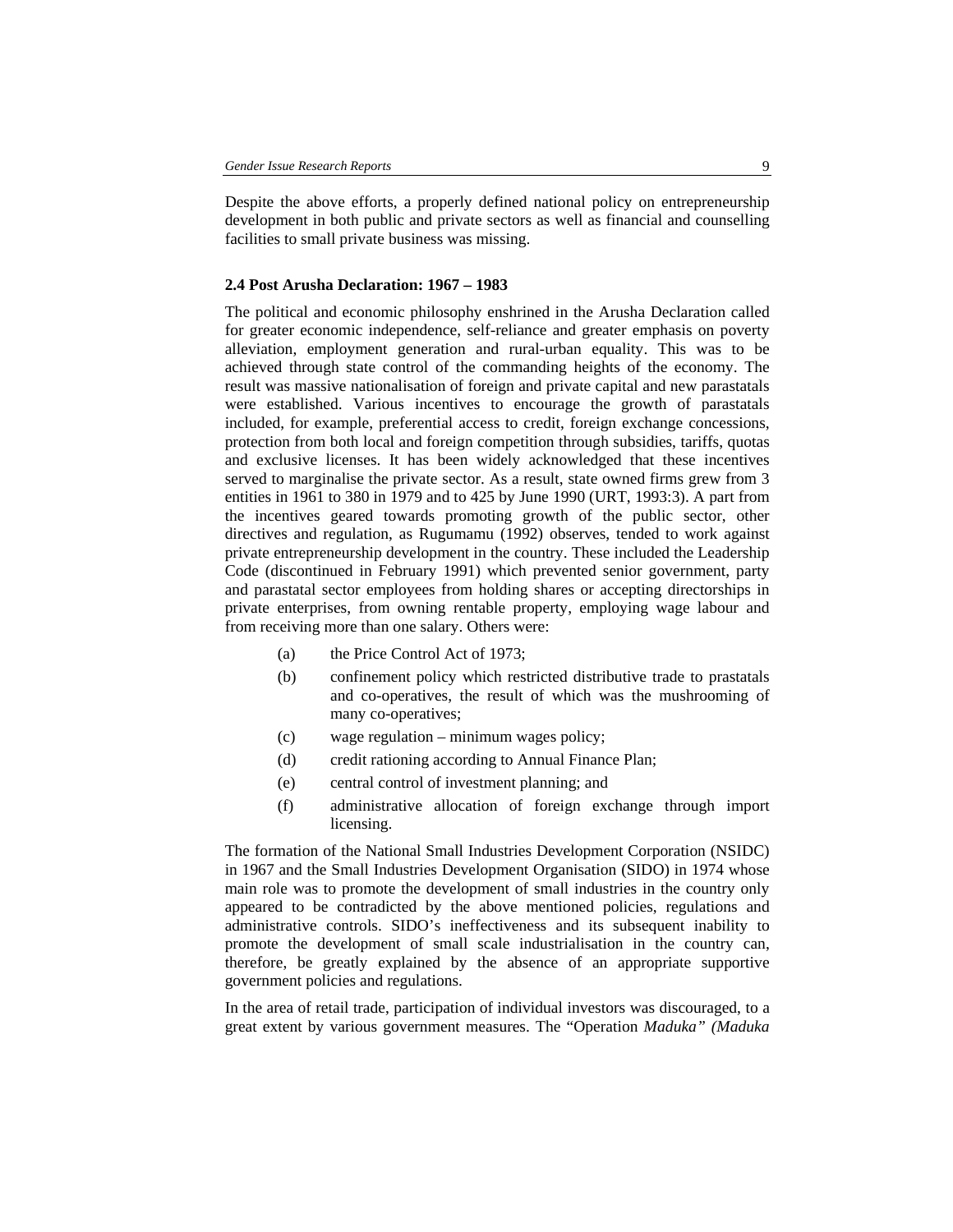Despite the above efforts, a properly defined national policy on entrepreneurship development in both public and private sectors as well as financial and counselling facilities to small private business was missing.

### 2.4 Post Arusha Declaration: 1967 – 1983

The political and economic philosophy enshrined in the Arusha Declaration called for greater economic independence, self-reliance and greater emphasis on poverty alleviation, employment generation and rural-urban equality. This was to be achieved through state control of the commanding heights of the economy. The result was massive nationalisation of foreign and private capital and new parastatals were established. Various incentives to encourage the growth of parastatals included, for example, preferential access to credit, foreign exchange concessions, protection from both local and foreign competition through subsidies, tariffs, quotas and exclusive licenses. It has been widely acknowledged that these incentives served to marginalise the private sector. As a result, state owned firms grew from 3 entities in 1961 to 380 in 1979 and to 425 by June 1990 (URT, 1993:3). A part from the incentives geared towards promoting growth of the public sector, other directives and regulation, as Rugumamu (1992) observes, tended to work against private entrepreneurship development in the country. These included the Leadership Code (discontinued in February 1991) which prevented senior government, party and parastatal sector employees from holding shares or accepting directorships in private enterprises, from owning rentable property, employing wage labour and from receiving more than one salary. Others were:

(a) the Price Control Act of 1973;

(b) confinement policy which restricted distributive trade to prastatals and co-operatives, the result of which was the mushrooming of many co-operatives;

(c) wage regulation – minimum wages policy;

(d) credit rationing according to Annual Finance Plan;

(e) central control of investment planning; and

(f) administrative allocation of foreign exchange through import licensing.

The formation of the National Small Industries Development Corporation (NSIDC) in 1967 and the Small Industries Development Organisation (SIDO) in 1974 whose main role was to promote the development of small industries in the country only appeared to be contradicted by the above mentioned policies, regulations and administrative controls. SIDO's ineffectiveness and its subsequent inability to promote the development of small scale industrialisation in the country can, therefore, be greatly explained by the absence of an appropriate supportive government policies and regulations.

In the area of retail trade, participation of individual investors was discouraged, to a great extent by various government measures. The "Operation *Maduka" (Maduka*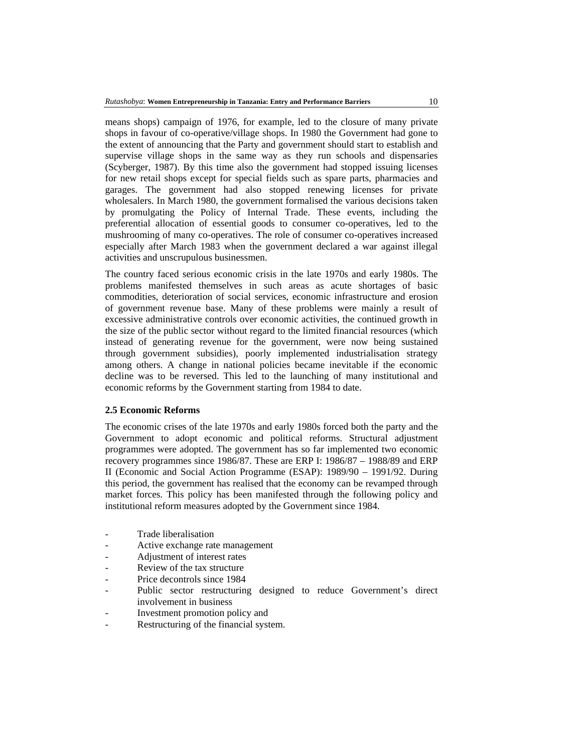means shops) campaign of 1976, for example, led to the closure of many private shops in favour of co-operative/village shops. In 1980 the Government had gone to the extent of announcing that the Party and government should start to establish and supervise village shops in the same way as they run schools and dispensaries (Scyberger, 1987). By this time also the government had stopped issuing licenses for new retail shops except for special fields such as spare parts, pharmacies and garages. The government had also stopped renewing licenses for private wholesalers. In March 1980, the government formalised the various decisions taken by promulgating the Policy of Internal Trade. These events, including the preferential allocation of essential goods to consumer co-operatives, led to the mushrooming of many co-operatives. The role of consumer co-operatives increased especially after March 1983 when the government declared a war against illegal activities and unscrupulous businessmen.

The country faced serious economic crisis in the late 1970s and early 1980s. The problems manifested themselves in such areas as acute shortages of basic commodities, deterioration of social services, economic infrastructure and erosion of government revenue base. Many of these problems were mainly a result of excessive administrative controls over economic activities, the continued growth in the size of the public sector without regard to the limited financial resources (which instead of generating revenue for the government, were now being sustained through government subsidies), poorly implemented industrialisation strategy among others. A change in national policies became inevitable if the economic decline was to be reversed. This led to the launching of many institutional and economic reforms by the Government starting from 1984 to date.

### 2.5 Economic Reforms

The economic crises of the late 1970s and early 1980s forced both the party and the Government to adopt economic and political reforms. Structural adjustment programmes were adopted. The government has so far implemented two economic recovery programmes since 1986/87. These are ERP I: 1986/87 – 1988/89 and ERP II (Economic and Social Action Programme (ESAP): 1989/90 – 1991/92. During this period, the government has realised that the economy can be revamped through market forces. This policy has been manifested through the following policy and institutional reform measures adopted by the Government since 1984.

- Trade liberalisation
- Active exchange rate management
- Adjustment of interest rates
- Review of the tax structure
- Price decontrols since 1984
- Public sector restructuring designed to reduce Government's direct involvement in business
- Investment promotion policy and
- Restructuring of the financial system.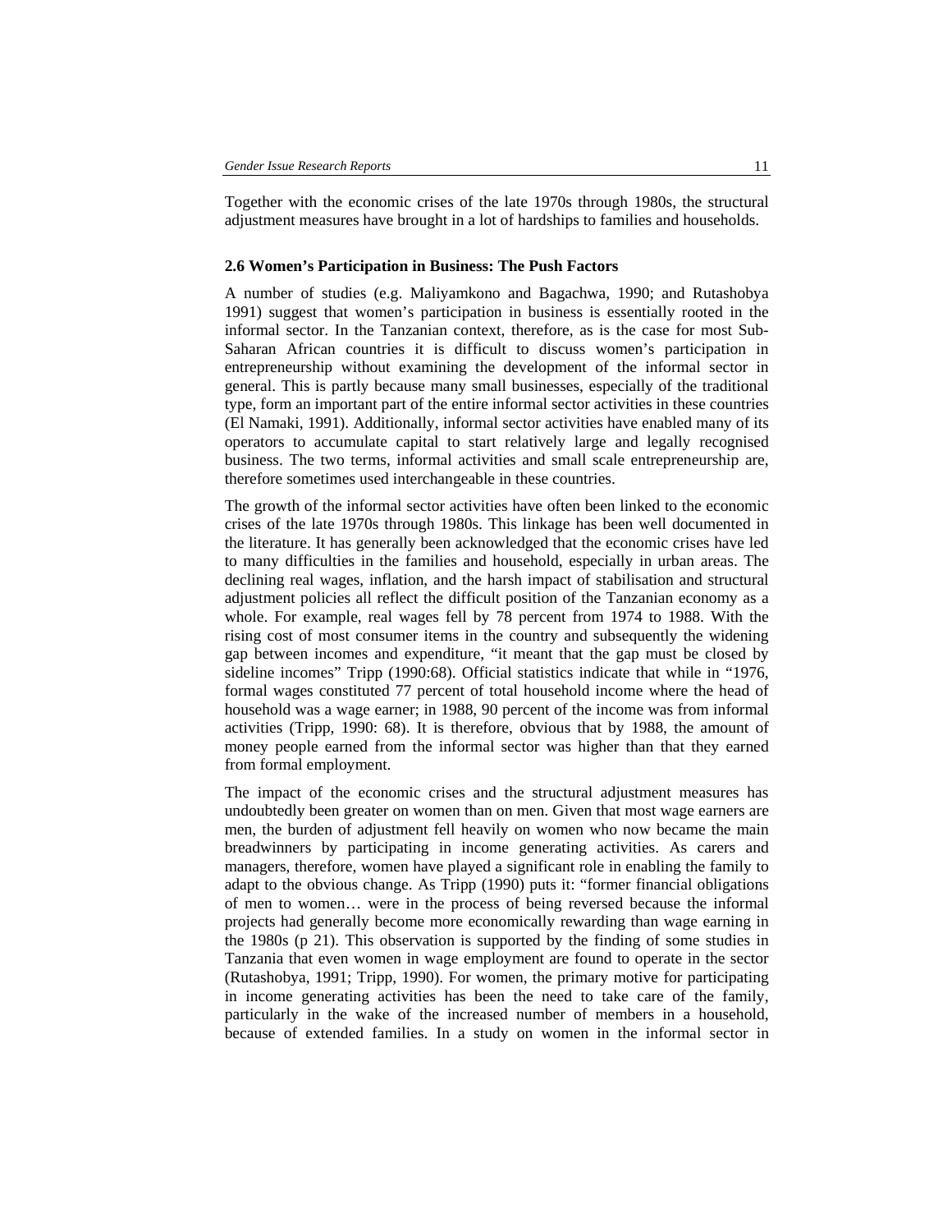Together with the economic crises of the late 1970s through 1980s, the structural adjustment measures have brought in a lot of hardships to families and households.

### 2.6 Women's Participation in Business: The Push Factors

A number of studies (e.g. Maliyamkono and Bagachwa, 1990; and Rutashobya 1991) suggest that women's participation in business is essentially rooted in the informal sector. In the Tanzanian context, therefore, as is the case for most Sub-Saharan African countries it is difficult to discuss women's participation in entrepreneurship without examining the development of the informal sector in general. This is partly because many small businesses, especially of the traditional type, form an important part of the entire informal sector activities in these countries (El Namaki, 1991). Additionally, informal sector activities have enabled many of its operators to accumulate capital to start relatively large and legally recognised business. The two terms, informal activities and small scale entrepreneurship are, therefore sometimes used interchangeable in these countries.

The growth of the informal sector activities have often been linked to the economic crises of the late 1970s through 1980s. This linkage has been well documented in the literature. It has generally been acknowledged that the economic crises have led to many difficulties in the families and household, especially in urban areas. The declining real wages, inflation, and the harsh impact of stabilisation and structural adjustment policies all reflect the difficult position of the Tanzanian economy as a whole. For example, real wages fell by 78 percent from 1974 to 1988. With the rising cost of most consumer items in the country and subsequently the widening gap between incomes and expenditure, "it meant that the gap must be closed by sideline incomes" Tripp (1990:68). Official statistics indicate that while in "1976, formal wages constituted 77 percent of total household income where the head of household was a wage earner; in 1988, 90 percent of the income was from informal activities (Tripp, 1990: 68). It is therefore, obvious that by 1988, the amount of money people earned from the informal sector was higher than that they earned from formal employment.

The impact of the economic crises and the structural adjustment measures has undoubtedly been greater on women than on men. Given that most wage earners are men, the burden of adjustment fell heavily on women who now became the main breadwinners by participating in income generating activities. As carers and managers, therefore, women have played a significant role in enabling the family to adapt to the obvious change. As Tripp (1990) puts it: "former financial obligations of men to women… were in the process of being reversed because the informal projects had generally become more economically rewarding than wage earning in the 1980s (p 21). This observation is supported by the finding of some studies in Tanzania that even women in wage employment are found to operate in the sector (Rutashobya, 1991; Tripp, 1990). For women, the primary motive for participating in income generating activities has been the need to take care of the family, particularly in the wake of the increased number of members in a household, because of extended families. In a study on women in the informal sector in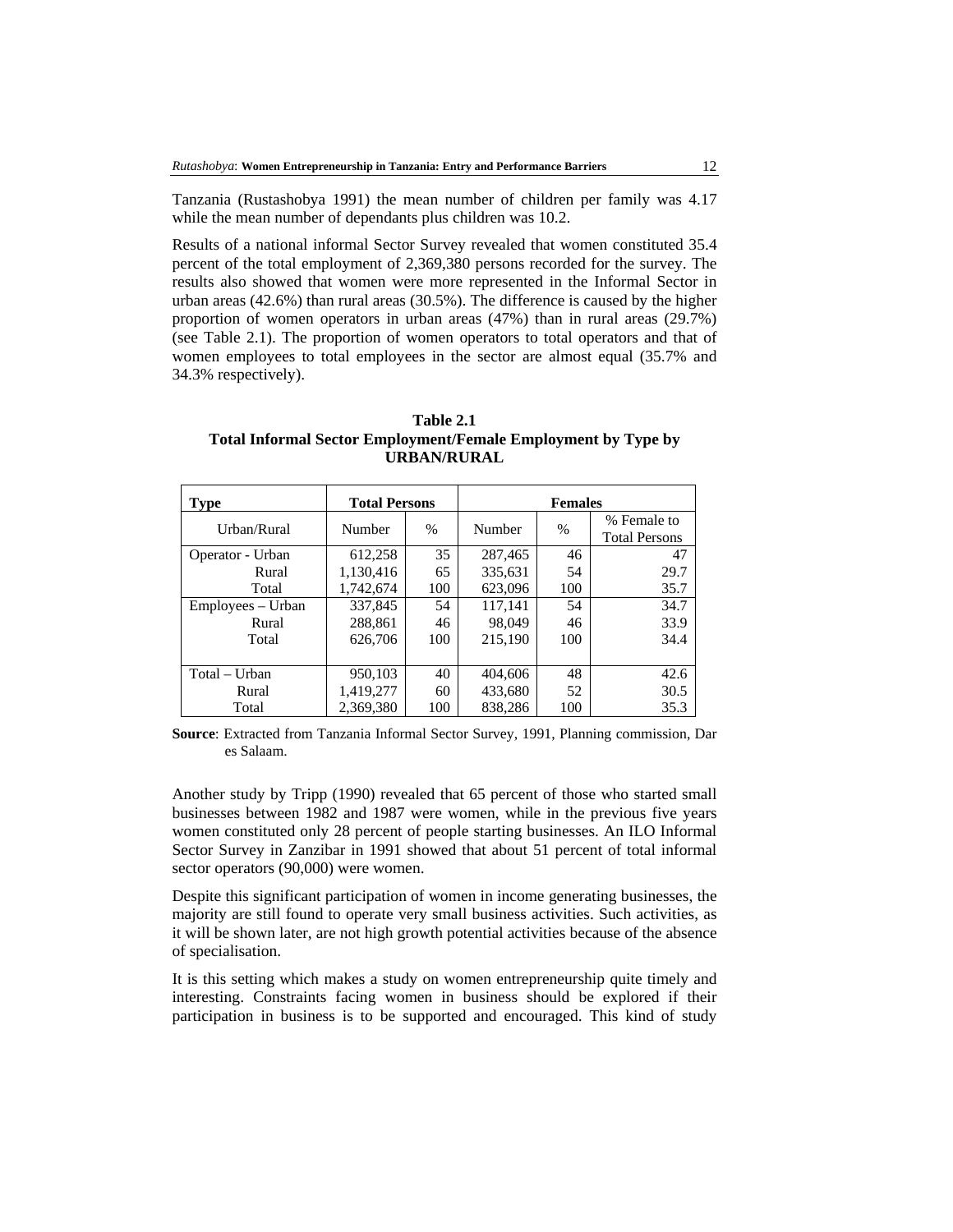Tanzania (Rustashobya 1991) the mean number of children per family was 4.17 while the mean number of dependants plus children was 10.2.

Results of a national informal Sector Survey revealed that women constituted 35.4 percent of the total employment of 2,369,380 persons recorded for the survey. The results also showed that women were more represented in the Informal Sector in urban areas (42.6%) than rural areas (30.5%). The difference is caused by the higher proportion of women operators in urban areas (47%) than in rural areas (29.7%) (see Table 2.1). The proportion of women operators to total operators and that of women employees to total employees in the sector are almost equal (35.7% and 34.3% respectively).

**Table 2.1**
**Total Informal Sector Employment/Female Employment by Type by URBAN/RURAL**

| Type | Total Persons | | Females | | |
|---|---|---|---|---|---|
| Urban/Rural | Number | % | Number | % | % Female to Total Persons |
| Operator - Urban | 612,258 | 35 | 287,465 | 46 | 47 |
| Rural | 1,130,416 | 65 | 335,631 | 54 | 29.7 |
| Total | 1,742,674 | 100 | 623,096 | 100 | 35.7 |
| Employees – Urban | 337,845 | 54 | 117,141 | 54 | 34.7 |
| Rural | 288,861 | 46 | 98,049 | 46 | 33.9 |
| Total | 626,706 | 100 | 215,190 | 100 | 34.4 |
| Total – Urban | 950,103 | 40 | 404,606 | 48 | 42.6 |
| Rural | 1,419,277 | 60 | 433,680 | 52 | 30.5 |
| Total | 2,369,380 | 100 | 838,286 | 100 | 35.3 |

**Source**: Extracted from Tanzania Informal Sector Survey, 1991, Planning commission, Dar es Salaam.

Another study by Tripp (1990) revealed that 65 percent of those who started small businesses between 1982 and 1987 were women, while in the previous five years women constituted only 28 percent of people starting businesses. An ILO Informal Sector Survey in Zanzibar in 1991 showed that about 51 percent of total informal sector operators (90,000) were women.

Despite this significant participation of women in income generating businesses, the majority are still found to operate very small business activities. Such activities, as it will be shown later, are not high growth potential activities because of the absence of specialisation.

It is this setting which makes a study on women entrepreneurship quite timely and interesting. Constraints facing women in business should be explored if their participation in business is to be supported and encouraged. This kind of study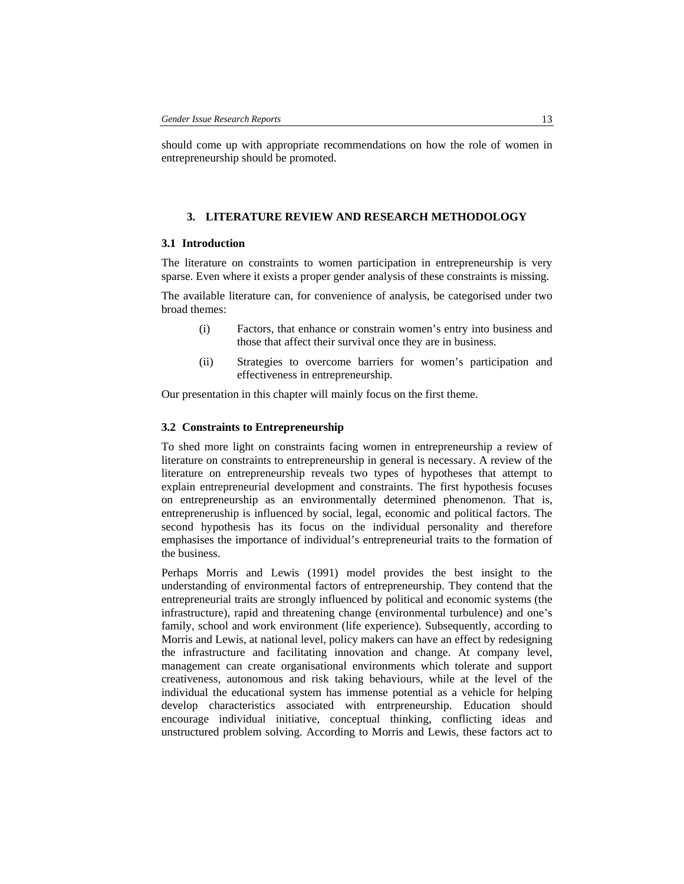should come up with appropriate recommendations on how the role of women in entrepreneurship should be promoted.

## 3. LITERATURE REVIEW AND RESEARCH METHODOLOGY

### 3.1 Introduction

The literature on constraints to women participation in entrepreneurship is very sparse. Even where it exists a proper gender analysis of these constraints is missing.

The available literature can, for convenience of analysis, be categorised under two broad themes:

(i) Factors, that enhance or constrain women's entry into business and those that affect their survival once they are in business.

(ii) Strategies to overcome barriers for women's participation and effectiveness in entrepreneurship.

Our presentation in this chapter will mainly focus on the first theme.

### 3.2 Constraints to Entrepreneurship

To shed more light on constraints facing women in entrepreneurship a review of literature on constraints to entrepreneurship in general is necessary. A review of the literature on entrepreneurship reveals two types of hypotheses that attempt to explain entrepreneurial development and constraints. The first hypothesis focuses on entrepreneurship as an environmentally determined phenomenon. That is, entreprenerurship is influenced by social, legal, economic and political factors. The second hypothesis has its focus on the individual personality and therefore emphasises the importance of individual's entrepreneurial traits to the formation of the business.

Perhaps Morris and Lewis (1991) model provides the best insight to the understanding of environmental factors of entrepreneurship. They contend that the entrepreneurial traits are strongly influenced by political and economic systems (the infrastructure), rapid and threatening change (environmental turbulence) and one's family, school and work environment (life experience). Subsequently, according to Morris and Lewis, at national level, policy makers can have an effect by redesigning the infrastructure and facilitating innovation and change. At company level, management can create organisational environments which tolerate and support creativeness, autonomous and risk taking behaviours, while at the level of the individual the educational system has immense potential as a vehicle for helping develop characteristics associated with entrpreneurship. Education should encourage individual initiative, conceptual thinking, conflicting ideas and unstructured problem solving. According to Morris and Lewis, these factors act to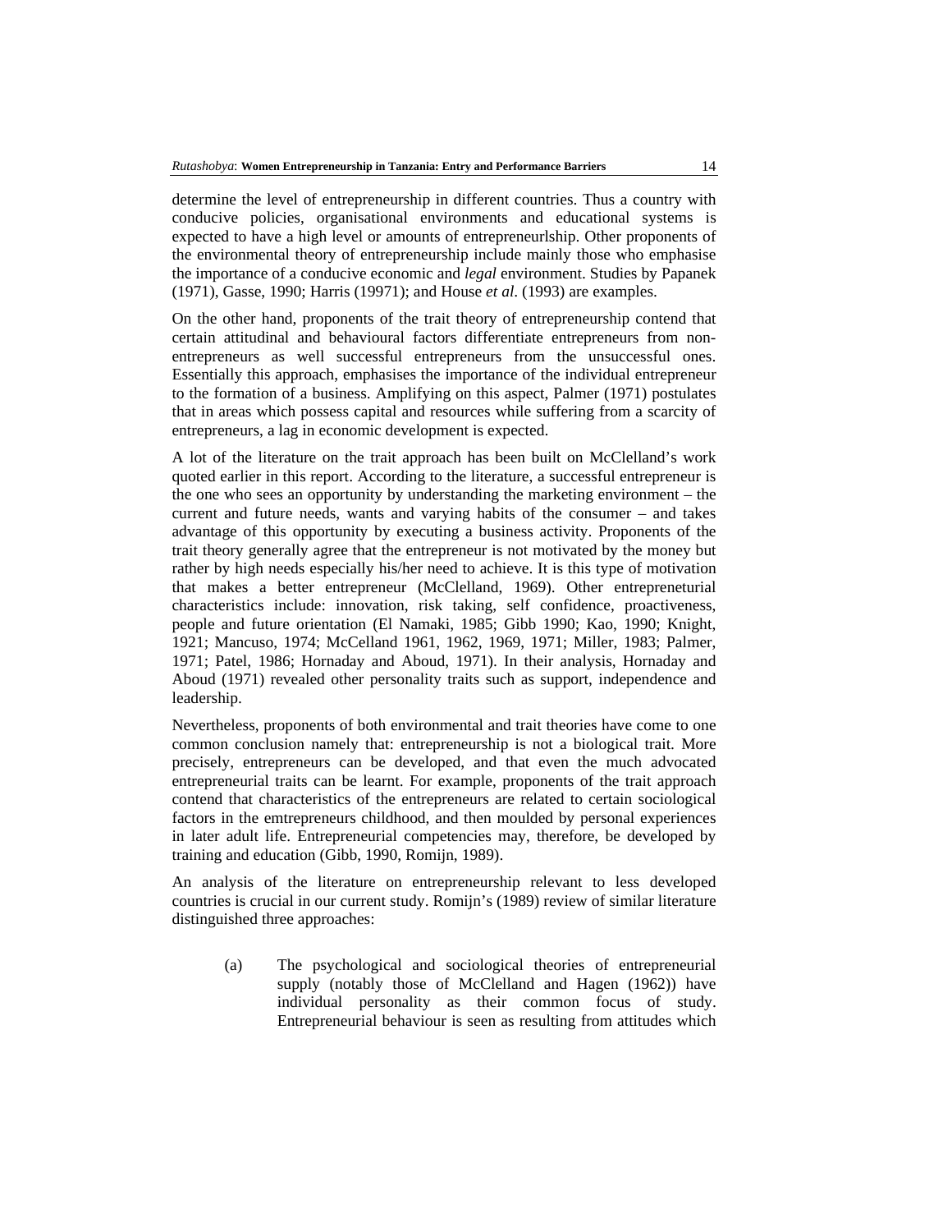determine the level of entrepreneurship in different countries. Thus a country with conducive policies, organisational environments and educational systems is expected to have a high level or amounts of entrepreneurlship. Other proponents of the environmental theory of entrepreneurship include mainly those who emphasise the importance of a conducive economic and *legal* environment. Studies by Papanek (1971), Gasse, 1990; Harris (19971); and House *et al*. (1993) are examples.

On the other hand, proponents of the trait theory of entrepreneurship contend that certain attitudinal and behavioural factors differentiate entrepreneurs from non-entrepreneurs as well successful entrepreneurs from the unsuccessful ones. Essentially this approach, emphasises the importance of the individual entrepreneur to the formation of a business. Amplifying on this aspect, Palmer (1971) postulates that in areas which possess capital and resources while suffering from a scarcity of entrepreneurs, a lag in economic development is expected.

A lot of the literature on the trait approach has been built on McClelland's work quoted earlier in this report. According to the literature, a successful entrepreneur is the one who sees an opportunity by understanding the marketing environment – the current and future needs, wants and varying habits of the consumer – and takes advantage of this opportunity by executing a business activity. Proponents of the trait theory generally agree that the entrepreneur is not motivated by the money but rather by high needs especially his/her need to achieve. It is this type of motivation that makes a better entrepreneur (McClelland, 1969). Other entrepreneturial characteristics include: innovation, risk taking, self confidence, proactiveness, people and future orientation (El Namaki, 1985; Gibb 1990; Kao, 1990; Knight, 1921; Mancuso, 1974; McCelland 1961, 1962, 1969, 1971; Miller, 1983; Palmer, 1971; Patel, 1986; Hornaday and Aboud, 1971). In their analysis, Hornaday and Aboud (1971) revealed other personality traits such as support, independence and leadership.

Nevertheless, proponents of both environmental and trait theories have come to one common conclusion namely that: entrepreneurship is not a biological trait. More precisely, entrepreneurs can be developed, and that even the much advocated entrepreneurial traits can be learnt. For example, proponents of the trait approach contend that characteristics of the entrepreneurs are related to certain sociological factors in the emtrepreneurs childhood, and then moulded by personal experiences in later adult life. Entrepreneurial competencies may, therefore, be developed by training and education (Gibb, 1990, Romijn, 1989).

An analysis of the literature on entrepreneurship relevant to less developed countries is crucial in our current study. Romijn's (1989) review of similar literature distinguished three approaches:

(a) The psychological and sociological theories of entrepreneurial supply (notably those of McClelland and Hagen (1962)) have individual personality as their common focus of study. Entrepreneurial behaviour is seen as resulting from attitudes which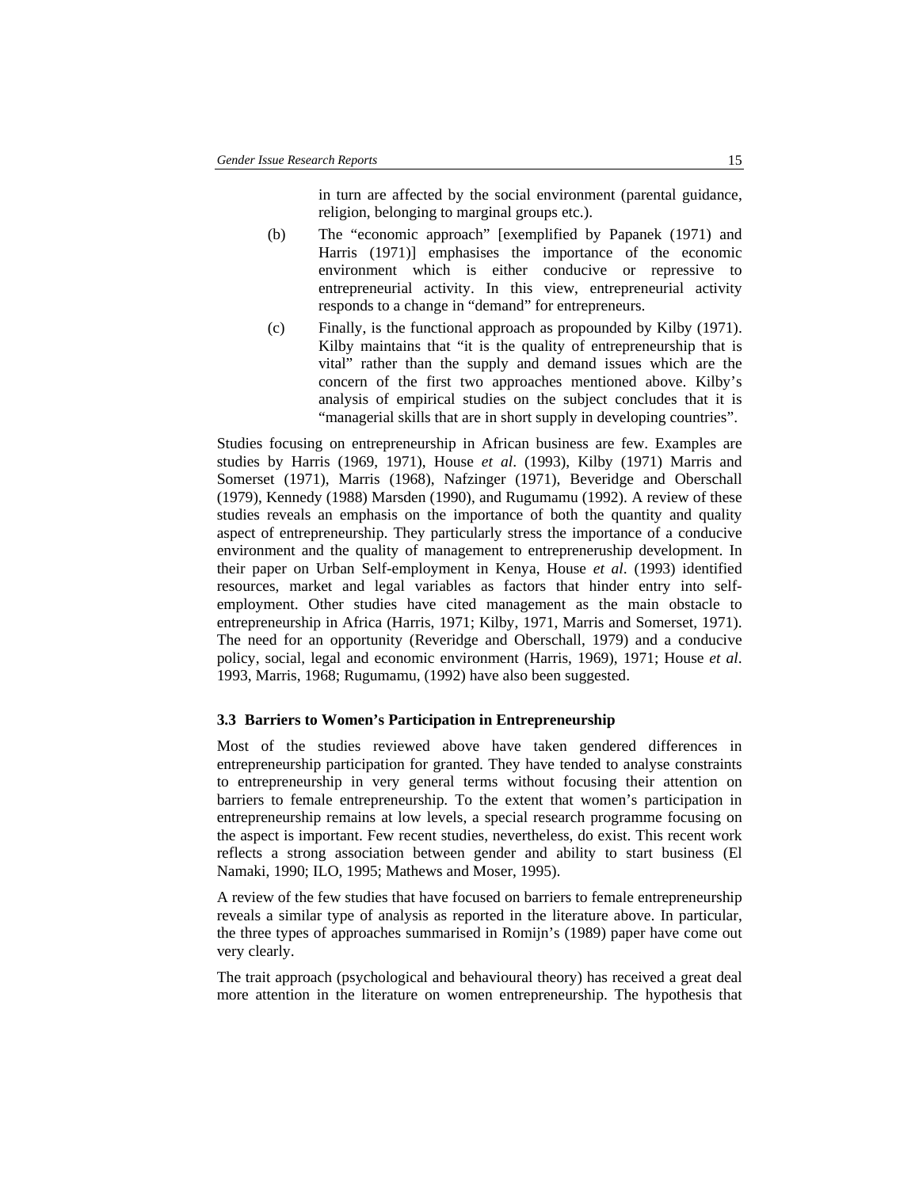in turn are affected by the social environment (parental guidance, religion, belonging to marginal groups etc.).

(b) The "economic approach" [exemplified by Papanek (1971) and Harris (1971)] emphasises the importance of the economic environment which is either conducive or repressive to entrepreneurial activity. In this view, entrepreneurial activity responds to a change in "demand" for entrepreneurs.

(c) Finally, is the functional approach as propounded by Kilby (1971). Kilby maintains that "it is the quality of entrepreneurship that is vital" rather than the supply and demand issues which are the concern of the first two approaches mentioned above. Kilby's analysis of empirical studies on the subject concludes that it is "managerial skills that are in short supply in developing countries".

Studies focusing on entrepreneurship in African business are few. Examples are studies by Harris (1969, 1971), House *et al*. (1993), Kilby (1971) Marris and Somerset (1971), Marris (1968), Nafzinger (1971), Beveridge and Oberschall (1979), Kennedy (1988) Marsden (1990), and Rugumamu (1992). A review of these studies reveals an emphasis on the importance of both the quantity and quality aspect of entrepreneurship. They particularly stress the importance of a conducive environment and the quality of management to entrepreneruship development. In their paper on Urban Self-employment in Kenya, House *et al*. (1993) identified resources, market and legal variables as factors that hinder entry into self-employment. Other studies have cited management as the main obstacle to entrepreneurship in Africa (Harris, 1971; Kilby, 1971, Marris and Somerset, 1971). The need for an opportunity (Reveridge and Oberschall, 1979) and a conducive policy, social, legal and economic environment (Harris, 1969), 1971; House *et al*. 1993, Marris, 1968; Rugumamu, (1992) have also been suggested.

### 3.3 Barriers to Women's Participation in Entrepreneurship

Most of the studies reviewed above have taken gendered differences in entrepreneurship participation for granted. They have tended to analyse constraints to entrepreneurship in very general terms without focusing their attention on barriers to female entrepreneurship. To the extent that women's participation in entrepreneurship remains at low levels, a special research programme focusing on the aspect is important. Few recent studies, nevertheless, do exist. This recent work reflects a strong association between gender and ability to start business (El Namaki, 1990; ILO, 1995; Mathews and Moser, 1995).

A review of the few studies that have focused on barriers to female entrepreneurship reveals a similar type of analysis as reported in the literature above. In particular, the three types of approaches summarised in Romijn's (1989) paper have come out very clearly.

The trait approach (psychological and behavioural theory) has received a great deal more attention in the literature on women entrepreneurship. The hypothesis that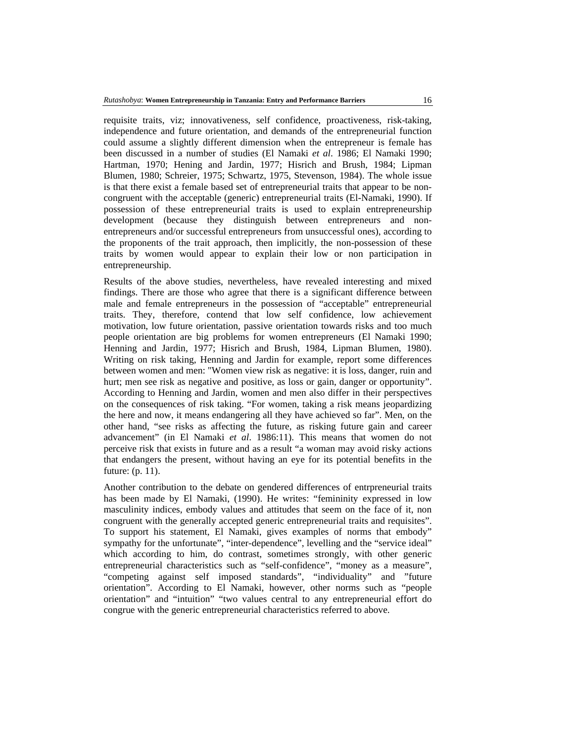requisite traits, viz; innovativeness, self confidence, proactiveness, risk-taking, independence and future orientation, and demands of the entrepreneurial function could assume a slightly different dimension when the entrepreneur is female has been discussed in a number of studies (El Namaki *et al*. 1986; El Namaki 1990; Hartman, 1970; Hening and Jardin, 1977; Hisrich and Brush, 1984; Lipman Blumen, 1980; Schreier, 1975; Schwartz, 1975, Stevenson, 1984). The whole issue is that there exist a female based set of entrepreneurial traits that appear to be non-congruent with the acceptable (generic) entrepreneurial traits (El-Namaki, 1990). If possession of these entrepreneurial traits is used to explain entrepreneurship development (because they distinguish between entrepreneurs and non-entrepreneurs and/or successful entrepreneurs from unsuccessful ones), according to the proponents of the trait approach, then implicitly, the non-possession of these traits by women would appear to explain their low or non participation in entrepreneurship.

Results of the above studies, nevertheless, have revealed interesting and mixed findings. There are those who agree that there is a significant difference between male and female entrepreneurs in the possession of "acceptable" entrepreneurial traits. They, therefore, contend that low self confidence, low achievement motivation, low future orientation, passive orientation towards risks and too much people orientation are big problems for women entrepreneurs (El Namaki 1990; Henning and Jardin, 1977; Hisrich and Brush, 1984, Lipman Blumen, 1980). Writing on risk taking, Henning and Jardin for example, report some differences between women and men: "Women view risk as negative: it is loss, danger, ruin and hurt; men see risk as negative and positive, as loss or gain, danger or opportunity". According to Henning and Jardin, women and men also differ in their perspectives on the consequences of risk taking. "For women, taking a risk means jeopardizing the here and now, it means endangering all they have achieved so far". Men, on the other hand, "see risks as affecting the future, as risking future gain and career advancement" (in El Namaki *et al*. 1986:11). This means that women do not perceive risk that exists in future and as a result "a woman may avoid risky actions that endangers the present, without having an eye for its potential benefits in the future: (p. 11).

Another contribution to the debate on gendered differences of entrpreneurial traits has been made by El Namaki, (1990). He writes: "femininity expressed in low masculinity indices, embody values and attitudes that seem on the face of it, non congruent with the generally accepted generic entrepreneurial traits and requisites". To support his statement, El Namaki, gives examples of norms that embody" sympathy for the unfortunate", "inter-dependence", levelling and the "service ideal" which according to him, do contrast, sometimes strongly, with other generic entrepreneurial characteristics such as "self-confidence", "money as a measure", "competing against self imposed standards", "individuality" and "future orientation". According to El Namaki, however, other norms such as "people orientation" and "intuition" "two values central to any entrepreneurial effort do congrue with the generic entrepreneurial characteristics referred to above.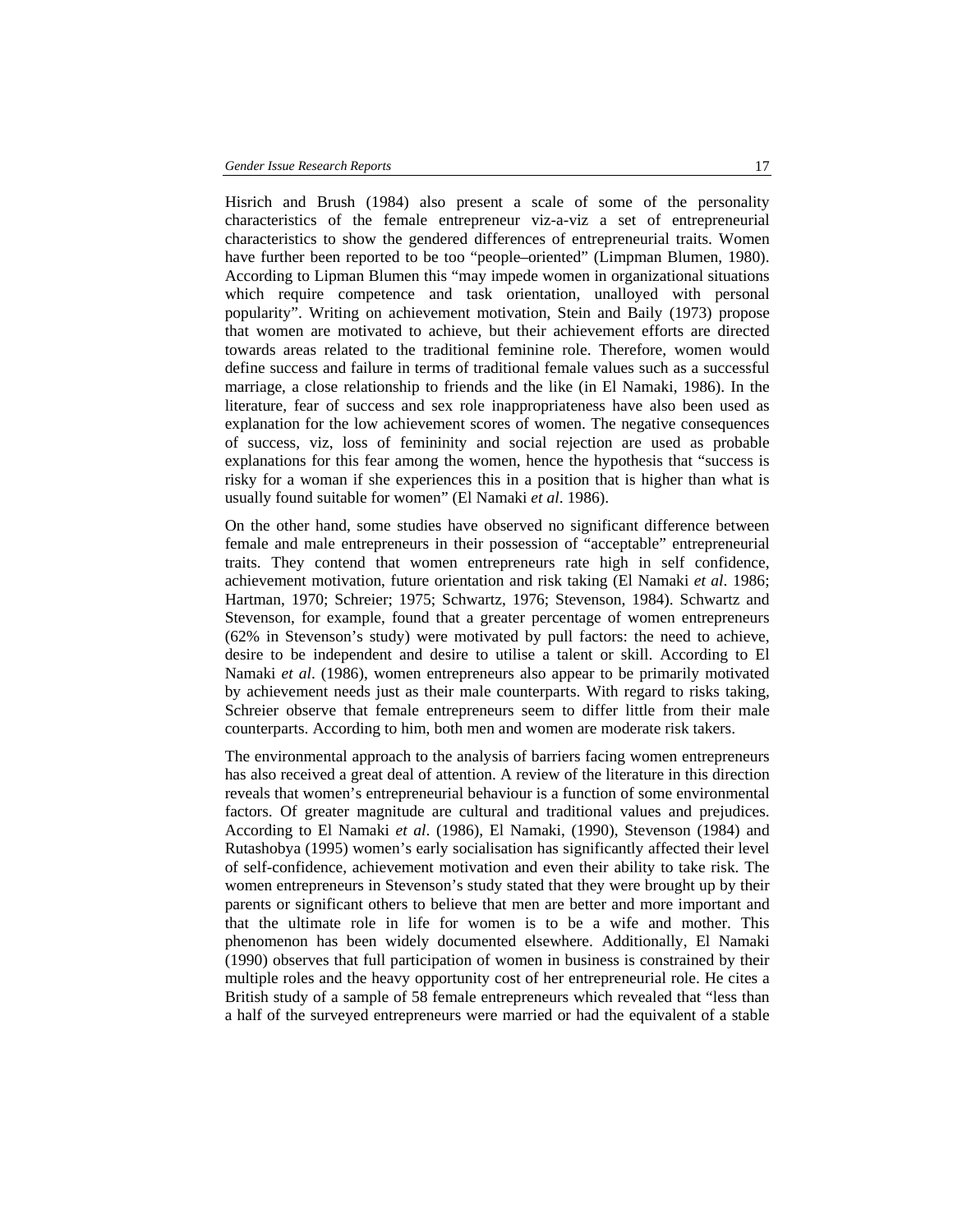Hisrich and Brush (1984) also present a scale of some of the personality characteristics of the female entrepreneur viz-a-viz a set of entrepreneurial characteristics to show the gendered differences of entrepreneurial traits. Women have further been reported to be too "people–oriented" (Limpman Blumen, 1980). According to Lipman Blumen this "may impede women in organizational situations which require competence and task orientation, unalloyed with personal popularity". Writing on achievement motivation, Stein and Baily (1973) propose that women are motivated to achieve, but their achievement efforts are directed towards areas related to the traditional feminine role. Therefore, women would define success and failure in terms of traditional female values such as a successful marriage, a close relationship to friends and the like (in El Namaki, 1986). In the literature, fear of success and sex role inappropriateness have also been used as explanation for the low achievement scores of women. The negative consequences of success, viz, loss of femininity and social rejection are used as probable explanations for this fear among the women, hence the hypothesis that "success is risky for a woman if she experiences this in a position that is higher than what is usually found suitable for women" (El Namaki *et al*. 1986).

On the other hand, some studies have observed no significant difference between female and male entrepreneurs in their possession of "acceptable" entrepreneurial traits. They contend that women entrepreneurs rate high in self confidence, achievement motivation, future orientation and risk taking (El Namaki *et al*. 1986; Hartman, 1970; Schreier; 1975; Schwartz, 1976; Stevenson, 1984). Schwartz and Stevenson, for example, found that a greater percentage of women entrepreneurs (62% in Stevenson's study) were motivated by pull factors: the need to achieve, desire to be independent and desire to utilise a talent or skill. According to El Namaki *et al*. (1986), women entrepreneurs also appear to be primarily motivated by achievement needs just as their male counterparts. With regard to risks taking, Schreier observe that female entrepreneurs seem to differ little from their male counterparts. According to him, both men and women are moderate risk takers.

The environmental approach to the analysis of barriers facing women entrepreneurs has also received a great deal of attention. A review of the literature in this direction reveals that women's entrepreneurial behaviour is a function of some environmental factors. Of greater magnitude are cultural and traditional values and prejudices. According to El Namaki *et al*. (1986), El Namaki, (1990), Stevenson (1984) and Rutashobya (1995) women's early socialisation has significantly affected their level of self-confidence, achievement motivation and even their ability to take risk. The women entrepreneurs in Stevenson's study stated that they were brought up by their parents or significant others to believe that men are better and more important and that the ultimate role in life for women is to be a wife and mother. This phenomenon has been widely documented elsewhere. Additionally, El Namaki (1990) observes that full participation of women in business is constrained by their multiple roles and the heavy opportunity cost of her entrepreneurial role. He cites a British study of a sample of 58 female entrepreneurs which revealed that "less than a half of the surveyed entrepreneurs were married or had the equivalent of a stable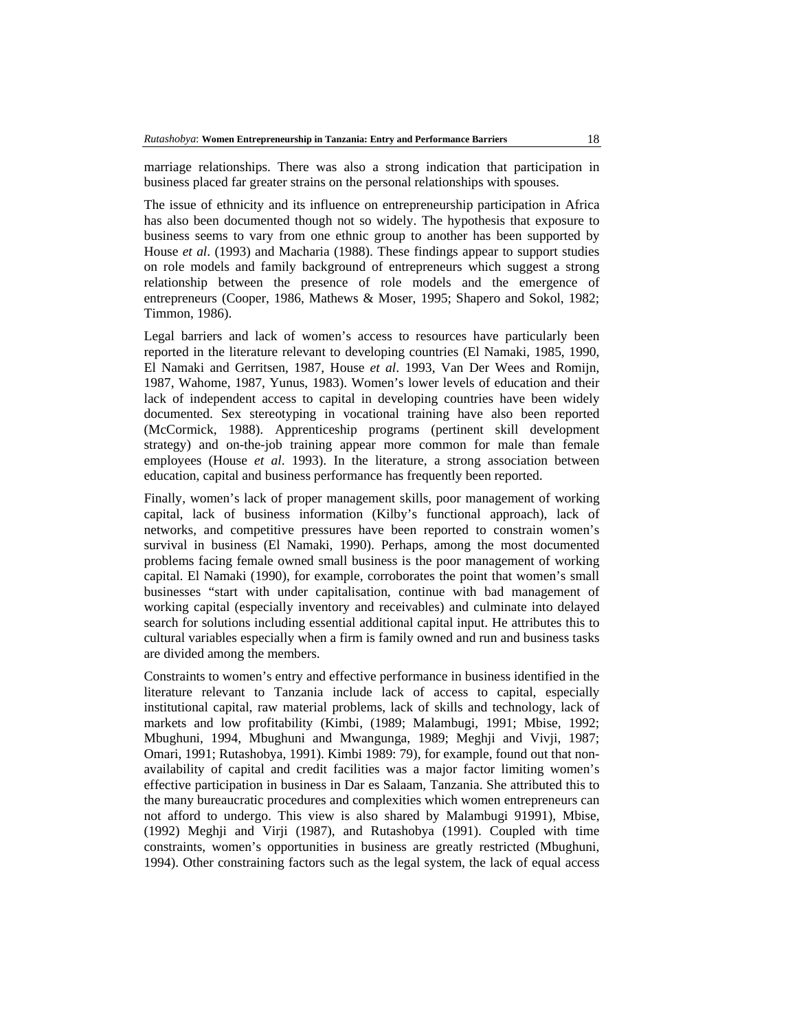marriage relationships. There was also a strong indication that participation in business placed far greater strains on the personal relationships with spouses.

The issue of ethnicity and its influence on entrepreneurship participation in Africa has also been documented though not so widely. The hypothesis that exposure to business seems to vary from one ethnic group to another has been supported by House *et al*. (1993) and Macharia (1988). These findings appear to support studies on role models and family background of entrepreneurs which suggest a strong relationship between the presence of role models and the emergence of entrepreneurs (Cooper, 1986, Mathews & Moser, 1995; Shapero and Sokol, 1982; Timmon, 1986).

Legal barriers and lack of women's access to resources have particularly been reported in the literature relevant to developing countries (El Namaki, 1985, 1990, El Namaki and Gerritsen, 1987, House *et al*. 1993, Van Der Wees and Romijn, 1987, Wahome, 1987, Yunus, 1983). Women's lower levels of education and their lack of independent access to capital in developing countries have been widely documented. Sex stereotyping in vocational training have also been reported (McCormick, 1988). Apprenticeship programs (pertinent skill development strategy) and on-the-job training appear more common for male than female employees (House *et al*. 1993). In the literature, a strong association between education, capital and business performance has frequently been reported.

Finally, women's lack of proper management skills, poor management of working capital, lack of business information (Kilby's functional approach), lack of networks, and competitive pressures have been reported to constrain women's survival in business (El Namaki, 1990). Perhaps, among the most documented problems facing female owned small business is the poor management of working capital. El Namaki (1990), for example, corroborates the point that women's small businesses "start with under capitalisation, continue with bad management of working capital (especially inventory and receivables) and culminate into delayed search for solutions including essential additional capital input. He attributes this to cultural variables especially when a firm is family owned and run and business tasks are divided among the members.

Constraints to women's entry and effective performance in business identified in the literature relevant to Tanzania include lack of access to capital, especially institutional capital, raw material problems, lack of skills and technology, lack of markets and low profitability (Kimbi, (1989; Malambugi, 1991; Mbise, 1992; Mbughuni, 1994, Mbughuni and Mwangunga, 1989; Meghji and Vivji, 1987; Omari, 1991; Rutashobya, 1991). Kimbi 1989: 79), for example, found out that non-availability of capital and credit facilities was a major factor limiting women's effective participation in business in Dar es Salaam, Tanzania. She attributed this to the many bureaucratic procedures and complexities which women entrepreneurs can not afford to undergo. This view is also shared by Malambugi 91991), Mbise, (1992) Meghji and Virji (1987), and Rutashobya (1991). Coupled with time constraints, women's opportunities in business are greatly restricted (Mbughuni, 1994). Other constraining factors such as the legal system, the lack of equal access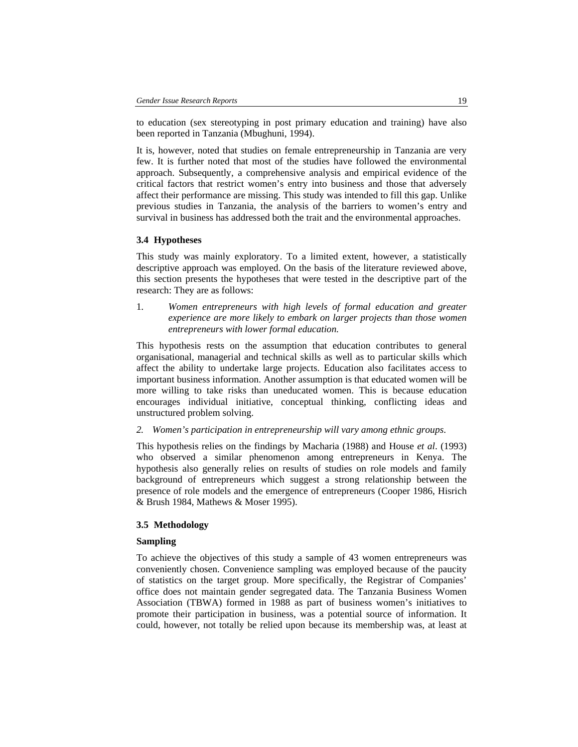to education (sex stereotyping in post primary education and training) have also been reported in Tanzania (Mbughuni, 1994).

It is, however, noted that studies on female entrepreneurship in Tanzania are very few. It is further noted that most of the studies have followed the environmental approach. Subsequently, a comprehensive analysis and empirical evidence of the critical factors that restrict women's entry into business and those that adversely affect their performance are missing. This study was intended to fill this gap. Unlike previous studies in Tanzania, the analysis of the barriers to women's entry and survival in business has addressed both the trait and the environmental approaches.

### 3.4 Hypotheses

This study was mainly exploratory. To a limited extent, however, a statistically descriptive approach was employed. On the basis of the literature reviewed above, this section presents the hypotheses that were tested in the descriptive part of the research: They are as follows:

1. *Women entrepreneurs with high levels of formal education and greater experience are more likely to embark on larger projects than those women entrepreneurs with lower formal education.*

This hypothesis rests on the assumption that education contributes to general organisational, managerial and technical skills as well as to particular skills which affect the ability to undertake large projects. Education also facilitates access to important business information. Another assumption is that educated women will be more willing to take risks than uneducated women. This is because education encourages individual initiative, conceptual thinking, conflicting ideas and unstructured problem solving.

2. *Women's participation in entrepreneurship will vary among ethnic groups.*

This hypothesis relies on the findings by Macharia (1988) and House *et al*. (1993) who observed a similar phenomenon among entrepreneurs in Kenya. The hypothesis also generally relies on results of studies on role models and family background of entrepreneurs which suggest a strong relationship between the presence of role models and the emergence of entrepreneurs (Cooper 1986, Hisrich & Brush 1984, Mathews & Moser 1995).

### 3.5 Methodology

**Sampling**

To achieve the objectives of this study a sample of 43 women entrepreneurs was conveniently chosen. Convenience sampling was employed because of the paucity of statistics on the target group. More specifically, the Registrar of Companies' office does not maintain gender segregated data. The Tanzania Business Women Association (TBWA) formed in 1988 as part of business women's initiatives to promote their participation in business, was a potential source of information. It could, however, not totally be relied upon because its membership was, at least at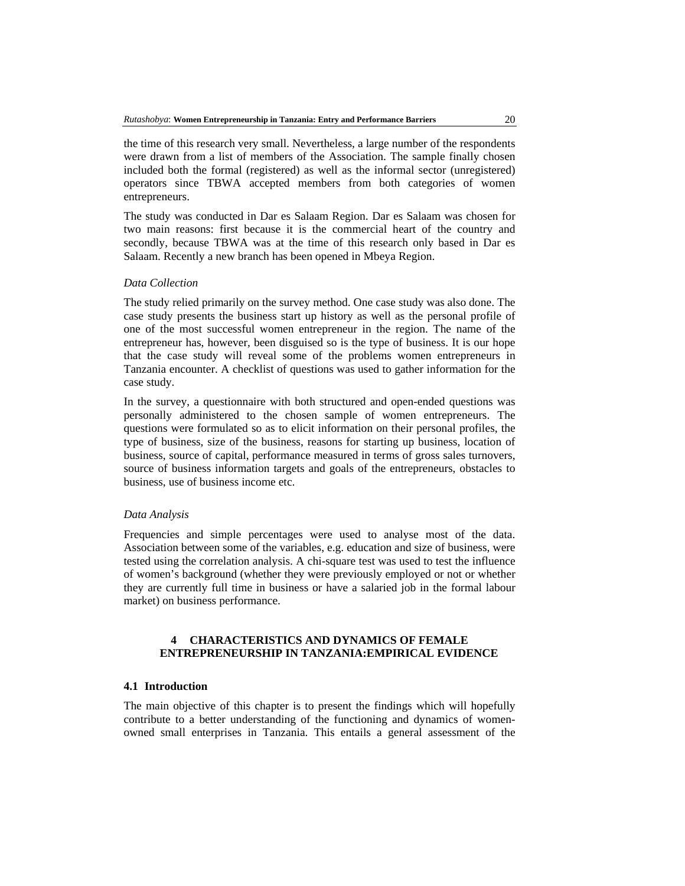the time of this research very small. Nevertheless, a large number of the respondents were drawn from a list of members of the Association. The sample finally chosen included both the formal (registered) as well as the informal sector (unregistered) operators since TBWA accepted members from both categories of women entrepreneurs.

The study was conducted in Dar es Salaam Region. Dar es Salaam was chosen for two main reasons: first because it is the commercial heart of the country and secondly, because TBWA was at the time of this research only based in Dar es Salaam. Recently a new branch has been opened in Mbeya Region.

*Data Collection*

The study relied primarily on the survey method. One case study was also done. The case study presents the business start up history as well as the personal profile of one of the most successful women entrepreneur in the region. The name of the entrepreneur has, however, been disguised so is the type of business. It is our hope that the case study will reveal some of the problems women entrepreneurs in Tanzania encounter. A checklist of questions was used to gather information for the case study.

In the survey, a questionnaire with both structured and open-ended questions was personally administered to the chosen sample of women entrepreneurs. The questions were formulated so as to elicit information on their personal profiles, the type of business, size of the business, reasons for starting up business, location of business, source of capital, performance measured in terms of gross sales turnovers, source of business information targets and goals of the entrepreneurs, obstacles to business, use of business income etc.

*Data Analysis*

Frequencies and simple percentages were used to analyse most of the data. Association between some of the variables, e.g. education and size of business, were tested using the correlation analysis. A chi-square test was used to test the influence of women's background (whether they were previously employed or not or whether they are currently full time in business or have a salaried job in the formal labour market) on business performance.

# 4 CHARACTERISTICS AND DYNAMICS OF FEMALE ENTREPRENEURSHIP IN TANZANIA:EMPIRICAL EVIDENCE

## 4.1 Introduction

The main objective of this chapter is to present the findings which will hopefully contribute to a better understanding of the functioning and dynamics of women-owned small enterprises in Tanzania. This entails a general assessment of the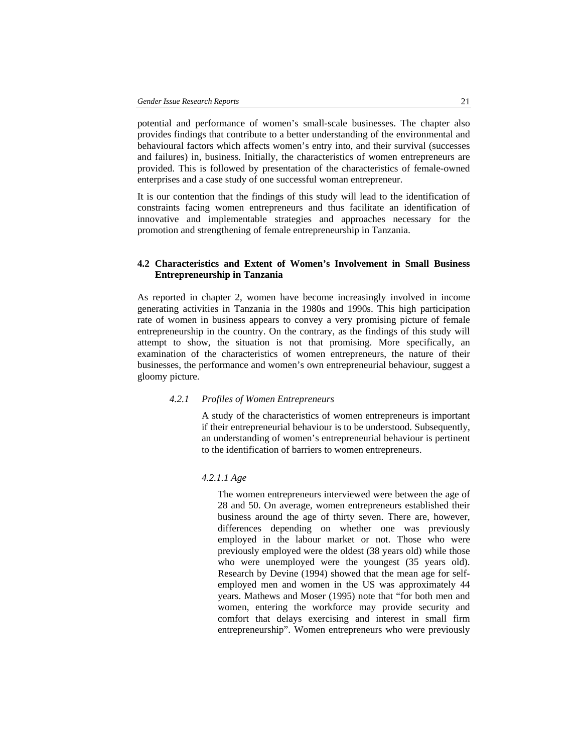potential and performance of women's small-scale businesses. The chapter also provides findings that contribute to a better understanding of the environmental and behavioural factors which affects women's entry into, and their survival (successes and failures) in, business. Initially, the characteristics of women entrepreneurs are provided. This is followed by presentation of the characteristics of female-owned enterprises and a case study of one successful woman entrepreneur.

It is our contention that the findings of this study will lead to the identification of constraints facing women entrepreneurs and thus facilitate an identification of innovative and implementable strategies and approaches necessary for the promotion and strengthening of female entrepreneurship in Tanzania.

## 4.2 Characteristics and Extent of Women's Involvement in Small Business Entrepreneurship in Tanzania

As reported in chapter 2, women have become increasingly involved in income generating activities in Tanzania in the 1980s and 1990s. This high participation rate of women in business appears to convey a very promising picture of female entrepreneurship in the country. On the contrary, as the findings of this study will attempt to show, the situation is not that promising. More specifically, an examination of the characteristics of women entrepreneurs, the nature of their businesses, the performance and women's own entrepreneurial behaviour, suggest a gloomy picture.

### *4.2.1 Profiles of Women Entrepreneurs*

A study of the characteristics of women entrepreneurs is important if their entrepreneurial behaviour is to be understood. Subsequently, an understanding of women's entrepreneurial behaviour is pertinent to the identification of barriers to women entrepreneurs.

#### *4.2.1.1 Age*

The women entrepreneurs interviewed were between the age of 28 and 50. On average, women entrepreneurs established their business around the age of thirty seven. There are, however, differences depending on whether one was previously employed in the labour market or not. Those who were previously employed were the oldest (38 years old) while those who were unemployed were the youngest (35 years old). Research by Devine (1994) showed that the mean age for self-employed men and women in the US was approximately 44 years. Mathews and Moser (1995) note that "for both men and women, entering the workforce may provide security and comfort that delays exercising and interest in small firm entrepreneurship". Women entrepreneurs who were previously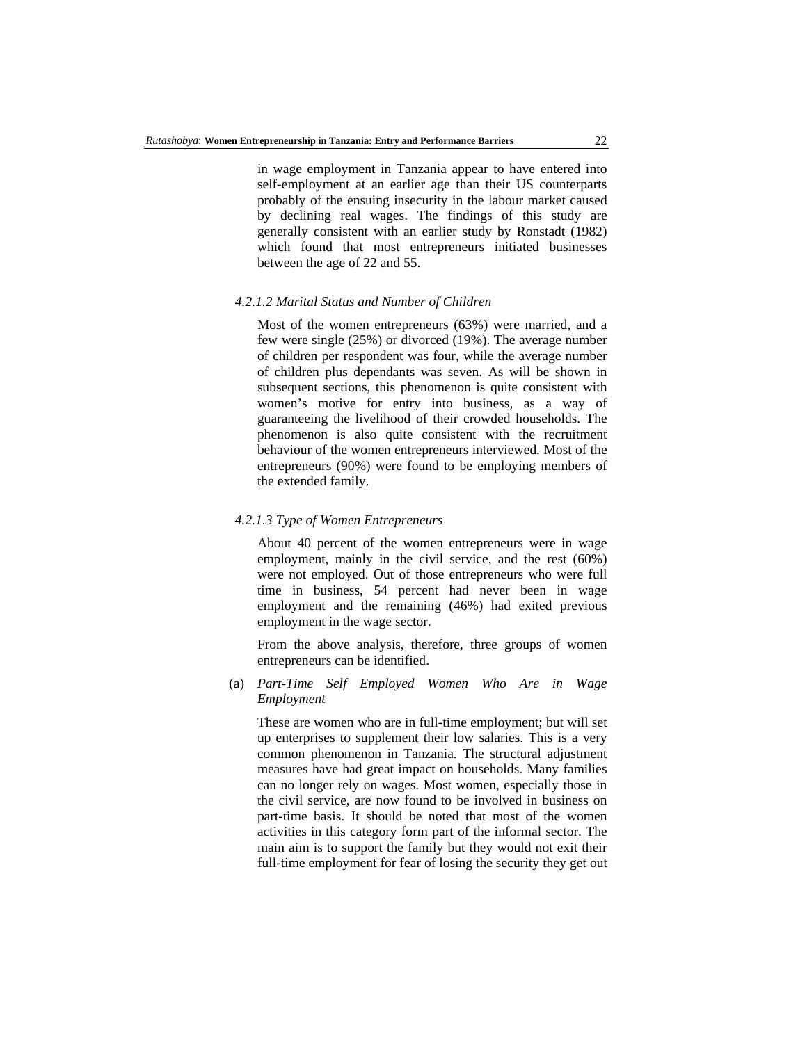in wage employment in Tanzania appear to have entered into self-employment at an earlier age than their US counterparts probably of the ensuing insecurity in the labour market caused by declining real wages. The findings of this study are generally consistent with an earlier study by Ronstadt (1982) which found that most entrepreneurs initiated businesses between the age of 22 and 55.

#### *4.2.1.2 Marital Status and Number of Children*

Most of the women entrepreneurs (63%) were married, and a few were single (25%) or divorced (19%). The average number of children per respondent was four, while the average number of children plus dependants was seven. As will be shown in subsequent sections, this phenomenon is quite consistent with women's motive for entry into business, as a way of guaranteeing the livelihood of their crowded households. The phenomenon is also quite consistent with the recruitment behaviour of the women entrepreneurs interviewed. Most of the entrepreneurs (90%) were found to be employing members of the extended family.

#### *4.2.1.3 Type of Women Entrepreneurs*

About 40 percent of the women entrepreneurs were in wage employment, mainly in the civil service, and the rest (60%) were not employed. Out of those entrepreneurs who were full time in business, 54 percent had never been in wage employment and the remaining (46%) had exited previous employment in the wage sector.

From the above analysis, therefore, three groups of women entrepreneurs can be identified.

(a) *Part-Time Self Employed Women Who Are in Wage Employment*

These are women who are in full-time employment; but will set up enterprises to supplement their low salaries. This is a very common phenomenon in Tanzania. The structural adjustment measures have had great impact on households. Many families can no longer rely on wages. Most women, especially those in the civil service, are now found to be involved in business on part-time basis. It should be noted that most of the women activities in this category form part of the informal sector. The main aim is to support the family but they would not exit their full-time employment for fear of losing the security they get out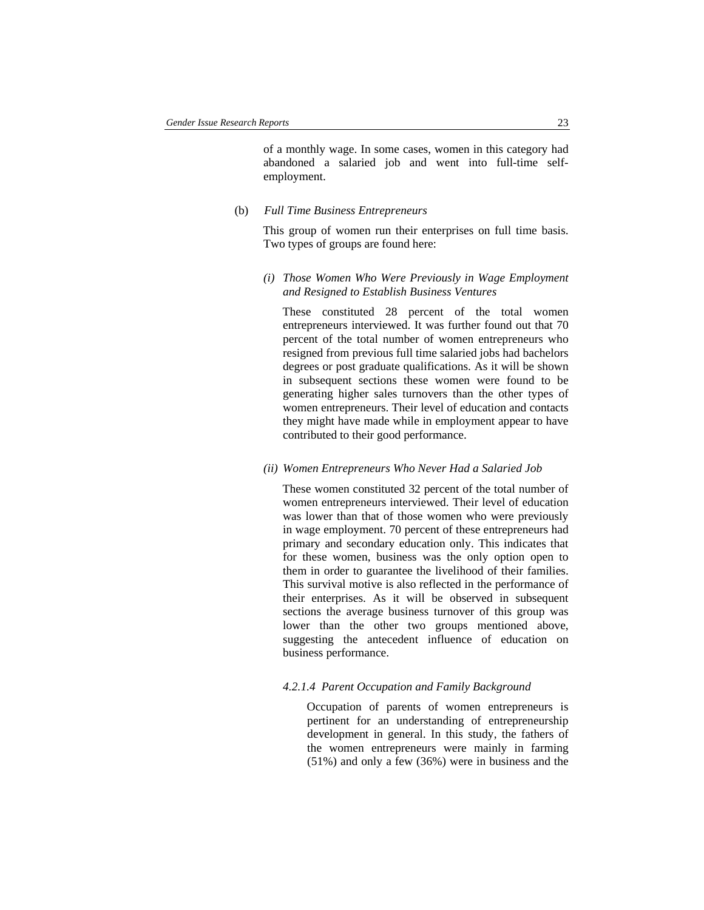of a monthly wage. In some cases, women in this category had abandoned a salaried job and went into full-time self-employment.

(b) *Full Time Business Entrepreneurs*

This group of women run their enterprises on full time basis. Two types of groups are found here:

*(i) Those Women Who Were Previously in Wage Employment and Resigned to Establish Business Ventures*

These constituted 28 percent of the total women entrepreneurs interviewed. It was further found out that 70 percent of the total number of women entrepreneurs who resigned from previous full time salaried jobs had bachelors degrees or post graduate qualifications. As it will be shown in subsequent sections these women were found to be generating higher sales turnovers than the other types of women entrepreneurs. Their level of education and contacts they might have made while in employment appear to have contributed to their good performance.

*(ii) Women Entrepreneurs Who Never Had a Salaried Job*

These women constituted 32 percent of the total number of women entrepreneurs interviewed. Their level of education was lower than that of those women who were previously in wage employment. 70 percent of these entrepreneurs had primary and secondary education only. This indicates that for these women, business was the only option open to them in order to guarantee the livelihood of their families. This survival motive is also reflected in the performance of their enterprises. As it will be observed in subsequent sections the average business turnover of this group was lower than the other two groups mentioned above, suggesting the antecedent influence of education on business performance.

#### *4.2.1.4 Parent Occupation and Family Background*

Occupation of parents of women entrepreneurs is pertinent for an understanding of entrepreneurship development in general. In this study, the fathers of the women entrepreneurs were mainly in farming (51%) and only a few (36%) were in business and the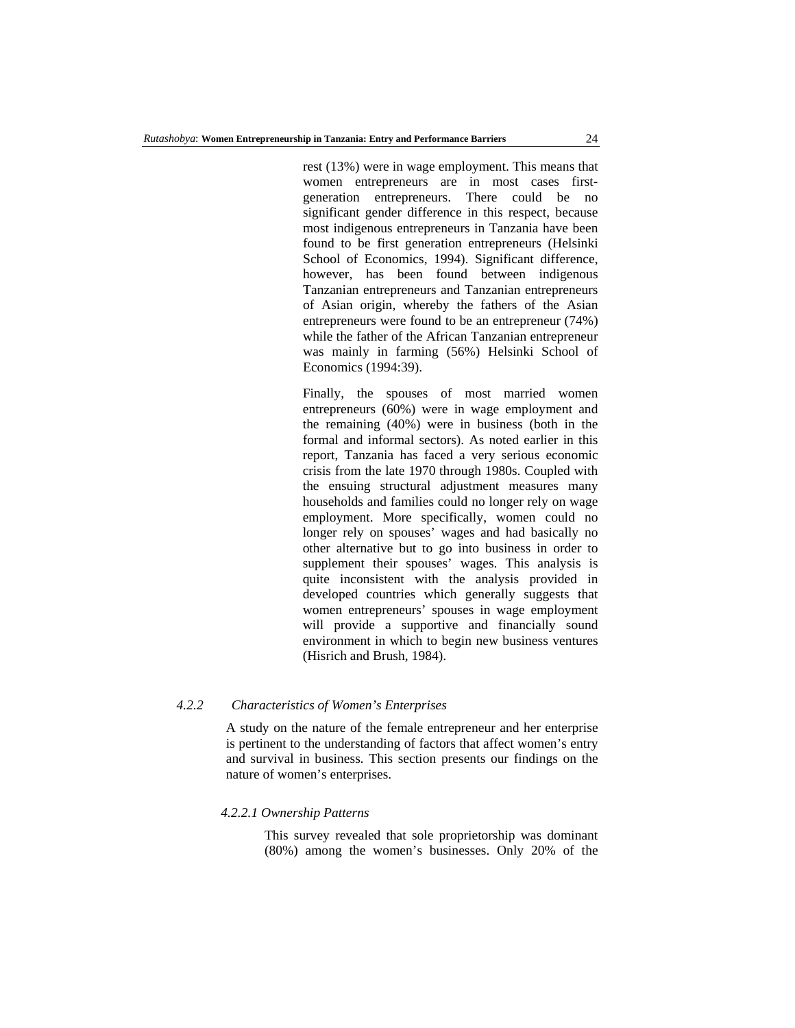rest (13%) were in wage employment. This means that women entrepreneurs are in most cases first-generation entrepreneurs. There could be no significant gender difference in this respect, because most indigenous entrepreneurs in Tanzania have been found to be first generation entrepreneurs (Helsinki School of Economics, 1994). Significant difference, however, has been found between indigenous Tanzanian entrepreneurs and Tanzanian entrepreneurs of Asian origin, whereby the fathers of the Asian entrepreneurs were found to be an entrepreneur (74%) while the father of the African Tanzanian entrepreneur was mainly in farming (56%) Helsinki School of Economics (1994:39).

Finally, the spouses of most married women entrepreneurs (60%) were in wage employment and the remaining (40%) were in business (both in the formal and informal sectors). As noted earlier in this report, Tanzania has faced a very serious economic crisis from the late 1970 through 1980s. Coupled with the ensuing structural adjustment measures many households and families could no longer rely on wage employment. More specifically, women could no longer rely on spouses' wages and had basically no other alternative but to go into business in order to supplement their spouses' wages. This analysis is quite inconsistent with the analysis provided in developed countries which generally suggests that women entrepreneurs' spouses in wage employment will provide a supportive and financially sound environment in which to begin new business ventures (Hisrich and Brush, 1984).

### *4.2.2 Characteristics of Women's Enterprises*

A study on the nature of the female entrepreneur and her enterprise is pertinent to the understanding of factors that affect women's entry and survival in business. This section presents our findings on the nature of women's enterprises.

#### *4.2.2.1 Ownership Patterns*

This survey revealed that sole proprietorship was dominant (80%) among the women's businesses. Only 20% of the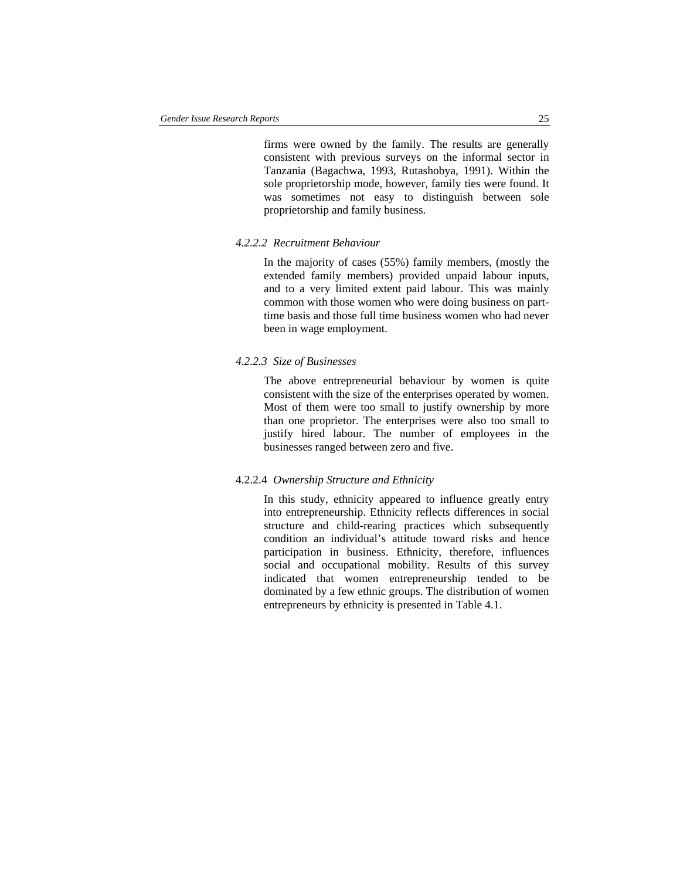firms were owned by the family. The results are generally consistent with previous surveys on the informal sector in Tanzania (Bagachwa, 1993, Rutashobya, 1991). Within the sole proprietorship mode, however, family ties were found. It was sometimes not easy to distinguish between sole proprietorship and family business.

#### *4.2.2.2 Recruitment Behaviour*

In the majority of cases (55%) family members, (mostly the extended family members) provided unpaid labour inputs, and to a very limited extent paid labour. This was mainly common with those women who were doing business on part-time basis and those full time business women who had never been in wage employment.

#### *4.2.2.3 Size of Businesses*

The above entrepreneurial behaviour by women is quite consistent with the size of the enterprises operated by women. Most of them were too small to justify ownership by more than one proprietor. The enterprises were also too small to justify hired labour. The number of employees in the businesses ranged between zero and five.

#### 4.2.2.4 *Ownership Structure and Ethnicity*

In this study, ethnicity appeared to influence greatly entry into entrepreneurship. Ethnicity reflects differences in social structure and child-rearing practices which subsequently condition an individual's attitude toward risks and hence participation in business. Ethnicity, therefore, influences social and occupational mobility. Results of this survey indicated that women entrepreneurship tended to be dominated by a few ethnic groups. The distribution of women entrepreneurs by ethnicity is presented in Table 4.1.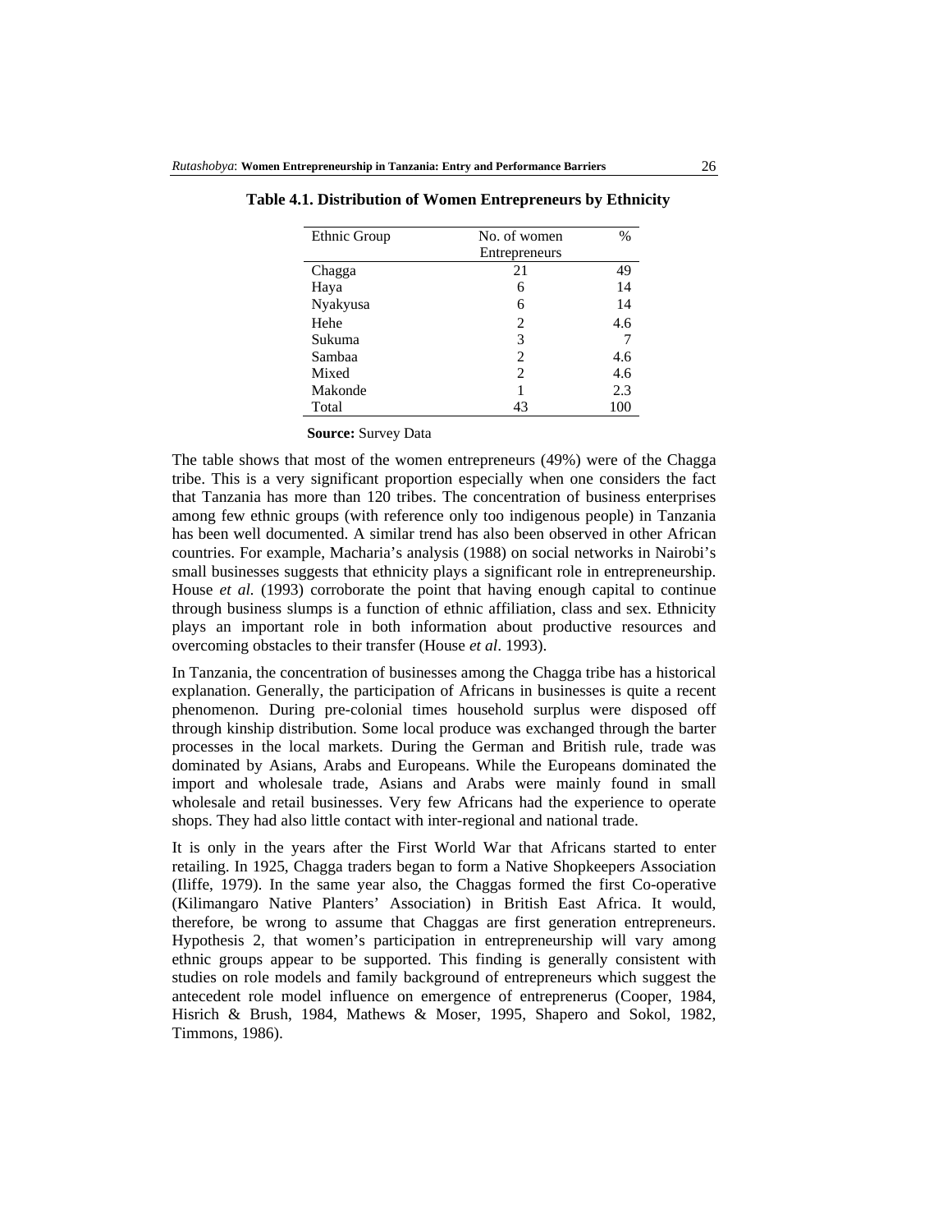**Table 4.1. Distribution of Women Entrepreneurs by Ethnicity**

| Ethnic Group | No. of women Entrepreneurs | % |
|---|---|---|
| Chagga | 21 | 49 |
| Haya | 6 | 14 |
| Nyakyusa | 6 | 14 |
| Hehe | 2 | 4.6 |
| Sukuma | 3 | 7 |
| Sambaa | 2 | 4.6 |
| Mixed | 2 | 4.6 |
| Makonde | 1 | 2.3 |
| Total | 43 | 100 |

**Source:** Survey Data

The table shows that most of the women entrepreneurs (49%) were of the Chagga tribe. This is a very significant proportion especially when one considers the fact that Tanzania has more than 120 tribes. The concentration of business enterprises among few ethnic groups (with reference only too indigenous people) in Tanzania has been well documented. A similar trend has also been observed in other African countries. For example, Macharia's analysis (1988) on social networks in Nairobi's small businesses suggests that ethnicity plays a significant role in entrepreneurship. House *et al.* (1993) corroborate the point that having enough capital to continue through business slumps is a function of ethnic affiliation, class and sex. Ethnicity plays an important role in both information about productive resources and overcoming obstacles to their transfer (House *et al*. 1993).

In Tanzania, the concentration of businesses among the Chagga tribe has a historical explanation. Generally, the participation of Africans in businesses is quite a recent phenomenon. During pre-colonial times household surplus were disposed off through kinship distribution. Some local produce was exchanged through the barter processes in the local markets. During the German and British rule, trade was dominated by Asians, Arabs and Europeans. While the Europeans dominated the import and wholesale trade, Asians and Arabs were mainly found in small wholesale and retail businesses. Very few Africans had the experience to operate shops. They had also little contact with inter-regional and national trade.

It is only in the years after the First World War that Africans started to enter retailing. In 1925, Chagga traders began to form a Native Shopkeepers Association (Iliffe, 1979). In the same year also, the Chaggas formed the first Co-operative (Kilimangaro Native Planters' Association) in British East Africa. It would, therefore, be wrong to assume that Chaggas are first generation entrepreneurs. Hypothesis 2, that women's participation in entrepreneurship will vary among ethnic groups appear to be supported. This finding is generally consistent with studies on role models and family background of entrepreneurs which suggest the antecedent role model influence on emergence of entreprenerus (Cooper, 1984, Hisrich & Brush, 1984, Mathews & Moser, 1995, Shapero and Sokol, 1982, Timmons, 1986).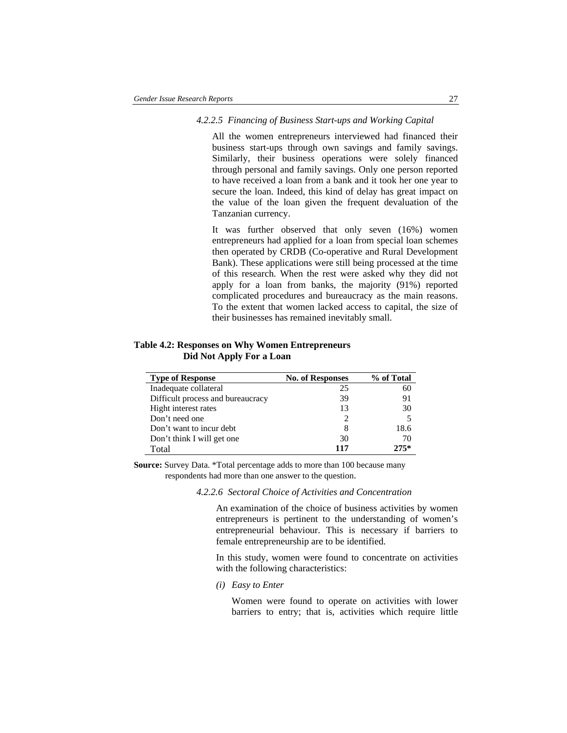#### 4.2.2.5 Financing of Business Start-ups and Working Capital

All the women entrepreneurs interviewed had financed their business start-ups through own savings and family savings. Similarly, their business operations were solely financed through personal and family savings. Only one person reported to have received a loan from a bank and it took her one year to secure the loan. Indeed, this kind of delay has great impact on the value of the loan given the frequent devaluation of the Tanzanian currency.

It was further observed that only seven (16%) women entrepreneurs had applied for a loan from special loan schemes then operated by CRDB (Co-operative and Rural Development Bank). These applications were still being processed at the time of this research. When the rest were asked why they did not apply for a loan from banks, the majority (91%) reported complicated procedures and bureaucracy as the main reasons. To the extent that women lacked access to capital, the size of their businesses has remained inevitably small.

**Table 4.2: Responses on Why Women Entrepreneurs Did Not Apply For a Loan**

| Type of Response | No. of Responses | % of Total |
|---|---|---|
| Inadequate collateral | 25 | 60 |
| Difficult process and bureaucracy | 39 | 91 |
| Hight interest rates | 13 | 30 |
| Don't need one | 2 | 5 |
| Don't want to incur debt | 8 | 18.6 |
| Don't think I will get one | 30 | 70 |
| Total | **117** | **275*** |

**Source:** Survey Data. *Total percentage adds to more than 100 because many respondents had more than one answer to the question.

#### 4.2.2.6 Sectoral Choice of Activities and Concentration

An examination of the choice of business activities by women entrepreneurs is pertinent to the understanding of women's entrepreneurial behaviour. This is necessary if barriers to female entrepreneurship are to be identified.

In this study, women were found to concentrate on activities with the following characteristics:

*(i) Easy to Enter*

Women were found to operate on activities with lower barriers to entry; that is, activities which require little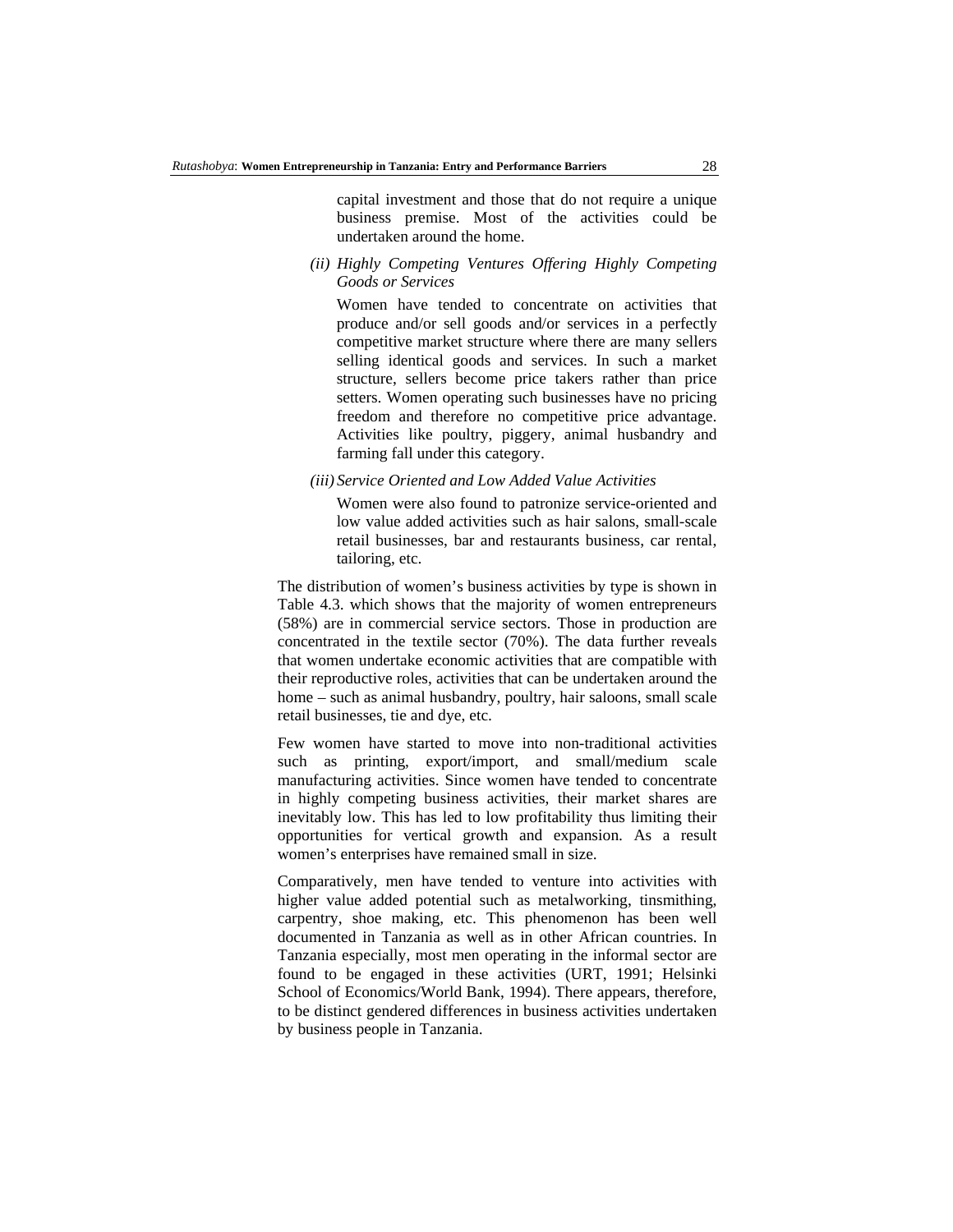capital investment and those that do not require a unique business premise. Most of the activities could be undertaken around the home.

*(ii) Highly Competing Ventures Offering Highly Competing Goods or Services*

Women have tended to concentrate on activities that produce and/or sell goods and/or services in a perfectly competitive market structure where there are many sellers selling identical goods and services. In such a market structure, sellers become price takers rather than price setters. Women operating such businesses have no pricing freedom and therefore no competitive price advantage. Activities like poultry, piggery, animal husbandry and farming fall under this category.

*(iii) Service Oriented and Low Added Value Activities*

Women were also found to patronize service-oriented and low value added activities such as hair salons, small-scale retail businesses, bar and restaurants business, car rental, tailoring, etc.

The distribution of women's business activities by type is shown in Table 4.3. which shows that the majority of women entrepreneurs (58%) are in commercial service sectors. Those in production are concentrated in the textile sector (70%). The data further reveals that women undertake economic activities that are compatible with their reproductive roles, activities that can be undertaken around the home – such as animal husbandry, poultry, hair saloons, small scale retail businesses, tie and dye, etc.

Few women have started to move into non-traditional activities such as printing, export/import, and small/medium scale manufacturing activities. Since women have tended to concentrate in highly competing business activities, their market shares are inevitably low. This has led to low profitability thus limiting their opportunities for vertical growth and expansion. As a result women's enterprises have remained small in size.

Comparatively, men have tended to venture into activities with higher value added potential such as metalworking, tinsmithing, carpentry, shoe making, etc. This phenomenon has been well documented in Tanzania as well as in other African countries. In Tanzania especially, most men operating in the informal sector are found to be engaged in these activities (URT, 1991; Helsinki School of Economics/World Bank, 1994). There appears, therefore, to be distinct gendered differences in business activities undertaken by business people in Tanzania.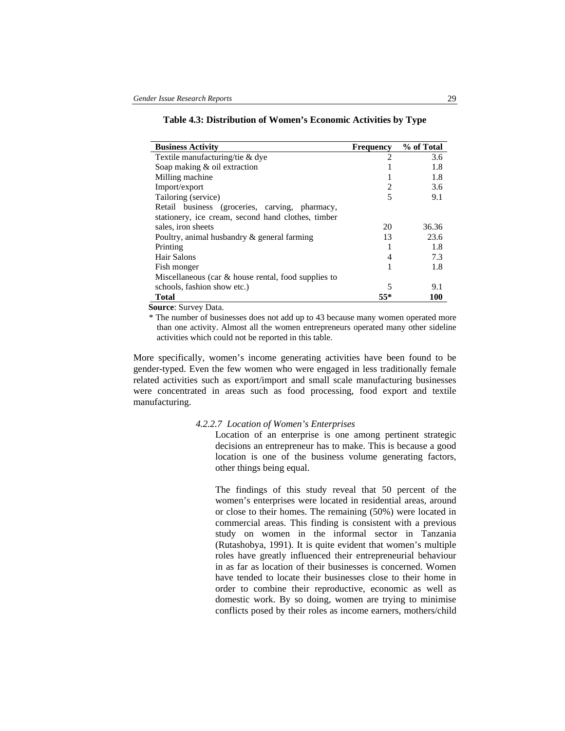**Table 4.3: Distribution of Women's Economic Activities by Type**

| Business Activity | Frequency | % of Total |
|---|---|---|
| Textile manufacturing/tie & dye | 2 | 3.6 |
| Soap making & oil extraction | 1 | 1.8 |
| Milling machine | 1 | 1.8 |
| Import/export | 2 | 3.6 |
| Tailoring (service) | 5 | 9.1 |
| Retail business (groceries, carving, pharmacy, stationery, ice cream, second hand clothes, timber sales, iron sheets | 20 | 36.36 |
| Poultry, animal husbandry & general farming | 13 | 23.6 |
| Printing | 1 | 1.8 |
| Hair Salons | 4 | 7.3 |
| Fish monger | 1 | 1.8 |
| Miscellaneous (car & house rental, food supplies to schools, fashion show etc.) | 5 | 9.1 |
| **Total** | **55*** | **100** |

**Source**: Survey Data.

* The number of businesses does not add up to 43 because many women operated more than one activity. Almost all the women entrepreneurs operated many other sideline activities which could not be reported in this table.

More specifically, women's income generating activities have been found to be gender-typed. Even the few women who were engaged in less traditionally female related activities such as export/import and small scale manufacturing businesses were concentrated in areas such as food processing, food export and textile manufacturing.

#### *4.2.2.7 Location of Women's Enterprises*

Location of an enterprise is one among pertinent strategic decisions an entrepreneur has to make. This is because a good location is one of the business volume generating factors, other things being equal.

The findings of this study reveal that 50 percent of the women's enterprises were located in residential areas, around or close to their homes. The remaining (50%) were located in commercial areas. This finding is consistent with a previous study on women in the informal sector in Tanzania (Rutashobya, 1991). It is quite evident that women's multiple roles have greatly influenced their entrepreneurial behaviour in as far as location of their businesses is concerned. Women have tended to locate their businesses close to their home in order to combine their reproductive, economic as well as domestic work. By so doing, women are trying to minimise conflicts posed by their roles as income earners, mothers/child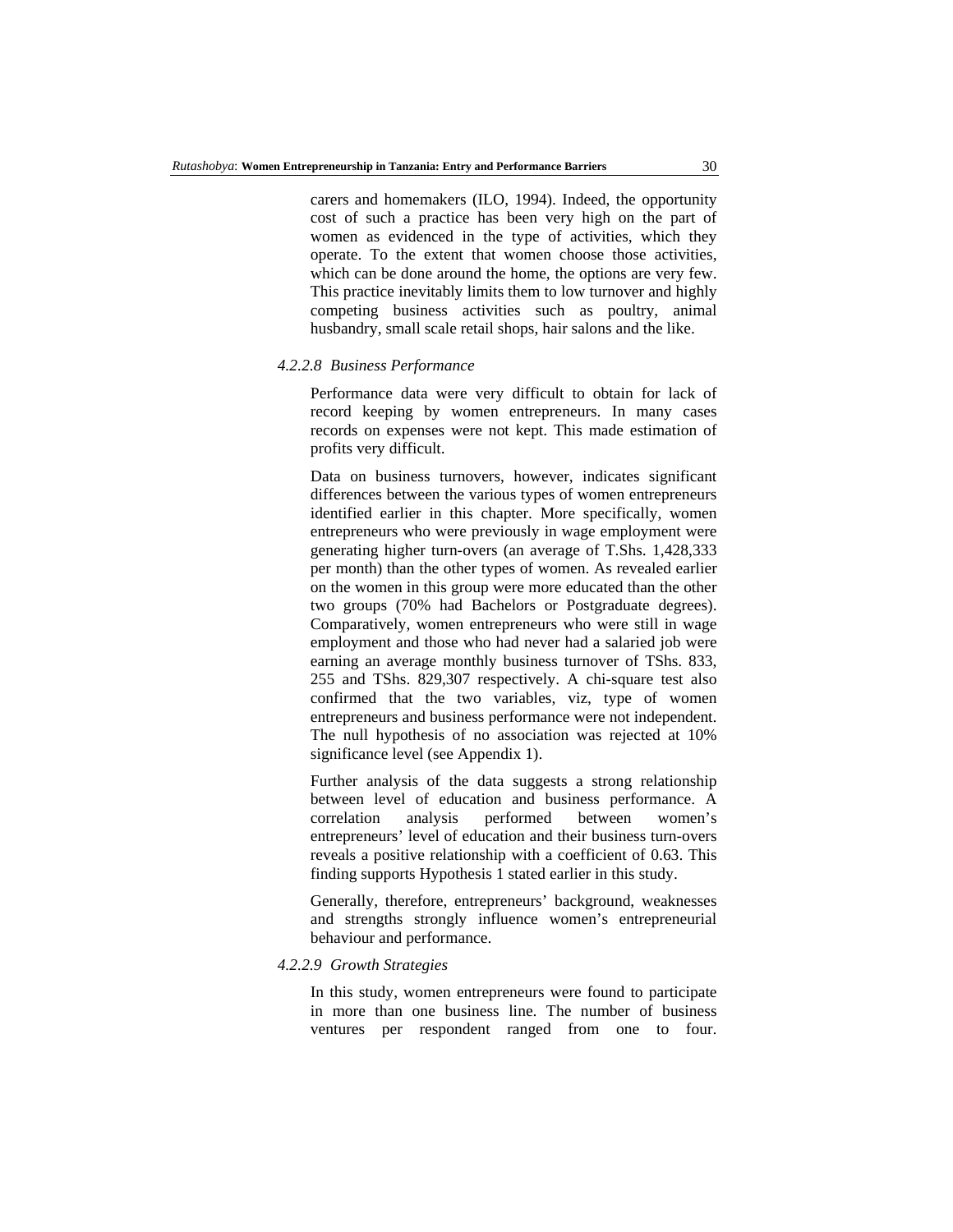carers and homemakers (ILO, 1994). Indeed, the opportunity cost of such a practice has been very high on the part of women as evidenced in the type of activities, which they operate. To the extent that women choose those activities, which can be done around the home, the options are very few. This practice inevitably limits them to low turnover and highly competing business activities such as poultry, animal husbandry, small scale retail shops, hair salons and the like.

#### *4.2.2.8 Business Performance*

Performance data were very difficult to obtain for lack of record keeping by women entrepreneurs. In many cases records on expenses were not kept. This made estimation of profits very difficult.

Data on business turnovers, however, indicates significant differences between the various types of women entrepreneurs identified earlier in this chapter. More specifically, women entrepreneurs who were previously in wage employment were generating higher turn-overs (an average of T.Shs. 1,428,333 per month) than the other types of women. As revealed earlier on the women in this group were more educated than the other two groups (70% had Bachelors or Postgraduate degrees). Comparatively, women entrepreneurs who were still in wage employment and those who had never had a salaried job were earning an average monthly business turnover of TShs. 833, 255 and TShs. 829,307 respectively. A chi-square test also confirmed that the two variables, viz, type of women entrepreneurs and business performance were not independent. The null hypothesis of no association was rejected at 10% significance level (see Appendix 1).

Further analysis of the data suggests a strong relationship between level of education and business performance. A correlation analysis performed between women's entrepreneurs' level of education and their business turn-overs reveals a positive relationship with a coefficient of 0.63. This finding supports Hypothesis 1 stated earlier in this study.

Generally, therefore, entrepreneurs' background, weaknesses and strengths strongly influence women's entrepreneurial behaviour and performance.

#### *4.2.2.9 Growth Strategies*

In this study, women entrepreneurs were found to participate in more than one business line. The number of business ventures per respondent ranged from one to four.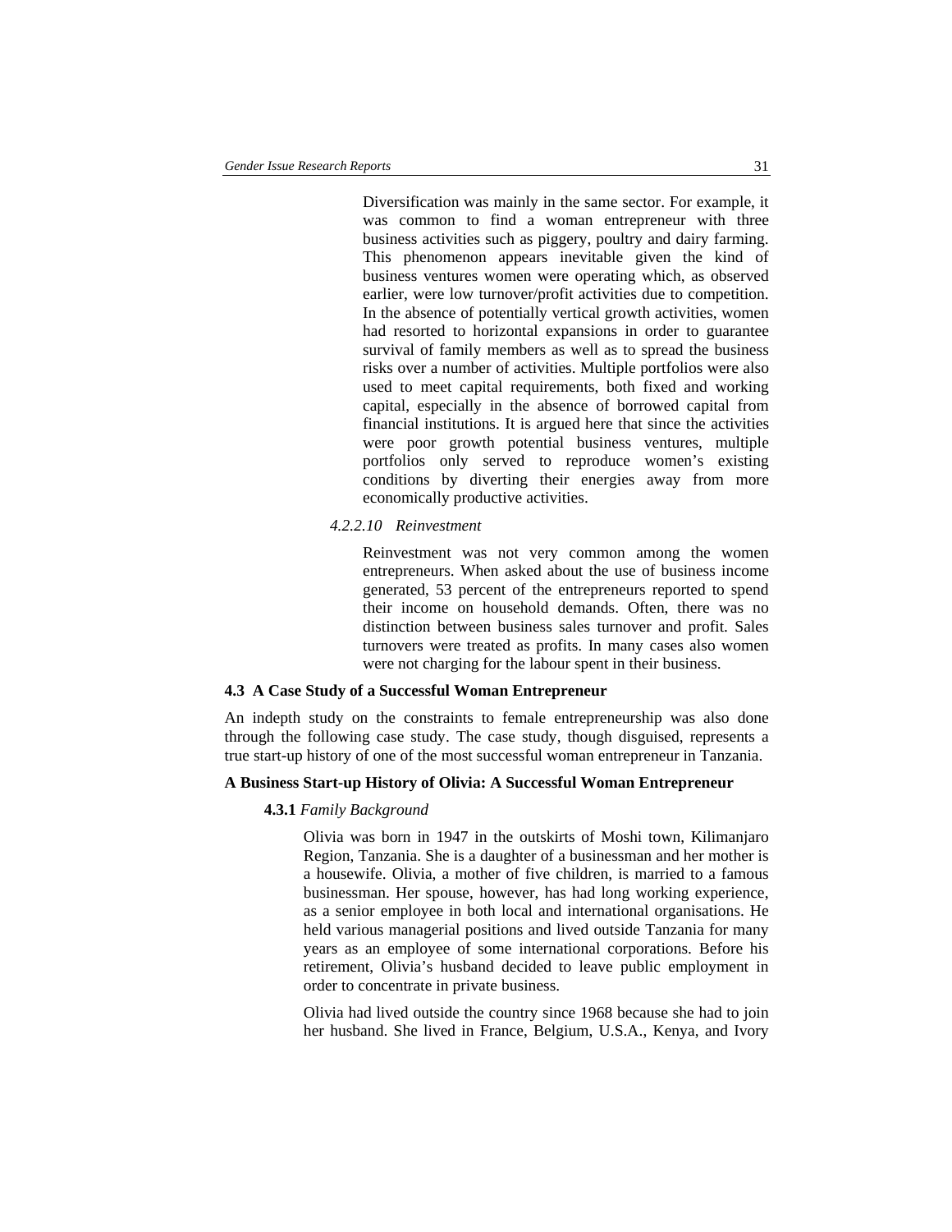Diversification was mainly in the same sector. For example, it was common to find a woman entrepreneur with three business activities such as piggery, poultry and dairy farming. This phenomenon appears inevitable given the kind of business ventures women were operating which, as observed earlier, were low turnover/profit activities due to competition. In the absence of potentially vertical growth activities, women had resorted to horizontal expansions in order to guarantee survival of family members as well as to spread the business risks over a number of activities. Multiple portfolios were also used to meet capital requirements, both fixed and working capital, especially in the absence of borrowed capital from financial institutions. It is argued here that since the activities were poor growth potential business ventures, multiple portfolios only served to reproduce women's existing conditions by diverting their energies away from more economically productive activities.

#### *4.2.2.10 Reinvestment*

Reinvestment was not very common among the women entrepreneurs. When asked about the use of business income generated, 53 percent of the entrepreneurs reported to spend their income on household demands. Often, there was no distinction between business sales turnover and profit. Sales turnovers were treated as profits. In many cases also women were not charging for the labour spent in their business.

## 4.3 A Case Study of a Successful Woman Entrepreneur

An indepth study on the constraints to female entrepreneurship was also done through the following case study. The case study, though disguised, represents a true start-up history of one of the most successful woman entrepreneur in Tanzania.

### A Business Start-up History of Olivia: A Successful Woman Entrepreneur

#### **4.3.1** *Family Background*

Olivia was born in 1947 in the outskirts of Moshi town, Kilimanjaro Region, Tanzania. She is a daughter of a businessman and her mother is a housewife. Olivia, a mother of five children, is married to a famous businessman. Her spouse, however, has had long working experience, as a senior employee in both local and international organisations. He held various managerial positions and lived outside Tanzania for many years as an employee of some international corporations. Before his retirement, Olivia's husband decided to leave public employment in order to concentrate in private business.

Olivia had lived outside the country since 1968 because she had to join her husband. She lived in France, Belgium, U.S.A., Kenya, and Ivory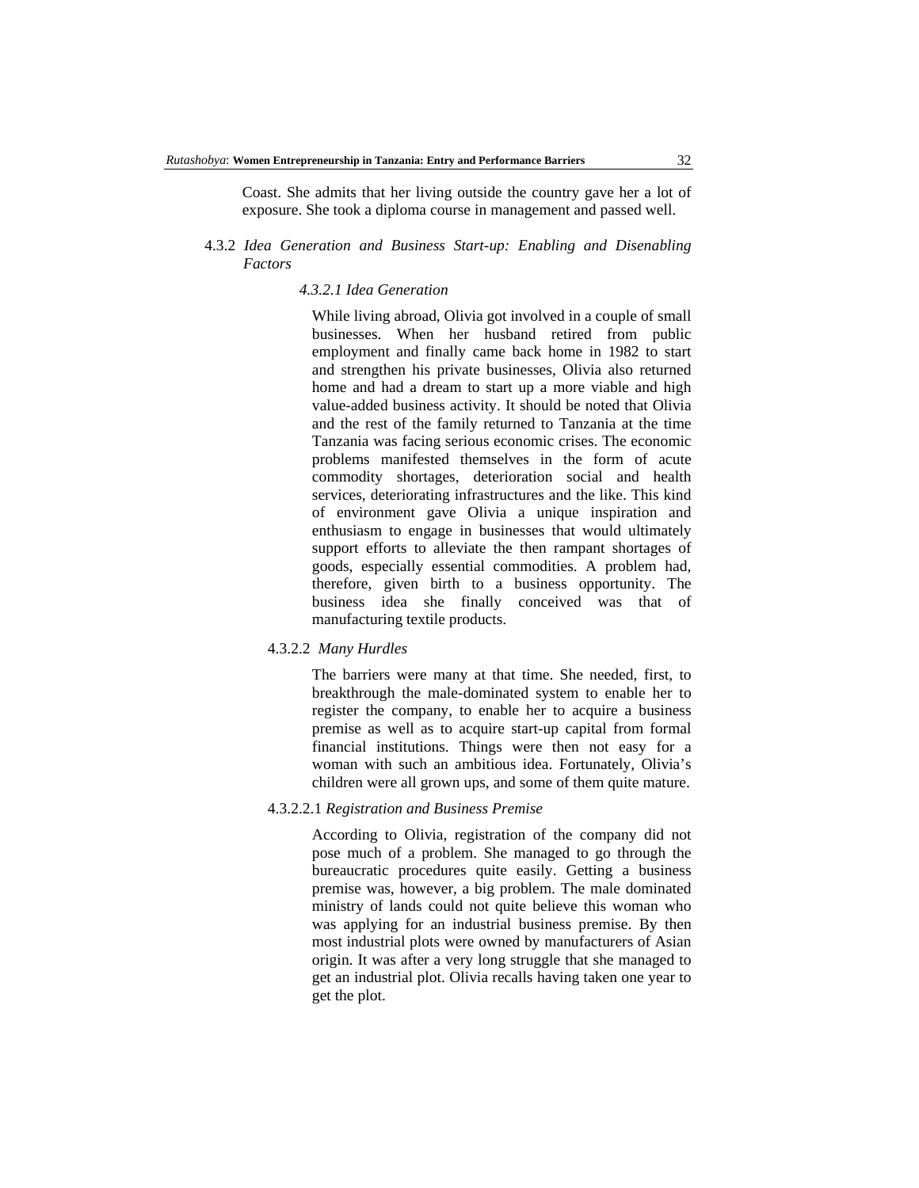Coast. She admits that her living outside the country gave her a lot of exposure. She took a diploma course in management and passed well.

### 4.3.2 *Idea Generation and Business Start-up: Enabling and Disenabling Factors*

#### *4.3.2.1 Idea Generation*

While living abroad, Olivia got involved in a couple of small businesses. When her husband retired from public employment and finally came back home in 1982 to start and strengthen his private businesses, Olivia also returned home and had a dream to start up a more viable and high value-added business activity. It should be noted that Olivia and the rest of the family returned to Tanzania at the time Tanzania was facing serious economic crises. The economic problems manifested themselves in the form of acute commodity shortages, deterioration social and health services, deteriorating infrastructures and the like. This kind of environment gave Olivia a unique inspiration and enthusiasm to engage in businesses that would ultimately support efforts to alleviate the then rampant shortages of goods, especially essential commodities. A problem had, therefore, given birth to a business opportunity. The business idea she finally conceived was that of manufacturing textile products.

#### 4.3.2.2 *Many Hurdles*

The barriers were many at that time. She needed, first, to breakthrough the male-dominated system to enable her to register the company, to enable her to acquire a business premise as well as to acquire start-up capital from formal financial institutions. Things were then not easy for a woman with such an ambitious idea. Fortunately, Olivia's children were all grown ups, and some of them quite mature.

##### 4.3.2.2.1 *Registration and Business Premise*

According to Olivia, registration of the company did not pose much of a problem. She managed to go through the bureaucratic procedures quite easily. Getting a business premise was, however, a big problem. The male dominated ministry of lands could not quite believe this woman who was applying for an industrial business premise. By then most industrial plots were owned by manufacturers of Asian origin. It was after a very long struggle that she managed to get an industrial plot. Olivia recalls having taken one year to get the plot.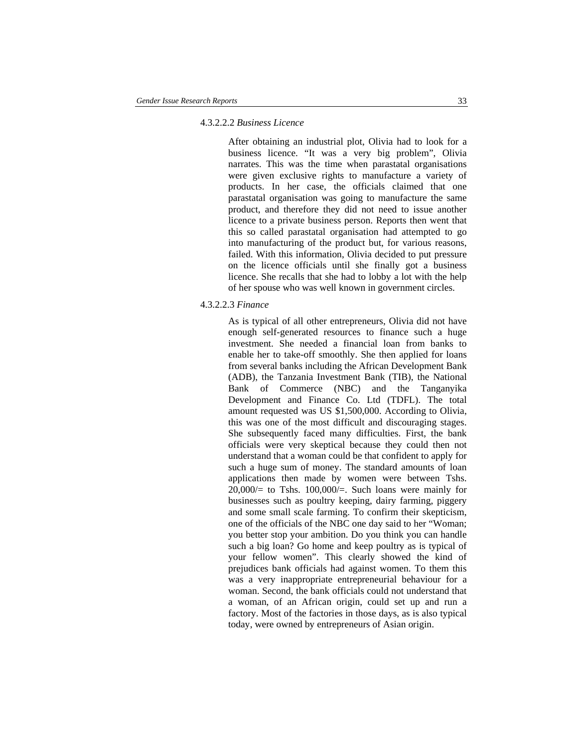#### 4.3.2.2.2 *Business Licence*

After obtaining an industrial plot, Olivia had to look for a business licence. "It was a very big problem", Olivia narrates. This was the time when parastatal organisations were given exclusive rights to manufacture a variety of products. In her case, the officials claimed that one parastatal organisation was going to manufacture the same product, and therefore they did not need to issue another licence to a private business person. Reports then went that this so called parastatal organisation had attempted to go into manufacturing of the product but, for various reasons, failed. With this information, Olivia decided to put pressure on the licence officials until she finally got a business licence. She recalls that she had to lobby a lot with the help of her spouse who was well known in government circles.

#### 4.3.2.2.3 *Finance*

As is typical of all other entrepreneurs, Olivia did not have enough self-generated resources to finance such a huge investment. She needed a financial loan from banks to enable her to take-off smoothly. She then applied for loans from several banks including the African Development Bank (ADB), the Tanzania Investment Bank (TIB), the National Bank of Commerce (NBC) and the Tanganyika Development and Finance Co. Ltd (TDFL). The total amount requested was US $1,500,000. According to Olivia, this was one of the most difficult and discouraging stages. She subsequently faced many difficulties. First, the bank officials were very skeptical because they could then not understand that a woman could be that confident to apply for such a huge sum of money. The standard amounts of loan applications then made by women were between Tshs. 20,000/= to Tshs. 100,000/=. Such loans were mainly for businesses such as poultry keeping, dairy farming, piggery and some small scale farming. To confirm their skepticism, one of the officials of the NBC one day said to her "Woman; you better stop your ambition. Do you think you can handle such a big loan? Go home and keep poultry as is typical of your fellow women". This clearly showed the kind of prejudices bank officials had against women. To them this was a very inappropriate entrepreneurial behaviour for a woman. Second, the bank officials could not understand that a woman, of an African origin, could set up and run a factory. Most of the factories in those days, as is also typical today, were owned by entrepreneurs of Asian origin.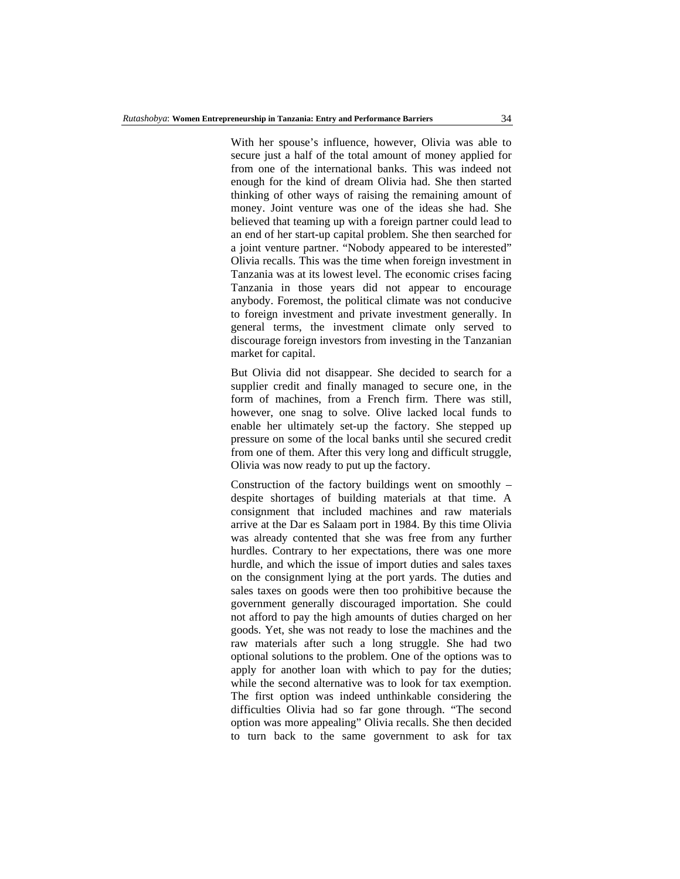With her spouse's influence, however, Olivia was able to secure just a half of the total amount of money applied for from one of the international banks. This was indeed not enough for the kind of dream Olivia had. She then started thinking of other ways of raising the remaining amount of money. Joint venture was one of the ideas she had. She believed that teaming up with a foreign partner could lead to an end of her start-up capital problem. She then searched for a joint venture partner. "Nobody appeared to be interested" Olivia recalls. This was the time when foreign investment in Tanzania was at its lowest level. The economic crises facing Tanzania in those years did not appear to encourage anybody. Foremost, the political climate was not conducive to foreign investment and private investment generally. In general terms, the investment climate only served to discourage foreign investors from investing in the Tanzanian market for capital.

But Olivia did not disappear. She decided to search for a supplier credit and finally managed to secure one, in the form of machines, from a French firm. There was still, however, one snag to solve. Olive lacked local funds to enable her ultimately set-up the factory. She stepped up pressure on some of the local banks until she secured credit from one of them. After this very long and difficult struggle, Olivia was now ready to put up the factory.

Construction of the factory buildings went on smoothly – despite shortages of building materials at that time. A consignment that included machines and raw materials arrive at the Dar es Salaam port in 1984. By this time Olivia was already contented that she was free from any further hurdles. Contrary to her expectations, there was one more hurdle, and which the issue of import duties and sales taxes on the consignment lying at the port yards. The duties and sales taxes on goods were then too prohibitive because the government generally discouraged importation. She could not afford to pay the high amounts of duties charged on her goods. Yet, she was not ready to lose the machines and the raw materials after such a long struggle. She had two optional solutions to the problem. One of the options was to apply for another loan with which to pay for the duties; while the second alternative was to look for tax exemption. The first option was indeed unthinkable considering the difficulties Olivia had so far gone through. "The second option was more appealing" Olivia recalls. She then decided to turn back to the same government to ask for tax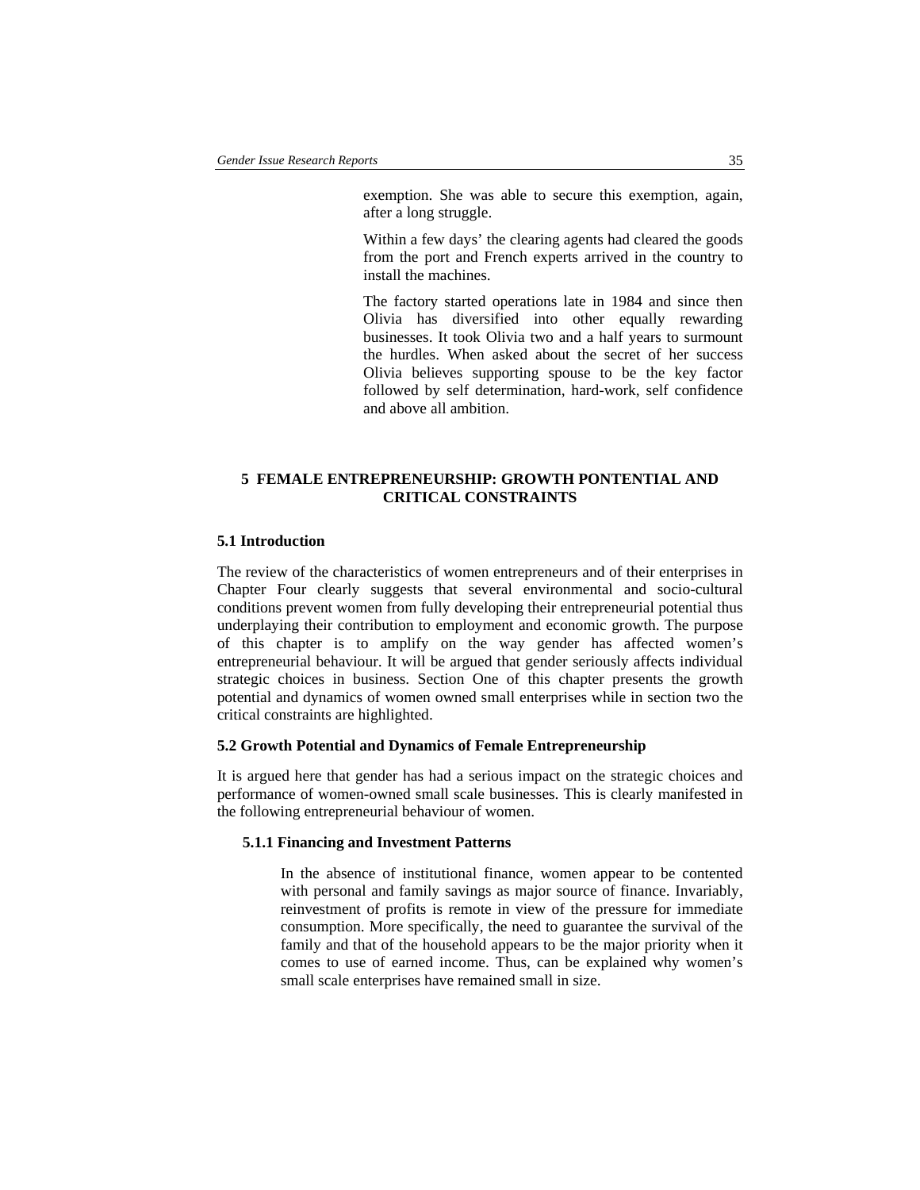exemption. She was able to secure this exemption, again, after a long struggle.

Within a few days' the clearing agents had cleared the goods from the port and French experts arrived in the country to install the machines.

The factory started operations late in 1984 and since then Olivia has diversified into other equally rewarding businesses. It took Olivia two and a half years to surmount the hurdles. When asked about the secret of her success Olivia believes supporting spouse to be the key factor followed by self determination, hard-work, self confidence and above all ambition.

# 5 FEMALE ENTREPRENEURSHIP: GROWTH PONTENTIAL AND CRITICAL CONSTRAINTS

## 5.1 Introduction

The review of the characteristics of women entrepreneurs and of their enterprises in Chapter Four clearly suggests that several environmental and socio-cultural conditions prevent women from fully developing their entrepreneurial potential thus underplaying their contribution to employment and economic growth. The purpose of this chapter is to amplify on the way gender has affected women's entrepreneurial behaviour. It will be argued that gender seriously affects individual strategic choices in business. Section One of this chapter presents the growth potential and dynamics of women owned small enterprises while in section two the critical constraints are highlighted.

## 5.2 Growth Potential and Dynamics of Female Entrepreneurship

It is argued here that gender has had a serious impact on the strategic choices and performance of women-owned small scale businesses. This is clearly manifested in the following entrepreneurial behaviour of women.

### 5.1.1 Financing and Investment Patterns

In the absence of institutional finance, women appear to be contented with personal and family savings as major source of finance. Invariably, reinvestment of profits is remote in view of the pressure for immediate consumption. More specifically, the need to guarantee the survival of the family and that of the household appears to be the major priority when it comes to use of earned income. Thus, can be explained why women's small scale enterprises have remained small in size.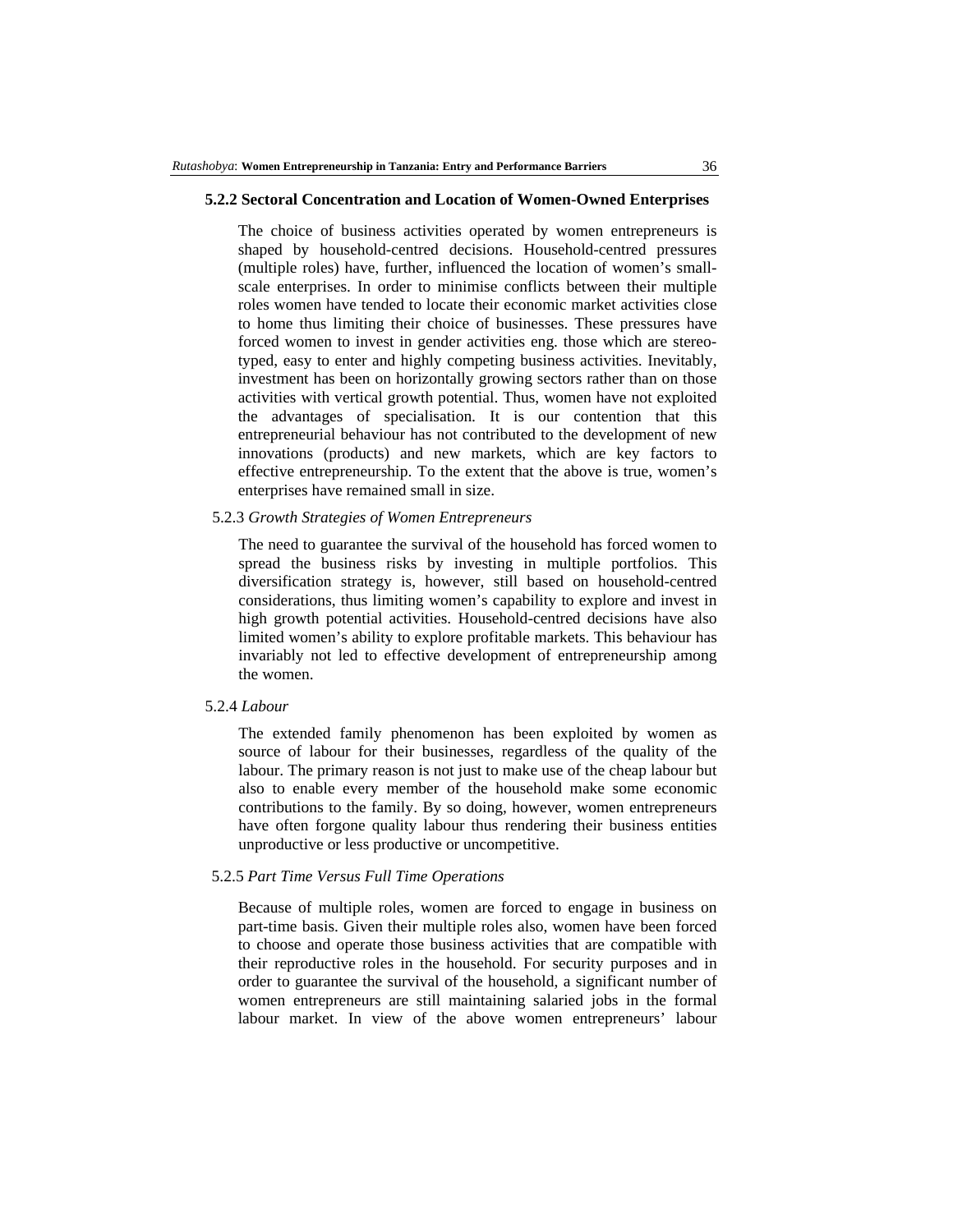### 5.2.2 Sectoral Concentration and Location of Women-Owned Enterprises

The choice of business activities operated by women entrepreneurs is shaped by household-centred decisions. Household-centred pressures (multiple roles) have, further, influenced the location of women's small-scale enterprises. In order to minimise conflicts between their multiple roles women have tended to locate their economic market activities close to home thus limiting their choice of businesses. These pressures have forced women to invest in gender activities eng. those which are stereo-typed, easy to enter and highly competing business activities. Inevitably, investment has been on horizontally growing sectors rather than on those activities with vertical growth potential. Thus, women have not exploited the advantages of specialisation. It is our contention that this entrepreneurial behaviour has not contributed to the development of new innovations (products) and new markets, which are key factors to effective entrepreneurship. To the extent that the above is true, women's enterprises have remained small in size.

### 5.2.3 *Growth Strategies of Women Entrepreneurs*

The need to guarantee the survival of the household has forced women to spread the business risks by investing in multiple portfolios. This diversification strategy is, however, still based on household-centred considerations, thus limiting women's capability to explore and invest in high growth potential activities. Household-centred decisions have also limited women's ability to explore profitable markets. This behaviour has invariably not led to effective development of entrepreneurship among the women.

### 5.2.4 *Labour*

The extended family phenomenon has been exploited by women as source of labour for their businesses, regardless of the quality of the labour. The primary reason is not just to make use of the cheap labour but also to enable every member of the household make some economic contributions to the family. By so doing, however, women entrepreneurs have often forgone quality labour thus rendering their business entities unproductive or less productive or uncompetitive.

### 5.2.5 *Part Time Versus Full Time Operations*

Because of multiple roles, women are forced to engage in business on part-time basis. Given their multiple roles also, women have been forced to choose and operate those business activities that are compatible with their reproductive roles in the household. For security purposes and in order to guarantee the survival of the household, a significant number of women entrepreneurs are still maintaining salaried jobs in the formal labour market. In view of the above women entrepreneurs' labour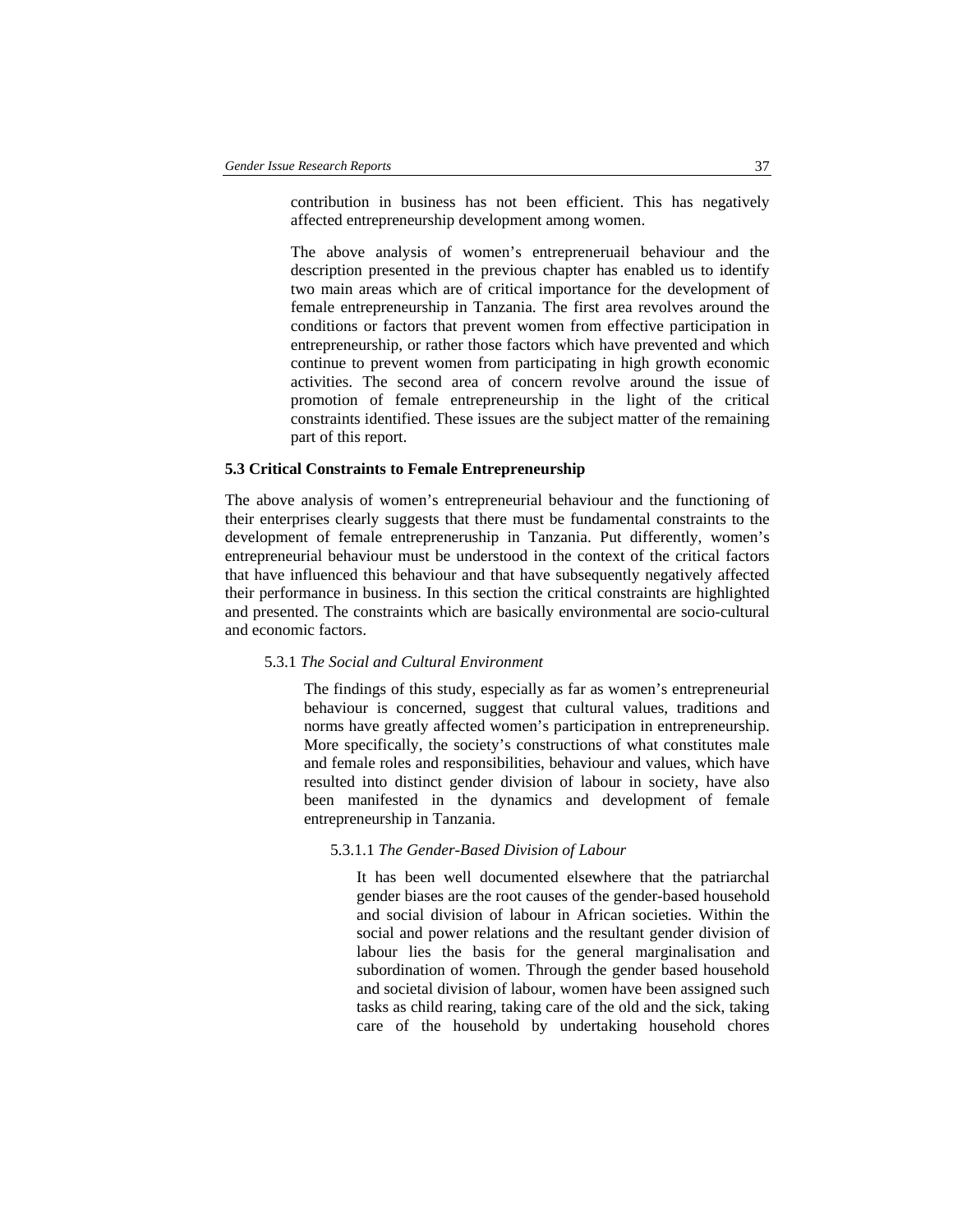contribution in business has not been efficient. This has negatively affected entrepreneurship development among women.

The above analysis of women's entreperneruail behaviour and the description presented in the previous chapter has enabled us to identify two main areas which are of critical importance for the development of female entrepreneurship in Tanzania. The first area revolves around the conditions or factors that prevent women from effective participation in entrepreneurship, or rather those factors which have prevented and which continue to prevent women from participating in high growth economic activities. The second area of concern revolve around the issue of promotion of female entrepreneurship in the light of the critical constraints identified. These issues are the subject matter of the remaining part of this report.

## 5.3 Critical Constraints to Female Entrepreneurship

The above analysis of women's entrepreneurial behaviour and the functioning of their enterprises clearly suggests that there must be fundamental constraints to the development of female entrepreneruship in Tanzania. Put differently, women's entrepreneurial behaviour must be understood in the context of the critical factors that have influenced this behaviour and that have subsequently negatively affected their performance in business. In this section the critical constraints are highlighted and presented. The constraints which are basically environmental are socio-cultural and economic factors.

### 5.3.1 *The Social and Cultural Environment*

The findings of this study, especially as far as women's entrepreneurial behaviour is concerned, suggest that cultural values, traditions and norms have greatly affected women's participation in entrepreneurship. More specifically, the society's constructions of what constitutes male and female roles and responsibilities, behaviour and values, which have resulted into distinct gender division of labour in society, have also been manifested in the dynamics and development of female entrepreneurship in Tanzania.

#### 5.3.1.1 *The Gender-Based Division of Labour*

It has been well documented elsewhere that the patriarchal gender biases are the root causes of the gender-based household and social division of labour in African societies. Within the social and power relations and the resultant gender division of labour lies the basis for the general marginalisation and subordination of women. Through the gender based household and societal division of labour, women have been assigned such tasks as child rearing, taking care of the old and the sick, taking care of the household by undertaking household chores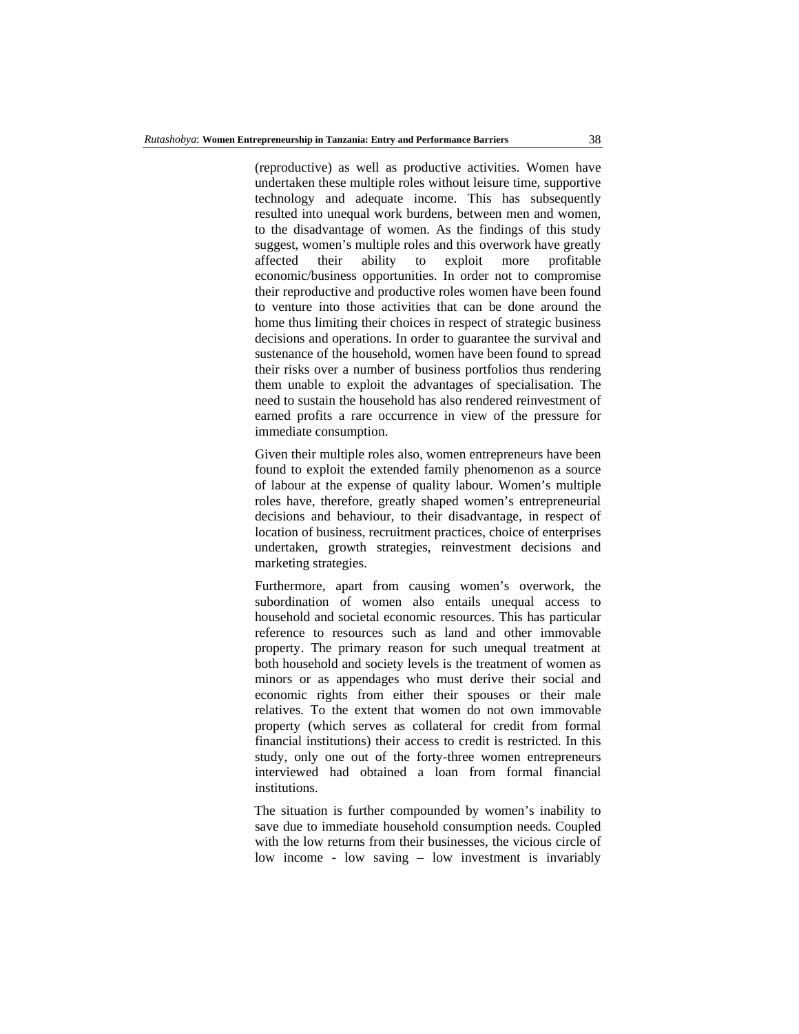(reproductive) as well as productive activities. Women have undertaken these multiple roles without leisure time, supportive technology and adequate income. This has subsequently resulted into unequal work burdens, between men and women, to the disadvantage of women. As the findings of this study suggest, women's multiple roles and this overwork have greatly affected their ability to exploit more profitable economic/business opportunities. In order not to compromise their reproductive and productive roles women have been found to venture into those activities that can be done around the home thus limiting their choices in respect of strategic business decisions and operations. In order to guarantee the survival and sustenance of the household, women have been found to spread their risks over a number of business portfolios thus rendering them unable to exploit the advantages of specialisation. The need to sustain the household has also rendered reinvestment of earned profits a rare occurrence in view of the pressure for immediate consumption.

Given their multiple roles also, women entrepreneurs have been found to exploit the extended family phenomenon as a source of labour at the expense of quality labour. Women's multiple roles have, therefore, greatly shaped women's entrepreneurial decisions and behaviour, to their disadvantage, in respect of location of business, recruitment practices, choice of enterprises undertaken, growth strategies, reinvestment decisions and marketing strategies.

Furthermore, apart from causing women's overwork, the subordination of women also entails unequal access to household and societal economic resources. This has particular reference to resources such as land and other immovable property. The primary reason for such unequal treatment at both household and society levels is the treatment of women as minors or as appendages who must derive their social and economic rights from either their spouses or their male relatives. To the extent that women do not own immovable property (which serves as collateral for credit from formal financial institutions) their access to credit is restricted. In this study, only one out of the forty-three women entrepreneurs interviewed had obtained a loan from formal financial institutions.

The situation is further compounded by women's inability to save due to immediate household consumption needs. Coupled with the low returns from their businesses, the vicious circle of low income - low saving – low investment is invariably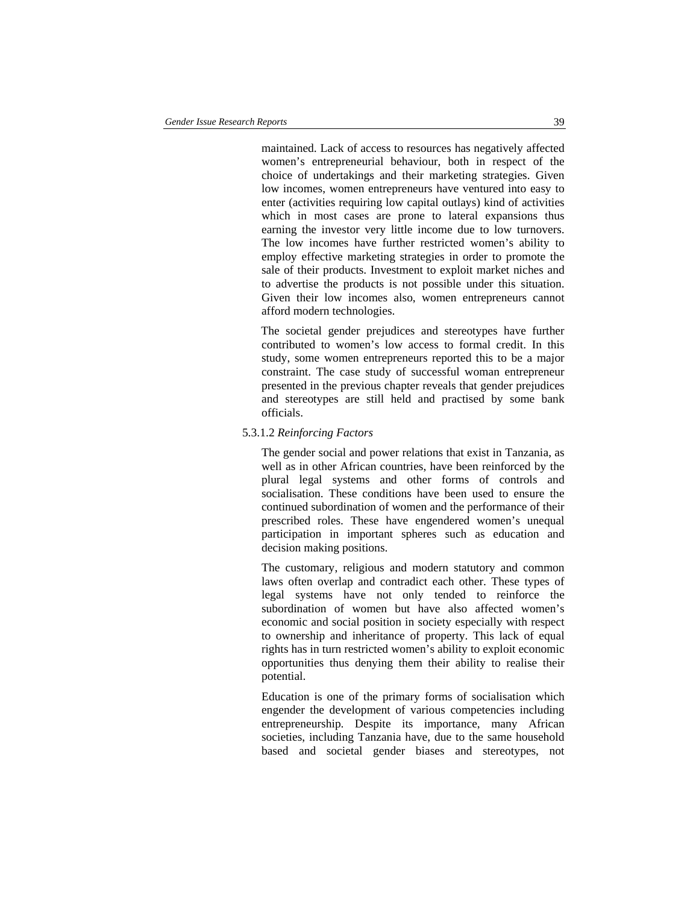maintained. Lack of access to resources has negatively affected women's entrepreneurial behaviour, both in respect of the choice of undertakings and their marketing strategies. Given low incomes, women entrepreneurs have ventured into easy to enter (activities requiring low capital outlays) kind of activities which in most cases are prone to lateral expansions thus earning the investor very little income due to low turnovers. The low incomes have further restricted women's ability to employ effective marketing strategies in order to promote the sale of their products. Investment to exploit market niches and to advertise the products is not possible under this situation. Given their low incomes also, women entrepreneurs cannot afford modern technologies.

The societal gender prejudices and stereotypes have further contributed to women's low access to formal credit. In this study, some women entrepreneurs reported this to be a major constraint. The case study of successful woman entrepreneur presented in the previous chapter reveals that gender prejudices and stereotypes are still held and practised by some bank officials.

#### 5.3.1.2 *Reinforcing Factors*

The gender social and power relations that exist in Tanzania, as well as in other African countries, have been reinforced by the plural legal systems and other forms of controls and socialisation. These conditions have been used to ensure the continued subordination of women and the performance of their prescribed roles. These have engendered women's unequal participation in important spheres such as education and decision making positions.

The customary, religious and modern statutory and common laws often overlap and contradict each other. These types of legal systems have not only tended to reinforce the subordination of women but have also affected women's economic and social position in society especially with respect to ownership and inheritance of property. This lack of equal rights has in turn restricted women's ability to exploit economic opportunities thus denying them their ability to realise their potential.

Education is one of the primary forms of socialisation which engender the development of various competencies including entrepreneurship. Despite its importance, many African societies, including Tanzania have, due to the same household based and societal gender biases and stereotypes, not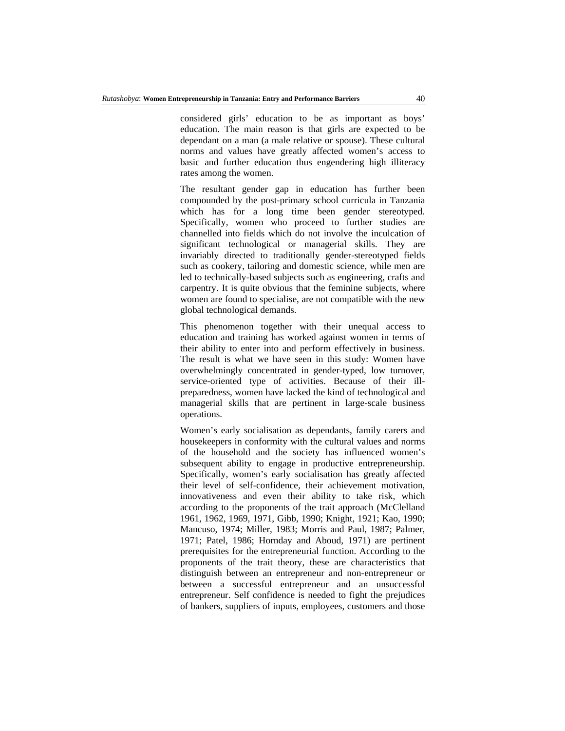considered girls' education to be as important as boys' education. The main reason is that girls are expected to be dependant on a man (a male relative or spouse). These cultural norms and values have greatly affected women's access to basic and further education thus engendering high illiteracy rates among the women.

The resultant gender gap in education has further been compounded by the post-primary school curricula in Tanzania which has for a long time been gender stereotyped. Specifically, women who proceed to further studies are channelled into fields which do not involve the inculcation of significant technological or managerial skills. They are invariably directed to traditionally gender-stereotyped fields such as cookery, tailoring and domestic science, while men are led to technically-based subjects such as engineering, crafts and carpentry. It is quite obvious that the feminine subjects, where women are found to specialise, are not compatible with the new global technological demands.

This phenomenon together with their unequal access to education and training has worked against women in terms of their ability to enter into and perform effectively in business. The result is what we have seen in this study: Women have overwhelmingly concentrated in gender-typed, low turnover, service-oriented type of activities. Because of their ill-preparedness, women have lacked the kind of technological and managerial skills that are pertinent in large-scale business operations.

Women's early socialisation as dependants, family carers and housekeepers in conformity with the cultural values and norms of the household and the society has influenced women's subsequent ability to engage in productive entrepreneurship. Specifically, women's early socialisation has greatly affected their level of self-confidence, their achievement motivation, innovativeness and even their ability to take risk, which according to the proponents of the trait approach (McClelland 1961, 1962, 1969, 1971, Gibb, 1990; Knight, 1921; Kao, 1990; Mancuso, 1974; Miller, 1983; Morris and Paul, 1987; Palmer, 1971; Patel, 1986; Hornday and Aboud, 1971) are pertinent prerequisites for the entrepreneurial function. According to the proponents of the trait theory, these are characteristics that distinguish between an entrepreneur and non-entrepreneur or between a successful entrepreneur and an unsuccessful entrepreneur. Self confidence is needed to fight the prejudices of bankers, suppliers of inputs, employees, customers and those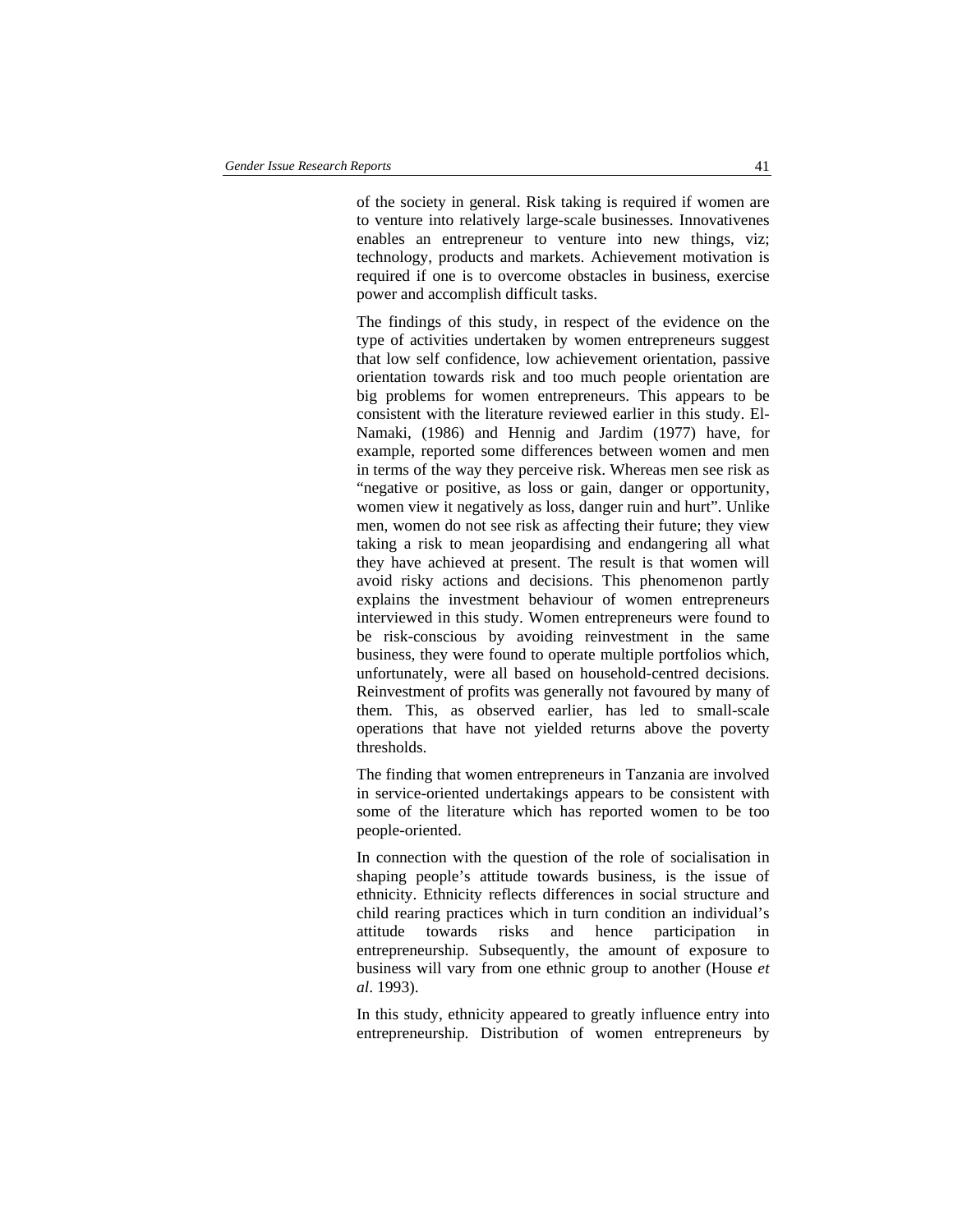of the society in general. Risk taking is required if women are to venture into relatively large-scale businesses. Innovativenes enables an entrepreneur to venture into new things, viz; technology, products and markets. Achievement motivation is required if one is to overcome obstacles in business, exercise power and accomplish difficult tasks.

The findings of this study, in respect of the evidence on the type of activities undertaken by women entrepreneurs suggest that low self confidence, low achievement orientation, passive orientation towards risk and too much people orientation are big problems for women entrepreneurs. This appears to be consistent with the literature reviewed earlier in this study. El-Namaki, (1986) and Hennig and Jardim (1977) have, for example, reported some differences between women and men in terms of the way they perceive risk. Whereas men see risk as "negative or positive, as loss or gain, danger or opportunity, women view it negatively as loss, danger ruin and hurt". Unlike men, women do not see risk as affecting their future; they view taking a risk to mean jeopardising and endangering all what they have achieved at present. The result is that women will avoid risky actions and decisions. This phenomenon partly explains the investment behaviour of women entrepreneurs interviewed in this study. Women entrepreneurs were found to be risk-conscious by avoiding reinvestment in the same business, they were found to operate multiple portfolios which, unfortunately, were all based on household-centred decisions. Reinvestment of profits was generally not favoured by many of them. This, as observed earlier, has led to small-scale operations that have not yielded returns above the poverty thresholds.

The finding that women entrepreneurs in Tanzania are involved in service-oriented undertakings appears to be consistent with some of the literature which has reported women to be too people-oriented.

In connection with the question of the role of socialisation in shaping people's attitude towards business, is the issue of ethnicity. Ethnicity reflects differences in social structure and child rearing practices which in turn condition an individual's attitude towards risks and hence participation in entrepreneurship. Subsequently, the amount of exposure to business will vary from one ethnic group to another (House *et al*. 1993).

In this study, ethnicity appeared to greatly influence entry into entrepreneurship. Distribution of women entrepreneurs by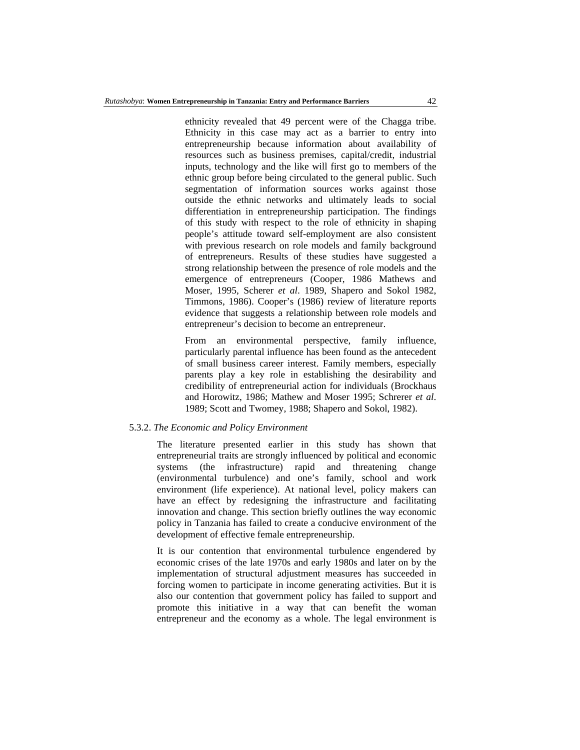ethnicity revealed that 49 percent were of the Chagga tribe. Ethnicity in this case may act as a barrier to entry into entrepreneurship because information about availability of resources such as business premises, capital/credit, industrial inputs, technology and the like will first go to members of the ethnic group before being circulated to the general public. Such segmentation of information sources works against those outside the ethnic networks and ultimately leads to social differentiation in entrepreneurship participation. The findings of this study with respect to the role of ethnicity in shaping people's attitude toward self-employment are also consistent with previous research on role models and family background of entrepreneurs. Results of these studies have suggested a strong relationship between the presence of role models and the emergence of entrepreneurs (Cooper, 1986 Mathews and Moser, 1995, Scherer *et al*. 1989, Shapero and Sokol 1982, Timmons, 1986). Cooper's (1986) review of literature reports evidence that suggests a relationship between role models and entrepreneur's decision to become an entrepreneur.

From an environmental perspective, family influence, particularly parental influence has been found as the antecedent of small business career interest. Family members, especially parents play a key role in establishing the desirability and credibility of entrepreneurial action for individuals (Brockhaus and Horowitz, 1986; Mathew and Moser 1995; Schrerer *et al*. 1989; Scott and Twomey, 1988; Shapero and Sokol, 1982).

5.3.2. *The Economic and Policy Environment*

The literature presented earlier in this study has shown that entrepreneurial traits are strongly influenced by political and economic systems (the infrastructure) rapid and threatening change (environmental turbulence) and one's family, school and work environment (life experience). At national level, policy makers can have an effect by redesigning the infrastructure and facilitating innovation and change. This section briefly outlines the way economic policy in Tanzania has failed to create a conducive environment of the development of effective female entrepreneurship.

It is our contention that environmental turbulence engendered by economic crises of the late 1970s and early 1980s and later on by the implementation of structural adjustment measures has succeeded in forcing women to participate in income generating activities. But it is also our contention that government policy has failed to support and promote this initiative in a way that can benefit the woman entrepreneur and the economy as a whole. The legal environment is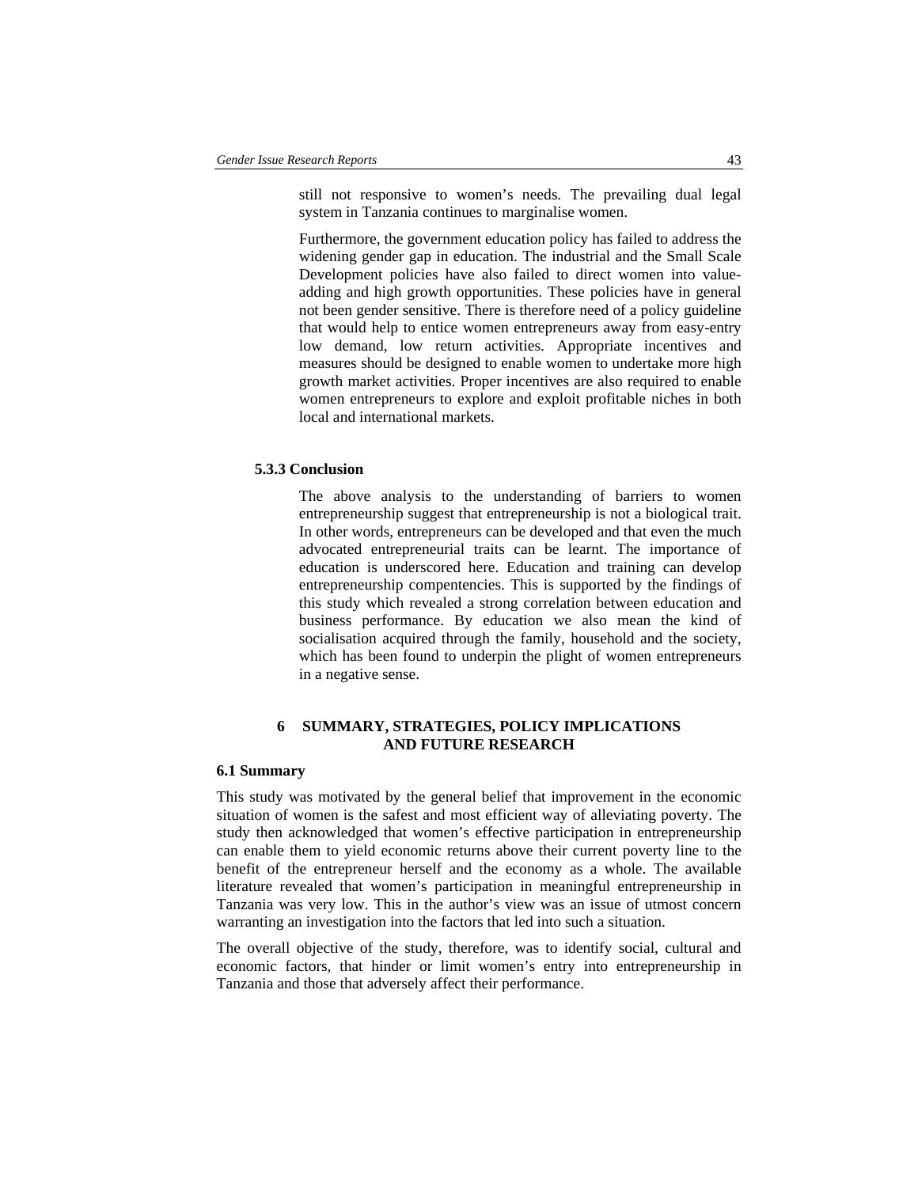still not responsive to women's needs. The prevailing dual legal system in Tanzania continues to marginalise women.

Furthermore, the government education policy has failed to address the widening gender gap in education. The industrial and the Small Scale Development policies have also failed to direct women into value-adding and high growth opportunities. These policies have in general not been gender sensitive. There is therefore need of a policy guideline that would help to entice women entrepreneurs away from easy-entry low demand, low return activities. Appropriate incentives and measures should be designed to enable women to undertake more high growth market activities. Proper incentives are also required to enable women entrepreneurs to explore and exploit profitable niches in both local and international markets.

### 5.3.3 Conclusion

The above analysis to the understanding of barriers to women entrepreneurship suggest that entrepreneurship is not a biological trait. In other words, entrepreneurs can be developed and that even the much advocated entrepreneurial traits can be learnt. The importance of education is underscored here. Education and training can develop entrepreneurship compentencies. This is supported by the findings of this study which revealed a strong correlation between education and business performance. By education we also mean the kind of socialisation acquired through the family, household and the society, which has been found to underpin the plight of women entrepreneurs in a negative sense.

# 6 SUMMARY, STRATEGIES, POLICY IMPLICATIONS AND FUTURE RESEARCH

## 6.1 Summary

This study was motivated by the general belief that improvement in the economic situation of women is the safest and most efficient way of alleviating poverty. The study then acknowledged that women's effective participation in entrepreneurship can enable them to yield economic returns above their current poverty line to the benefit of the entrepreneur herself and the economy as a whole. The available literature revealed that women's participation in meaningful entrepreneurship in Tanzania was very low. This in the author's view was an issue of utmost concern warranting an investigation into the factors that led into such a situation.

The overall objective of the study, therefore, was to identify social, cultural and economic factors, that hinder or limit women's entry into entrepreneurship in Tanzania and those that adversely affect their performance.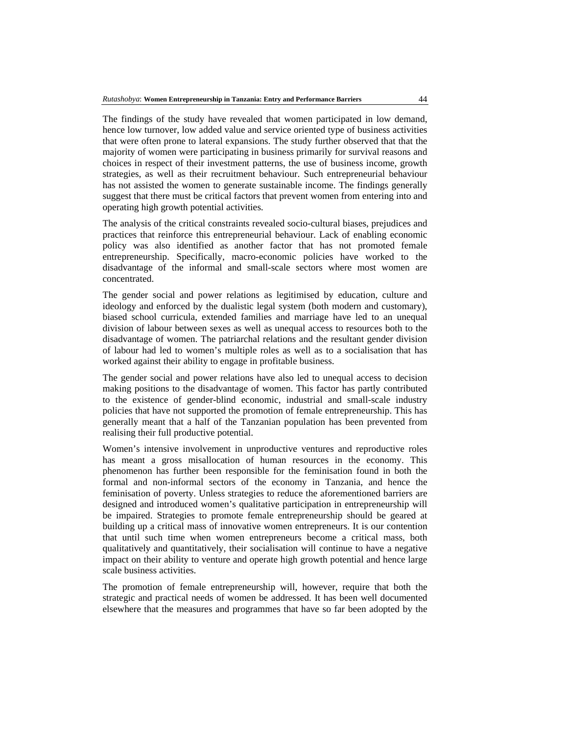The findings of the study have revealed that women participated in low demand, hence low turnover, low added value and service oriented type of business activities that were often prone to lateral expansions. The study further observed that that the majority of women were participating in business primarily for survival reasons and choices in respect of their investment patterns, the use of business income, growth strategies, as well as their recruitment behaviour. Such entrepreneurial behaviour has not assisted the women to generate sustainable income. The findings generally suggest that there must be critical factors that prevent women from entering into and operating high growth potential activities.

The analysis of the critical constraints revealed socio-cultural biases, prejudices and practices that reinforce this entrepreneurial behaviour. Lack of enabling economic policy was also identified as another factor that has not promoted female entrepreneurship. Specifically, macro-economic policies have worked to the disadvantage of the informal and small-scale sectors where most women are concentrated.

The gender social and power relations as legitimised by education, culture and ideology and enforced by the dualistic legal system (both modern and customary), biased school curricula, extended families and marriage have led to an unequal division of labour between sexes as well as unequal access to resources both to the disadvantage of women. The patriarchal relations and the resultant gender division of labour had led to women's multiple roles as well as to a socialisation that has worked against their ability to engage in profitable business.

The gender social and power relations have also led to unequal access to decision making positions to the disadvantage of women. This factor has partly contributed to the existence of gender-blind economic, industrial and small-scale industry policies that have not supported the promotion of female entrepreneurship. This has generally meant that a half of the Tanzanian population has been prevented from realising their full productive potential.

Women's intensive involvement in unproductive ventures and reproductive roles has meant a gross misallocation of human resources in the economy. This phenomenon has further been responsible for the feminisation found in both the formal and non-informal sectors of the economy in Tanzania, and hence the feminisation of poverty. Unless strategies to reduce the aforementioned barriers are designed and introduced women's qualitative participation in entrepreneurship will be impaired. Strategies to promote female entrepreneurship should be geared at building up a critical mass of innovative women entrepreneurs. It is our contention that until such time when women entrepreneurs become a critical mass, both qualitatively and quantitatively, their socialisation will continue to have a negative impact on their ability to venture and operate high growth potential and hence large scale business activities.

The promotion of female entrepreneurship will, however, require that both the strategic and practical needs of women be addressed. It has been well documented elsewhere that the measures and programmes that have so far been adopted by the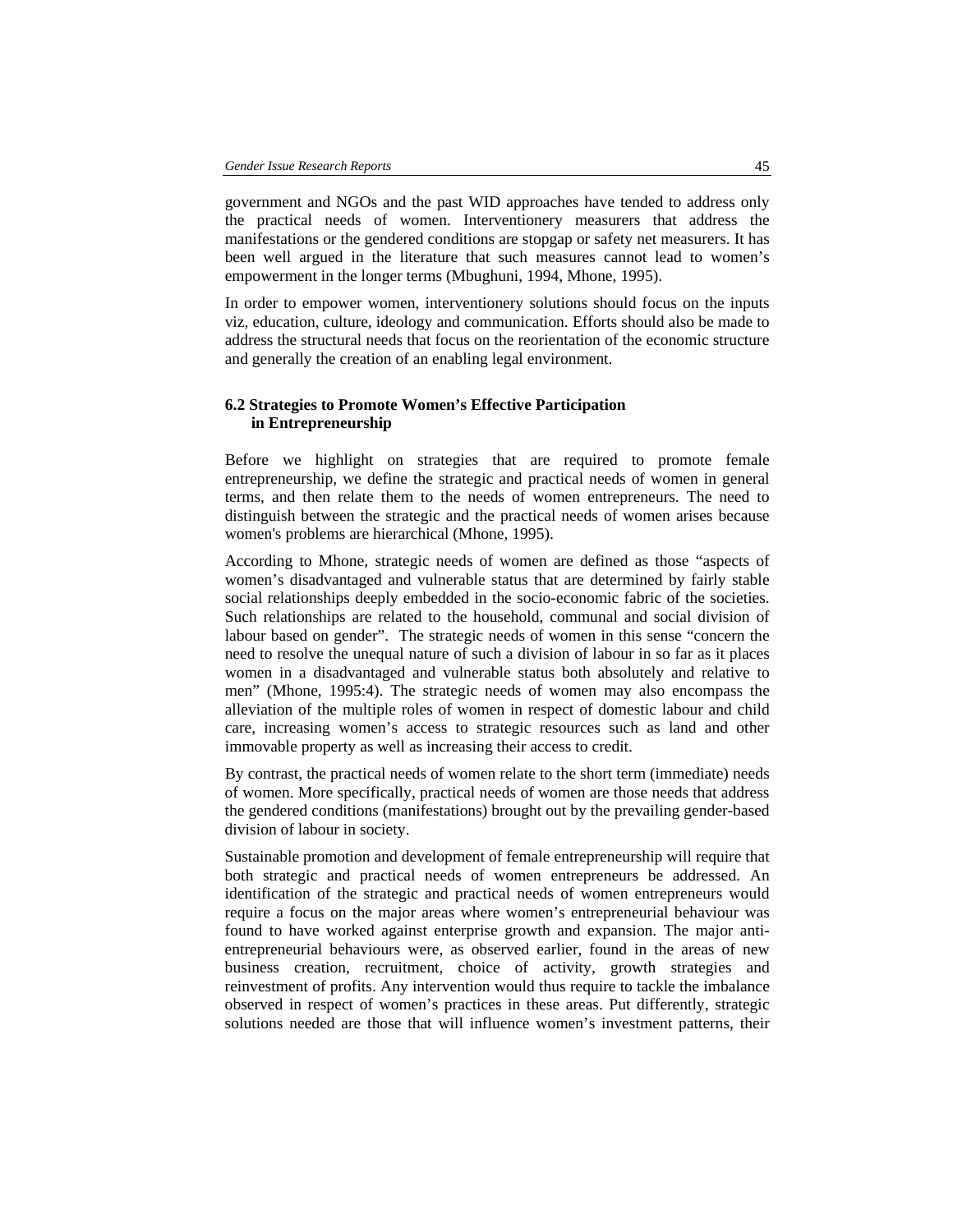government and NGOs and the past WID approaches have tended to address only the practical needs of women. Interventionery measurers that address the manifestations or the gendered conditions are stopgap or safety net measurers. It has been well argued in the literature that such measures cannot lead to women's empowerment in the longer terms (Mbughuni, 1994, Mhone, 1995).

In order to empower women, interventionery solutions should focus on the inputs viz, education, culture, ideology and communication. Efforts should also be made to address the structural needs that focus on the reorientation of the economic structure and generally the creation of an enabling legal environment.

### 6.2 Strategies to Promote Women's Effective Participation in Entrepreneurship

Before we highlight on strategies that are required to promote female entrepreneurship, we define the strategic and practical needs of women in general terms, and then relate them to the needs of women entrepreneurs. The need to distinguish between the strategic and the practical needs of women arises because women's problems are hierarchical (Mhone, 1995).

According to Mhone, strategic needs of women are defined as those "aspects of women's disadvantaged and vulnerable status that are determined by fairly stable social relationships deeply embedded in the socio-economic fabric of the societies. Such relationships are related to the household, communal and social division of labour based on gender". The strategic needs of women in this sense "concern the need to resolve the unequal nature of such a division of labour in so far as it places women in a disadvantaged and vulnerable status both absolutely and relative to men" (Mhone, 1995:4). The strategic needs of women may also encompass the alleviation of the multiple roles of women in respect of domestic labour and child care, increasing women's access to strategic resources such as land and other immovable property as well as increasing their access to credit.

By contrast, the practical needs of women relate to the short term (immediate) needs of women. More specifically, practical needs of women are those needs that address the gendered conditions (manifestations) brought out by the prevailing gender-based division of labour in society.

Sustainable promotion and development of female entrepreneurship will require that both strategic and practical needs of women entrepreneurs be addressed. An identification of the strategic and practical needs of women entrepreneurs would require a focus on the major areas where women's entrepreneurial behaviour was found to have worked against enterprise growth and expansion. The major anti-entrepreneurial behaviours were, as observed earlier, found in the areas of new business creation, recruitment, choice of activity, growth strategies and reinvestment of profits. Any intervention would thus require to tackle the imbalance observed in respect of women's practices in these areas. Put differently, strategic solutions needed are those that will influence women's investment patterns, their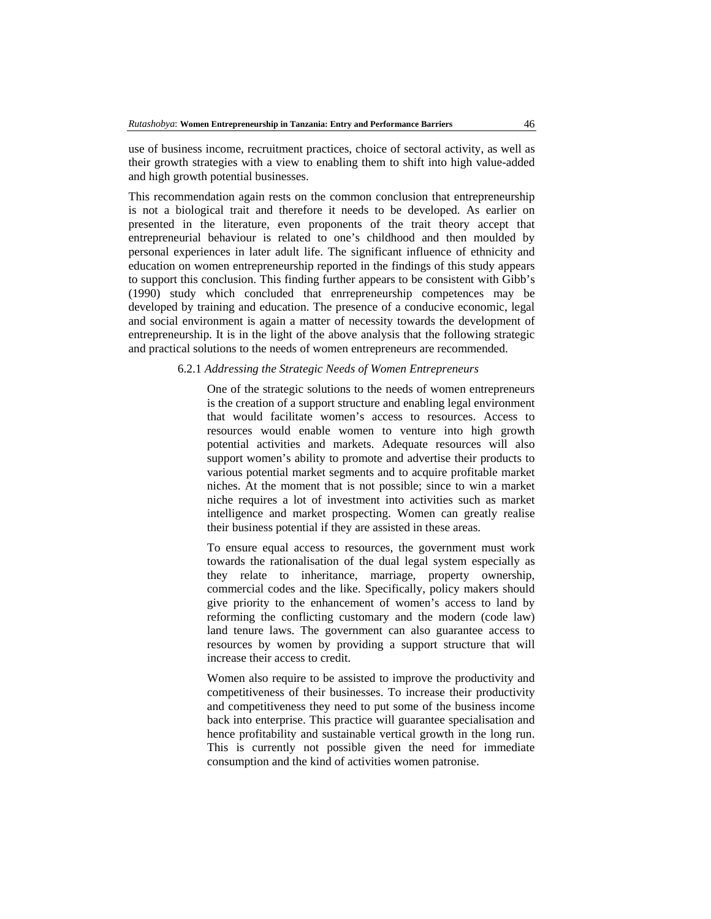use of business income, recruitment practices, choice of sectoral activity, as well as their growth strategies with a view to enabling them to shift into high value-added and high growth potential businesses.

This recommendation again rests on the common conclusion that entrepreneurship is not a biological trait and therefore it needs to be developed. As earlier on presented in the literature, even proponents of the trait theory accept that entrepreneurial behaviour is related to one's childhood and then moulded by personal experiences in later adult life. The significant influence of ethnicity and education on women entrepreneurship reported in the findings of this study appears to support this conclusion. This finding further appears to be consistent with Gibb's (1990) study which concluded that enrrepreneurship competences may be developed by training and education. The presence of a conducive economic, legal and social environment is again a matter of necessity towards the development of entrepreneurship. It is in the light of the above analysis that the following strategic and practical solutions to the needs of women entrepreneurs are recommended.

### 6.2.1 *Addressing the Strategic Needs of Women Entrepreneurs*

One of the strategic solutions to the needs of women entrepreneurs is the creation of a support structure and enabling legal environment that would facilitate women's access to resources. Access to resources would enable women to venture into high growth potential activities and markets. Adequate resources will also support women's ability to promote and advertise their products to various potential market segments and to acquire profitable market niches. At the moment that is not possible; since to win a market niche requires a lot of investment into activities such as market intelligence and market prospecting. Women can greatly realise their business potential if they are assisted in these areas.

To ensure equal access to resources, the government must work towards the rationalisation of the dual legal system especially as they relate to inheritance, marriage, property ownership, commercial codes and the like. Specifically, policy makers should give priority to the enhancement of women's access to land by reforming the conflicting customary and the modern (code law) land tenure laws. The government can also guarantee access to resources by women by providing a support structure that will increase their access to credit.

Women also require to be assisted to improve the productivity and competitiveness of their businesses. To increase their productivity and competitiveness they need to put some of the business income back into enterprise. This practice will guarantee specialisation and hence profitability and sustainable vertical growth in the long run. This is currently not possible given the need for immediate consumption and the kind of activities women patronise.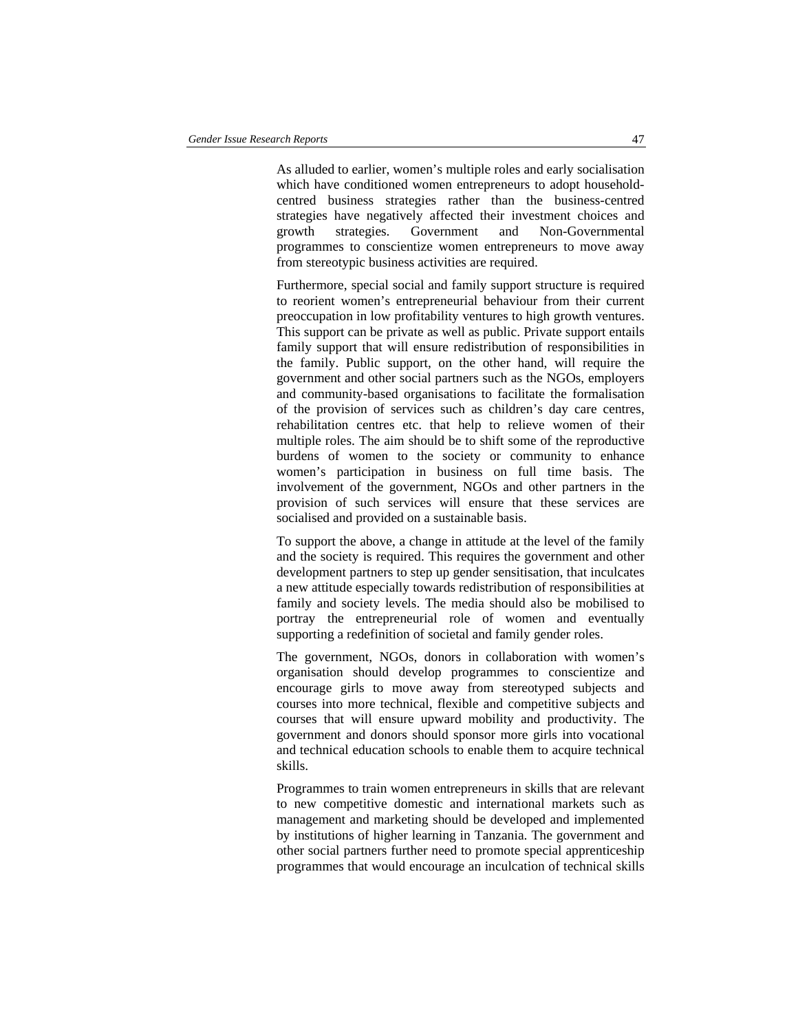As alluded to earlier, women's multiple roles and early socialisation which have conditioned women entrepreneurs to adopt household-centred business strategies rather than the business-centred strategies have negatively affected their investment choices and growth strategies. Government and Non-Governmental programmes to conscientize women entrepreneurs to move away from stereotypic business activities are required.

Furthermore, special social and family support structure is required to reorient women's entrepreneurial behaviour from their current preoccupation in low profitability ventures to high growth ventures. This support can be private as well as public. Private support entails family support that will ensure redistribution of responsibilities in the family. Public support, on the other hand, will require the government and other social partners such as the NGOs, employers and community-based organisations to facilitate the formalisation of the provision of services such as children's day care centres, rehabilitation centres etc. that help to relieve women of their multiple roles. The aim should be to shift some of the reproductive burdens of women to the society or community to enhance women's participation in business on full time basis. The involvement of the government, NGOs and other partners in the provision of such services will ensure that these services are socialised and provided on a sustainable basis.

To support the above, a change in attitude at the level of the family and the society is required. This requires the government and other development partners to step up gender sensitisation, that inculcates a new attitude especially towards redistribution of responsibilities at family and society levels. The media should also be mobilised to portray the entrepreneurial role of women and eventually supporting a redefinition of societal and family gender roles.

The government, NGOs, donors in collaboration with women's organisation should develop programmes to conscientize and encourage girls to move away from stereotyped subjects and courses into more technical, flexible and competitive subjects and courses that will ensure upward mobility and productivity. The government and donors should sponsor more girls into vocational and technical education schools to enable them to acquire technical skills.

Programmes to train women entrepreneurs in skills that are relevant to new competitive domestic and international markets such as management and marketing should be developed and implemented by institutions of higher learning in Tanzania. The government and other social partners further need to promote special apprenticeship programmes that would encourage an inculcation of technical skills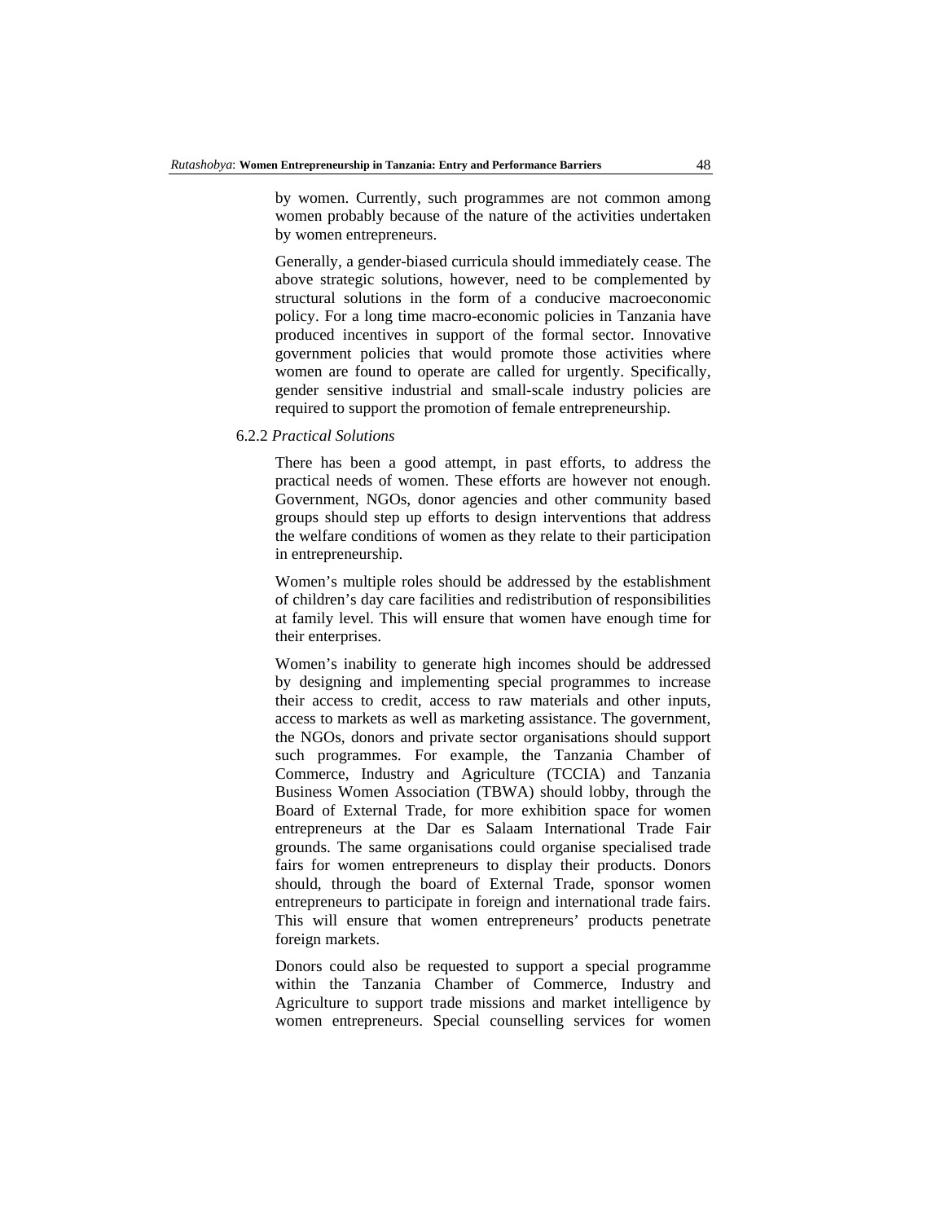by women. Currently, such programmes are not common among women probably because of the nature of the activities undertaken by women entrepreneurs.

Generally, a gender-biased curricula should immediately cease. The above strategic solutions, however, need to be complemented by structural solutions in the form of a conducive macroeconomic policy. For a long time macro-economic policies in Tanzania have produced incentives in support of the formal sector. Innovative government policies that would promote those activities where women are found to operate are called for urgently. Specifically, gender sensitive industrial and small-scale industry policies are required to support the promotion of female entrepreneurship.

#### 6.2.2 *Practical Solutions*

There has been a good attempt, in past efforts, to address the practical needs of women. These efforts are however not enough. Government, NGOs, donor agencies and other community based groups should step up efforts to design interventions that address the welfare conditions of women as they relate to their participation in entrepreneurship.

Women's multiple roles should be addressed by the establishment of children's day care facilities and redistribution of responsibilities at family level. This will ensure that women have enough time for their enterprises.

Women's inability to generate high incomes should be addressed by designing and implementing special programmes to increase their access to credit, access to raw materials and other inputs, access to markets as well as marketing assistance. The government, the NGOs, donors and private sector organisations should support such programmes. For example, the Tanzania Chamber of Commerce, Industry and Agriculture (TCCIA) and Tanzania Business Women Association (TBWA) should lobby, through the Board of External Trade, for more exhibition space for women entrepreneurs at the Dar es Salaam International Trade Fair grounds. The same organisations could organise specialised trade fairs for women entrepreneurs to display their products. Donors should, through the board of External Trade, sponsor women entrepreneurs to participate in foreign and international trade fairs. This will ensure that women entrepreneurs' products penetrate foreign markets.

Donors could also be requested to support a special programme within the Tanzania Chamber of Commerce, Industry and Agriculture to support trade missions and market intelligence by women entrepreneurs. Special counselling services for women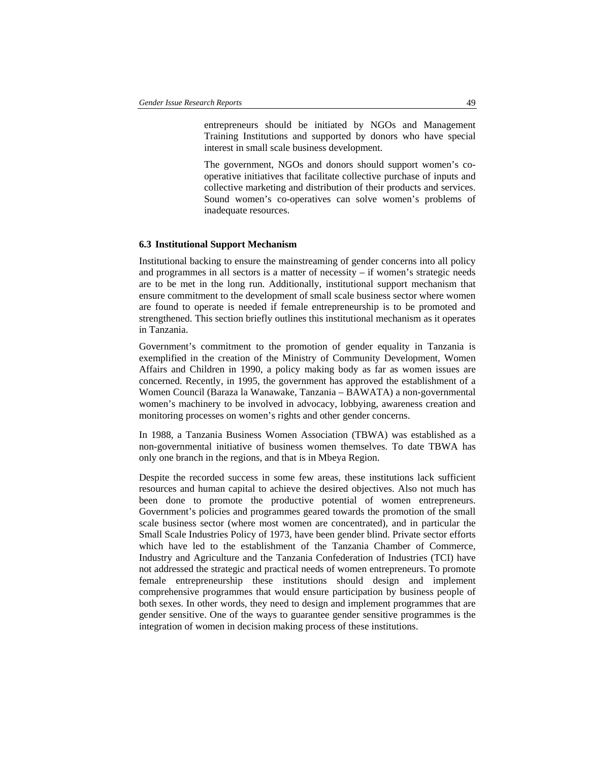entrepreneurs should be initiated by NGOs and Management Training Institutions and supported by donors who have special interest in small scale business development.

The government, NGOs and donors should support women's co-operative initiatives that facilitate collective purchase of inputs and collective marketing and distribution of their products and services. Sound women's co-operatives can solve women's problems of inadequate resources.

### 6.3 Institutional Support Mechanism

Institutional backing to ensure the mainstreaming of gender concerns into all policy and programmes in all sectors is a matter of necessity – if women's strategic needs are to be met in the long run. Additionally, institutional support mechanism that ensure commitment to the development of small scale business sector where women are found to operate is needed if female entrepreneurship is to be promoted and strengthened. This section briefly outlines this institutional mechanism as it operates in Tanzania.

Government's commitment to the promotion of gender equality in Tanzania is exemplified in the creation of the Ministry of Community Development, Women Affairs and Children in 1990, a policy making body as far as women issues are concerned. Recently, in 1995, the government has approved the establishment of a Women Council (Baraza la Wanawake, Tanzania – BAWATA) a non-governmental women's machinery to be involved in advocacy, lobbying, awareness creation and monitoring processes on women's rights and other gender concerns.

In 1988, a Tanzania Business Women Association (TBWA) was established as a non-governmental initiative of business women themselves. To date TBWA has only one branch in the regions, and that is in Mbeya Region.

Despite the recorded success in some few areas, these institutions lack sufficient resources and human capital to achieve the desired objectives. Also not much has been done to promote the productive potential of women entrepreneurs. Government's policies and programmes geared towards the promotion of the small scale business sector (where most women are concentrated), and in particular the Small Scale Industries Policy of 1973, have been gender blind. Private sector efforts which have led to the establishment of the Tanzania Chamber of Commerce, Industry and Agriculture and the Tanzania Confederation of Industries (TCI) have not addressed the strategic and practical needs of women entrepreneurs. To promote female entrepreneurship these institutions should design and implement comprehensive programmes that would ensure participation by business people of both sexes. In other words, they need to design and implement programmes that are gender sensitive. One of the ways to guarantee gender sensitive programmes is the integration of women in decision making process of these institutions.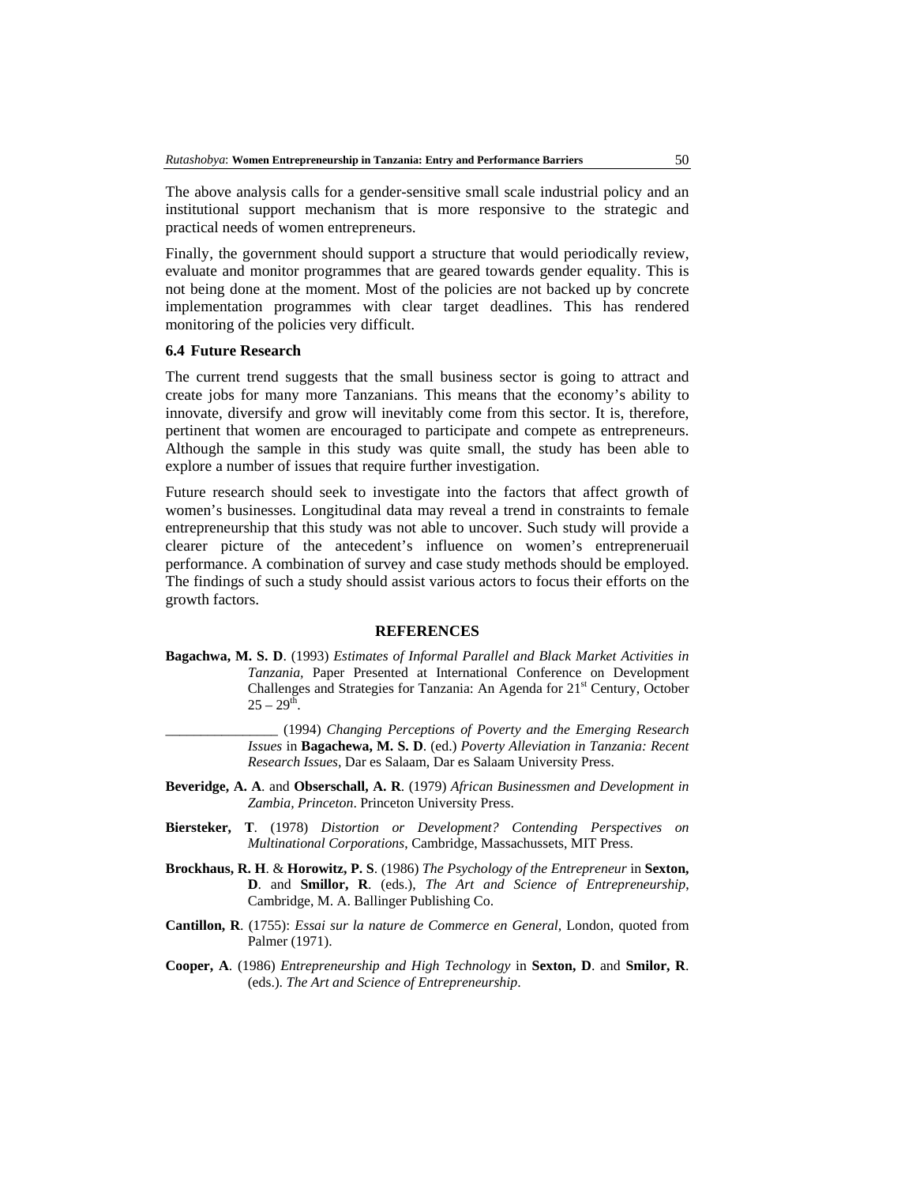The above analysis calls for a gender-sensitive small scale industrial policy and an institutional support mechanism that is more responsive to the strategic and practical needs of women entrepreneurs.

Finally, the government should support a structure that would periodically review, evaluate and monitor programmes that are geared towards gender equality. This is not being done at the moment. Most of the policies are not backed up by concrete implementation programmes with clear target deadlines. This has rendered monitoring of the policies very difficult.

### 6.4 Future Research

The current trend suggests that the small business sector is going to attract and create jobs for many more Tanzanians. This means that the economy's ability to innovate, diversify and grow will inevitably come from this sector. It is, therefore, pertinent that women are encouraged to participate and compete as entrepreneurs. Although the sample in this study was quite small, the study has been able to explore a number of issues that require further investigation.

Future research should seek to investigate into the factors that affect growth of women's businesses. Longitudinal data may reveal a trend in constraints to female entrepreneurship that this study was not able to uncover. Such study will provide a clearer picture of the antecedent's influence on women's entrepreneruail performance. A combination of survey and case study methods should be employed. The findings of such a study should assist various actors to focus their efforts on the growth factors.

## REFERENCES

**Bagachwa, M. S. D**. (1993) *Estimates of Informal Parallel and Black Market Activities in Tanzania,* Paper Presented at International Conference on Development Challenges and Strategies for Tanzania: An Agenda for 21st Century, October 25 – 29th.

________________ (1994) *Changing Perceptions of Poverty and the Emerging Research Issues* in **Bagachewa, M. S. D**. (ed.) *Poverty Alleviation in Tanzania: Recent Research Issues*, Dar es Salaam, Dar es Salaam University Press.

**Beveridge, A. A**. and **Obserschall, A. R**. (1979) *African Businessmen and Development in Zambia, Princeton*. Princeton University Press.

**Biersteker, T**. (1978) *Distortion or Development? Contending Perspectives on Multinational Corporations*, Cambridge, Massachussets, MIT Press.

**Brockhaus, R. H**. & **Horowitz, P. S**. (1986) *The Psychology of the Entrepreneur* in **Sexton, D**. and **Smillor, R**. (eds.), *The Art and Science of Entrepreneurship,* Cambridge, M. A. Ballinger Publishing Co.

**Cantillon, R**. (1755): *Essai sur la nature de Commerce en General,* London, quoted from Palmer (1971).

**Cooper, A**. (1986) *Entrepreneurship and High Technology* in **Sexton, D**. and **Smilor, R**. (eds.). *The Art and Science of Entrepreneurship*.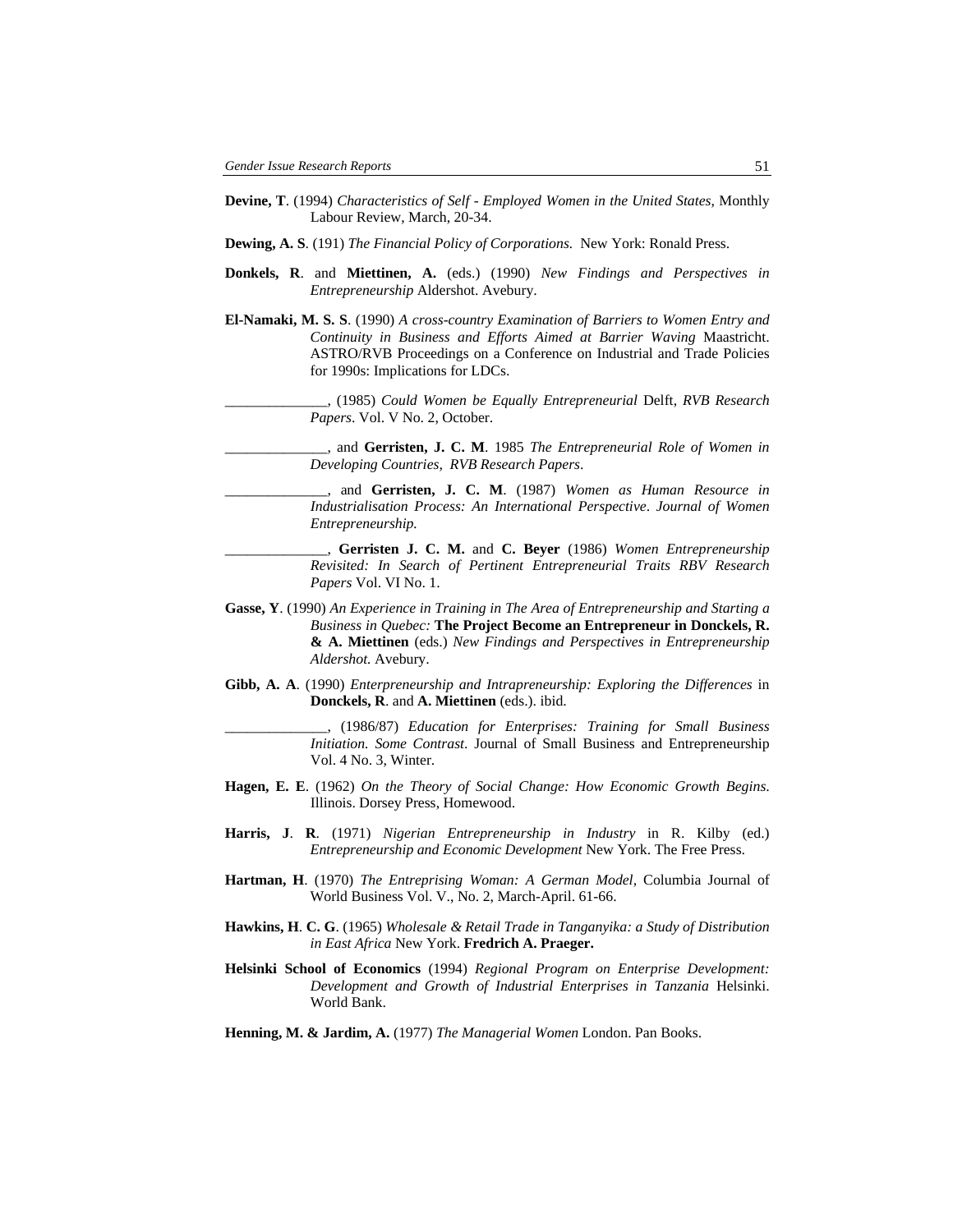**Devine, T**. (1994) *Characteristics of Self - Employed Women in the United States*, Monthly Labour Review, March, 20-34.

**Dewing, A. S**. (191) *The Financial Policy of Corporations.* New York: Ronald Press.

**Donkels, R**. and **Miettinen, A.** (eds.) (1990) *New Findings and Perspectives in Entrepreneurship* Aldershot. Avebury.

**El-Namaki, M. S. S**. (1990) *A cross-country Examination of Barriers to Women Entry and Continuity in Business and Efforts Aimed at Barrier Waving* Maastricht. ASTRO/RVB Proceedings on a Conference on Industrial and Trade Policies for 1990s: Implications for LDCs.

______________, (1985) *Could Women be Equally Entrepreneurial* Delft, *RVB Research Papers*. Vol. V No. 2, October.

______________, and **Gerristen, J. C. M**. 1985 *The Entrepreneurial Role of Women in Developing Countries, RVB Research Papers*.

______________, and **Gerristen, J. C. M**. (1987) *Women as Human Resource in Industrialisation Process: An International Perspective*. *Journal of Women Entrepreneurship.*

______________, **Gerristen J. C. M.** and **C. Beyer** (1986) *Women Entrepreneurship Revisited: In Search of Pertinent Entrepreneurial Traits RBV Research Papers* Vol. VI No. 1.

**Gasse, Y**. (1990) *An Experience in Training in The Area of Entrepreneurship and Starting a Business in Quebec:* **The Project Become an Entrepreneur in Donckels, R. & A. Miettinen** (eds.) *New Findings and Perspectives in Entrepreneurship Aldershot.* Avebury.

**Gibb, A. A**. (1990) *Enterpreneurship and Intrapreneurship: Exploring the Differences* in **Donckels, R**. and **A. Miettinen** (eds.). ibid.

______________, (1986/87) *Education for Enterprises: Training for Small Business Initiation. Some Contrast*. Journal of Small Business and Entrepreneurship Vol. 4 No. 3, Winter.

**Hagen, E. E**. (1962) *On the Theory of Social Change: How Economic Growth Begins*. Illinois. Dorsey Press, Homewood.

**Harris, J**. **R**. (1971) *Nigerian Entrepreneurship in Industry* in R. Kilby (ed.) *Entrepreneurship and Economic Development* New York. The Free Press.

**Hartman, H**. (1970) *The Entreprising Woman: A German Model*, Columbia Journal of World Business Vol. V., No. 2, March-April. 61-66.

**Hawkins, H**. **C. G**. (1965) *Wholesale & Retail Trade in Tanganyika: a Study of Distribution in East Africa* New York. **Fredrich A. Praeger.**

**Helsinki School of Economics** (1994) *Regional Program on Enterprise Development: Development and Growth of Industrial Enterprises in Tanzania* Helsinki. World Bank.

**Henning, M. & Jardim, A.** (1977) *The Managerial Women* London. Pan Books.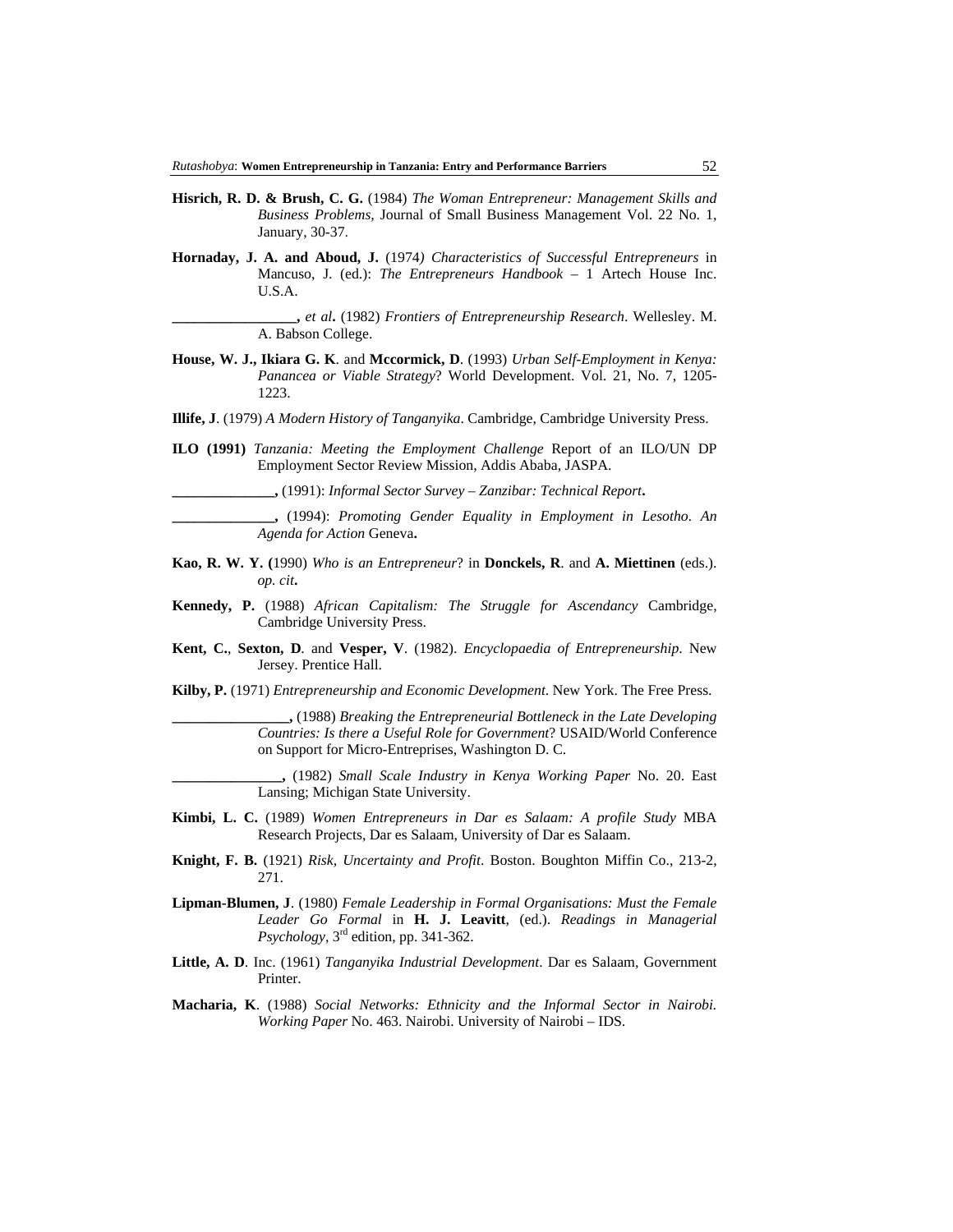**Hisrich, R. D. & Brush, C. G.** (1984) *The Woman Entrepreneur: Management Skills and Business Problems,* Journal of Small Business Management Vol. 22 No. 1, January, 30-37.

**Hornaday, J. A. and Aboud, J.** (1974*) Characteristics of Successful Entrepreneurs* in Mancuso, J. (ed.): *The Entrepreneurs Handbook* – 1 Artech House Inc. U.S.A.

**_________________,** *et al***.** (1982) *Frontiers of Entrepreneurship Research*. Wellesley. M. A. Babson College.

**House, W. J., Ikiara G. K**. and **Mccormick, D**. (1993) *Urban Self-Employment in Kenya: Panancea or Viable Strategy*? World Development. Vol. 21, No. 7, 1205-1223.

**Illife, J**. (1979) *A Modern History of Tanganyika*. Cambridge, Cambridge University Press.

**ILO (1991)** *Tanzania: Meeting the Employment Challenge* Report of an ILO/UN DP Employment Sector Review Mission, Addis Ababa, JASPA.

**______________,** (1991): *Informal Sector Survey – Zanzibar: Technical Report***.**

**______________,** (1994): *Promoting Gender Equality in Employment in Lesotho*. *An Agenda for Action* Geneva**.**

**Kao, R. W. Y. (**1990) *Who is an Entrepreneur*? in **Donckels, R**. and **A. Miettinen** (eds.). *op. cit***.**

**Kennedy, P.** (1988) *African Capitalism: The Struggle for Ascendancy* Cambridge, Cambridge University Press.

**Kent, C.**, **Sexton, D**. and **Vesper, V**. (1982). *Encyclopaedia of Entrepreneurship.* New Jersey. Prentice Hall.

**Kilby, P.** (1971) *Entrepreneurship and Economic Development*. New York. The Free Press.

**________________,** (1988) *Breaking the Entrepreneurial Bottleneck in the Late Developing Countries: Is there a Useful Role for Government*? USAID/World Conference on Support for Micro-Entreprises, Washington D. C.

**_______________,** (1982) *Small Scale Industry in Kenya Working Paper* No. 20. East Lansing; Michigan State University.

**Kimbi, L. C.** (1989) *Women Entrepreneurs in Dar es Salaam: A profile Study* MBA Research Projects, Dar es Salaam, University of Dar es Salaam.

**Knight, F. B.** (1921) *Risk, Uncertainty and Profit*. Boston. Boughton Miffin Co., 213-2, 271.

**Lipman-Blumen, J**. (1980) *Female Leadership in Formal Organisations: Must the Female Leader Go Formal* in **H. J. Leavitt**, (ed.). *Readings in Managerial Psychology*, 3rd edition, pp. 341-362.

**Little, A. D**. Inc. (1961) *Tanganyika Industrial Development*. Dar es Salaam, Government Printer.

**Macharia, K**. (1988) *Social Networks: Ethnicity and the Informal Sector in Nairobi. Working Paper* No. 463. Nairobi. University of Nairobi – IDS.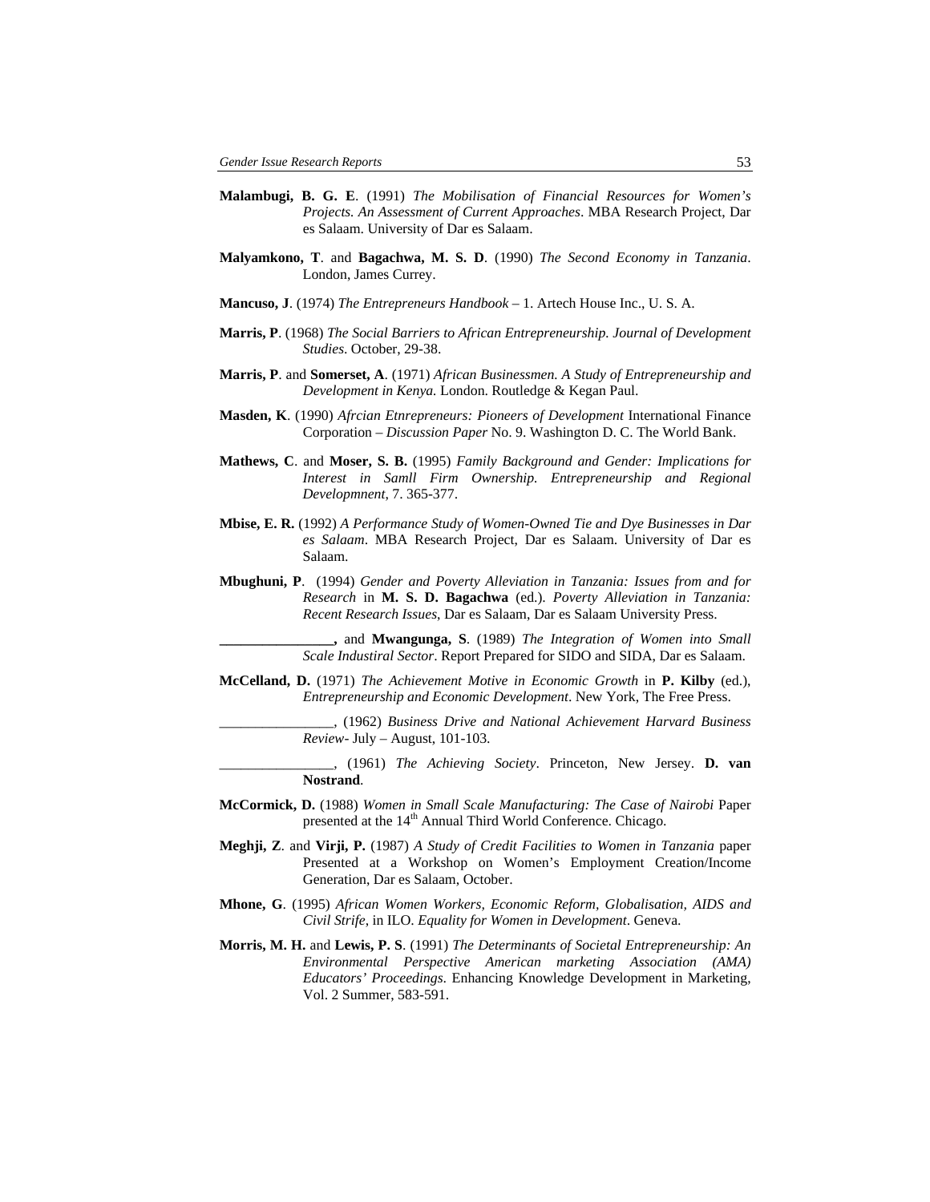**Malambugi, B. G. E**. (1991) *The Mobilisation of Financial Resources for Women's Projects. An Assessment of Current Approaches*. MBA Research Project, Dar es Salaam. University of Dar es Salaam.

**Malyamkono, T**. and **Bagachwa, M. S. D**. (1990) *The Second Economy in Tanzania*. London, James Currey.

**Mancuso, J**. (1974) *The Entrepreneurs Handbook* – 1. Artech House Inc., U. S. A.

**Marris, P**. (1968) *The Social Barriers to African Entrepreneurship. Journal of Development Studies*. October, 29-38.

**Marris, P**. and **Somerset, A**. (1971) *African Businessmen. A Study of Entrepreneurship and Development in Kenya.* London. Routledge & Kegan Paul.

**Masden, K**. (1990) *Afrcian Etnrepreneurs: Pioneers of Development* International Finance Corporation – *Discussion Paper* No. 9. Washington D. C. The World Bank.

**Mathews, C**. and **Moser, S. B.** (1995) *Family Background and Gender: Implications for Interest in Samll Firm Ownership. Entrepreneurship and Regional Developmnent*, 7. 365-377.

**Mbise, E. R.** (1992) *A Performance Study of Women-Owned Tie and Dye Businesses in Dar es Salaam*. MBA Research Project, Dar es Salaam. University of Dar es Salaam.

**Mbughuni, P**. (1994) *Gender and Poverty Alleviation in Tanzania: Issues from and for Research* in **M. S. D. Bagachwa** (ed.). *Poverty Alleviation in Tanzania: Recent Research Issues*, Dar es Salaam, Dar es Salaam University Press.

**________________,** and **Mwangunga, S**. (1989) *The Integration of Women into Small Scale Indusitral Sector*. Report Prepared for SIDO and SIDA, Dar es Salaam.

**McCelland, D.** (1971) *The Achievement Motive in Economic Growth* in **P. Kilby** (ed.), *Entrepreneurship and Economic Development*. New York, The Free Press.

________________, (1962) *Business Drive and National Achievement Harvard Business Review*- July – August, 101-103.

________________, (1961) *The Achieving Society*. Princeton, New Jersey. **D. van Nostrand**.

**McCormick, D.** (1988) *Women in Small Scale Manufacturing: The Case of Nairobi* Paper presented at the 14th Annual Third World Conference. Chicago.

**Meghji, Z**. and **Virji, P.** (1987) *A Study of Credit Facilities to Women in Tanzania* paper Presented at a Workshop on Women's Employment Creation/Income Generation, Dar es Salaam, October.

**Mhone, G**. (1995) *African Women Workers, Economic Reform, Globalisation, AIDS and Civil Strife*, in ILO. *Equality for Women in Development*. Geneva.

**Morris, M. H.** and **Lewis, P. S**. (1991) *The Determinants of Societal Entrepreneurship: An Environmental Perspective American marketing Association (AMA) Educators' Proceedings*. Enhancing Knowledge Development in Marketing, Vol. 2 Summer, 583-591.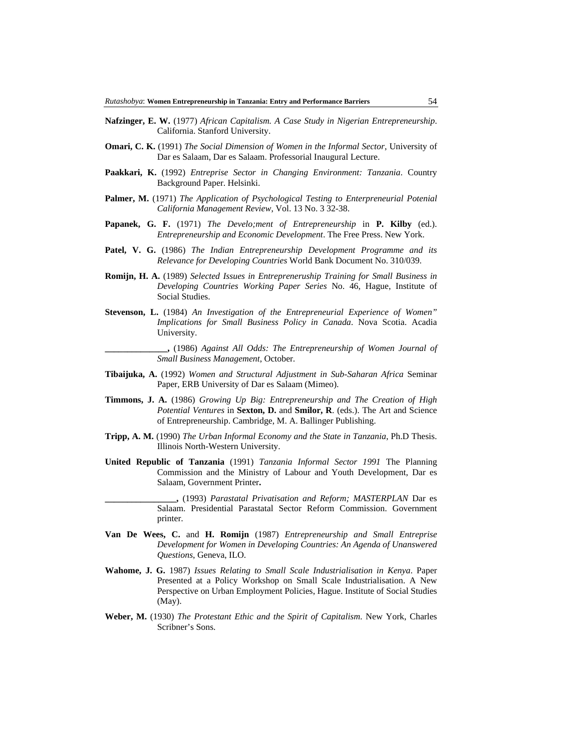**Nafzinger, E. W.** (1977) *African Capitalism. A Case Study in Nigerian Entrepreneurship*. California. Stanford University.

**Omari, C. K.** (1991) *The Social Dimension of Women in the Informal Sector*, University of Dar es Salaam, Dar es Salaam. Professorial Inaugural Lecture.

**Paakkari, K.** (1992) *Entreprise Sector in Changing Environment: Tanzania*. Country Background Paper. Helsinki.

**Palmer, M.** (1971) *The Application of Psychological Testing to Enterpreneurial Potenial California Management Review*, Vol. 13 No. 3 32-38.

**Papanek, G. F.** (1971) *The Develo;ment of Entrepreneurship* in **P. Kilby** (ed.). *Entrepreneurship and Economic Development*. The Free Press. New York.

**Patel, V. G.** (1986) *The Indian Entrepreneurship Development Programme and its Relevance for Developing Countries* World Bank Document No. 310/039.

**Romijn, H. A.** (1989) *Selected Issues in Entrepreneruship Training for Small Business in Developing Countries Working Paper Series* No. 46, Hague, Institute of Social Studies.

**Stevenson, L.** (1984) *An Investigation of the Entrepreneurial Experience of Women" Implications for Small Business Policy in Canada*. Nova Scotia. Acadia University.

**______________,** (1986) *Against All Odds: The Entrepreneurship of Women Journal of Small Business Management*, October.

**Tibaijuka, A.** (1992) *Women and Structural Adjustment in Sub-Saharan Africa* Seminar Paper, ERB University of Dar es Salaam (Mimeo).

**Timmons, J. A.** (1986) *Growing Up Big: Entrepreneurship and The Creation of High Potential Ventures* in **Sexton, D.** and **Smilor, R**. (eds.). The Art and Science of Entrepreneurship. Cambridge, M. A. Ballinger Publishing.

**Tripp, A. M.** (1990) *The Urban Informal Economy and the State in Tanzania*, Ph.D Thesis. Illinois North-Western University.

**United Republic of Tanzania** (1991) *Tanzania Informal Sector 1991* The Planning Commission and the Ministry of Labour and Youth Development, Dar es Salaam, Government Printer**.**

**________________,** (1993) *Parastatal Privatisation and Reform; MASTERPLAN* Dar es Salaam. Presidential Parastatal Sector Reform Commission. Government printer.

**Van De Wees, C.** and **H. Romijn** (1987) *Entrepreneurship and Small Entreprise Development for Women in Developing Countries: An Agenda of Unanswered Questions*, Geneva, ILO.

**Wahome, J. G.** 1987) *Issues Relating to Small Scale Industrialisation in Kenya*. Paper Presented at a Policy Workshop on Small Scale Industrialisation. A New Perspective on Urban Employment Policies, Hague. Institute of Social Studies (May).

**Weber, M.** (1930) *The Protestant Ethic and the Spirit of Capitalism*. New York, Charles Scribner's Sons.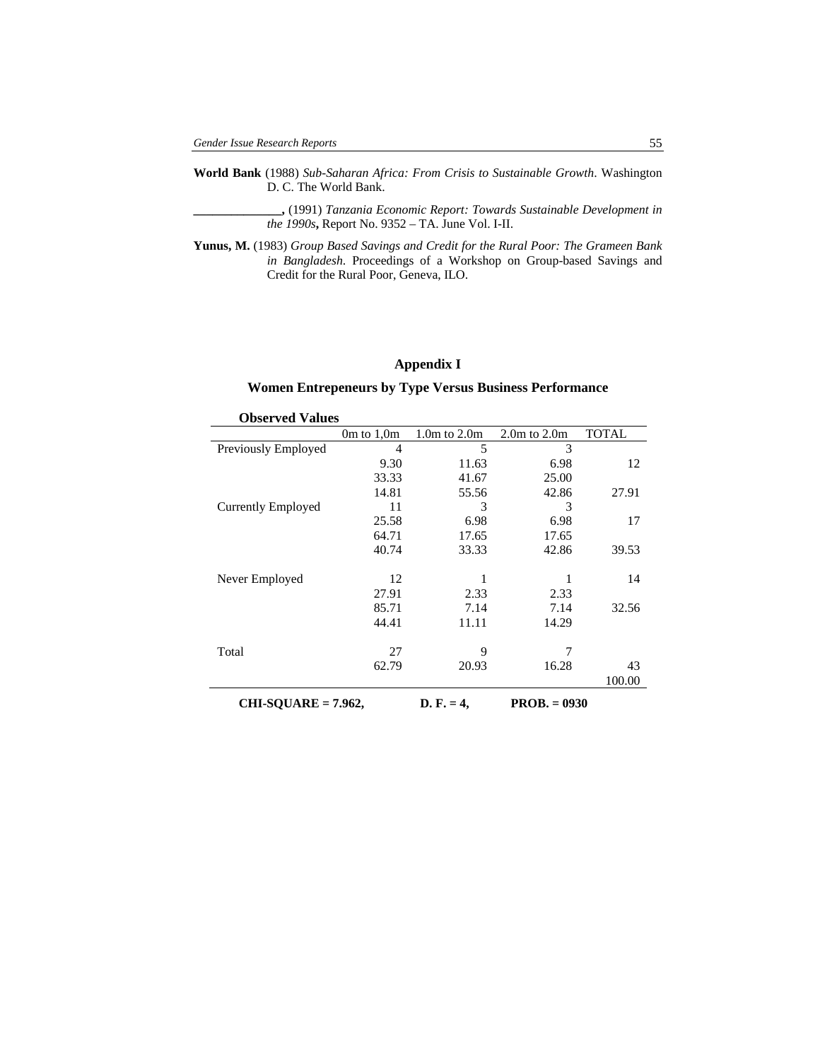**World Bank** (1988) *Sub-Saharan Africa: From Crisis to Sustainable Growth*. Washington D. C. The World Bank.

**\_\_\_\_\_\_\_\_\_\_\_\_\_\_,** (1991) *Tanzania Economic Report: Towards Sustainable Development in the 1990s***,** Report No. 9352 – TA. June Vol. I-II.

**Yunus, M.** (1983) *Group Based Savings and Credit for the Rural Poor: The Grameen Bank in Bangladesh*. Proceedings of a Workshop on Group-based Savings and Credit for the Rural Poor, Geneva, ILO.

## Appendix I

### Women Entrepeneurs by Type Versus Business Performance

**Observed Values**

| | 0m to 1,0m | 1.0m to 2.0m | 2.0m to 2.0m | TOTAL |
|---|---|---|---|---|
| Previously Employed | 4 | 5 | 3 | |
| | 9.30 | 11.63 | 6.98 | 12 |
| | 33.33 | 41.67 | 25.00 | |
| | 14.81 | 55.56 | 42.86 | 27.91 |
| Currently Employed | 11 | 3 | 3 | |
| | 25.58 | 6.98 | 6.98 | 17 |
| | 64.71 | 17.65 | 17.65 | |
| | 40.74 | 33.33 | 42.86 | 39.53 |
| Never Employed | 12 | 1 | 1 | 14 |
| | 27.91 | 2.33 | 2.33 | |
| | 85.71 | 7.14 | 7.14 | 32.56 |
| | 44.41 | 11.11 | 14.29 | |
| Total | 27 | 9 | 7 | |
| | 62.79 | 20.93 | 16.28 | 43 |
| | | | | 100.00 |

**CHI-SQUARE = 7.962,** **D. F. = 4,** **PROB. = 0930**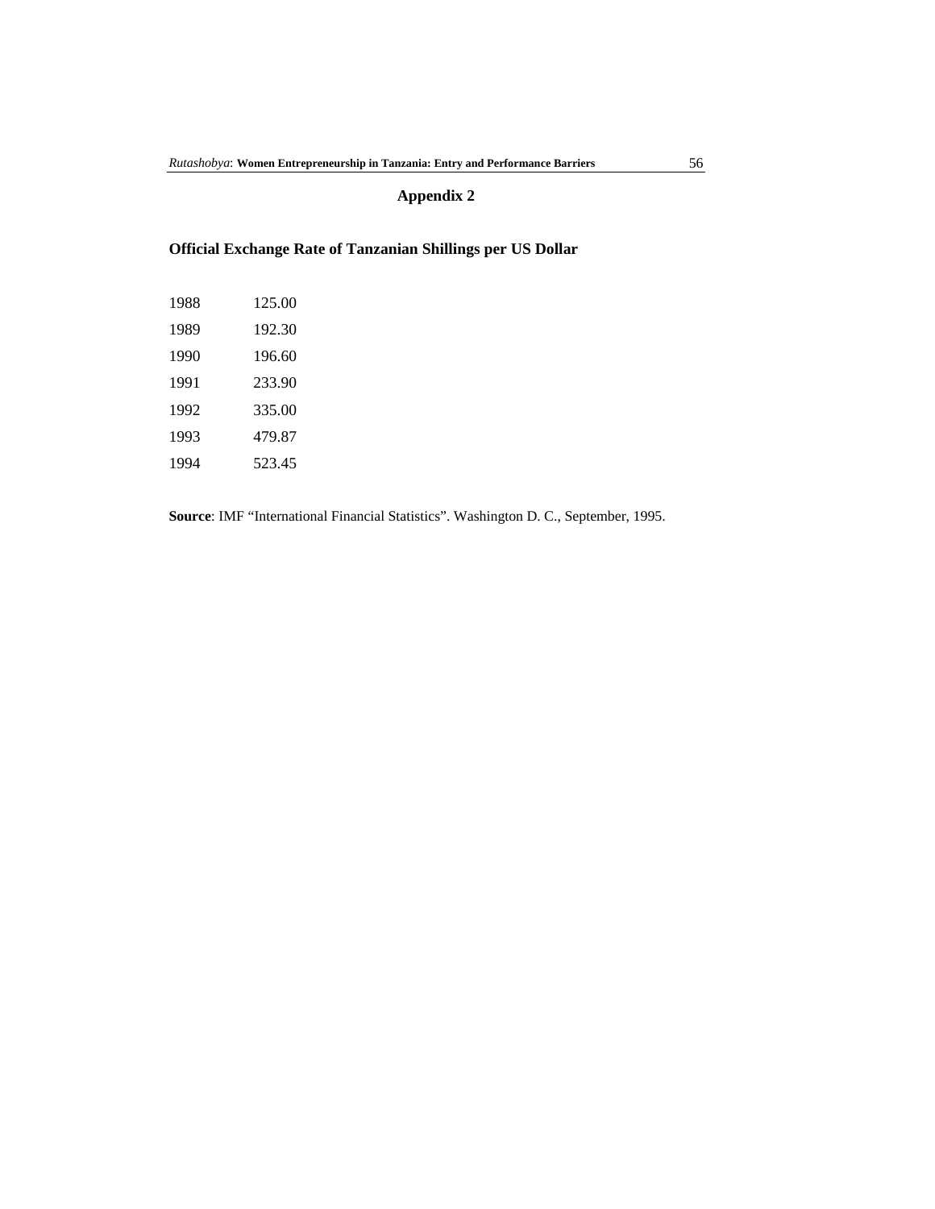## Appendix 2

**Official Exchange Rate of Tanzanian Shillings per US Dollar**

| | |
|---|---|
| 1988 | 125.00 |
| 1989 | 192.30 |
| 1990 | 196.60 |
| 1991 | 233.90 |
| 1992 | 335.00 |
| 1993 | 479.87 |
| 1994 | 523.45 |

**Source**: IMF "International Financial Statistics". Washington D. C., September, 1995.